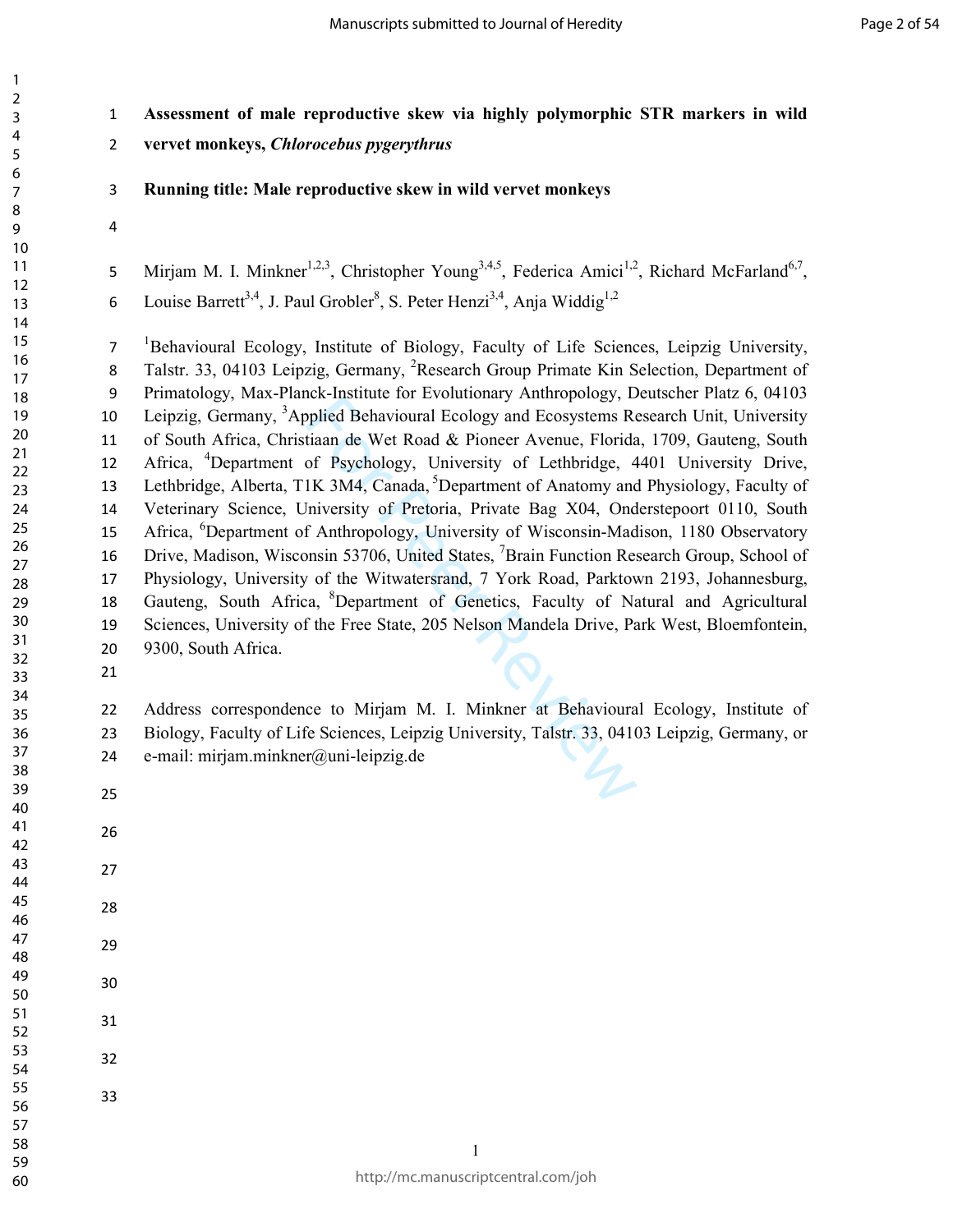**Assessment of male reproductive skew via highly polymorphic STR markers in wild vervet monkeys, *Chlorocebus pygerythrus***

**Running title: Male reproductive skew in wild vervet monkeys**

Mirjam M. I. Minkner[1,2,3], Christopher Young[3,4,5], Federica Amici[1,2], Richard McFarland[6,7], Louise Barrett[3,4], J. Paul Grobler[8], S. Peter Henzi[3,4], Anja Widdig[1,2]

[1]Behavioural Ecology, Institute of Biology, Faculty of Life Sciences, Leipzig University, Talstr. 33, 04103 Leipzig, Germany, [2]Research Group Primate Kin Selection, Department of Primatology, Max-Planck-Institute for Evolutionary Anthropology, Deutscher Platz 6, 04103 Leipzig, Germany, [3]Applied Behavioural Ecology and Ecosystems Research Unit, University of South Africa, Christiaan de Wet Road & Pioneer Avenue, Florida, 1709, Gauteng, South Africa, [4]Department of Psychology, University of Lethbridge, 4401 University Drive, Lethbridge, Alberta, T1K 3M4, Canada, [5]Department of Anatomy and Physiology, Faculty of Veterinary Science, University of Pretoria, Private Bag X04, Onderstepoort 0110, South Africa, [6]Department of Anthropology, University of Wisconsin-Madison, 1180 Observatory Drive, Madison, Wisconsin 53706, United States, [7]Brain Function Research Group, School of Physiology, University of the Witwatersrand, 7 York Road, Parktown 2193, Johannesburg, Gauteng, South Africa, [8]Department of Genetics, Faculty of Natural and Agricultural Sciences, University of the Free State, 205 Nelson Mandela Drive, Park West, Bloemfontein, 9300, South Africa.

Address correspondence to Mirjam M. I. Minkner at Behavioural Ecology, Institute of Biology, Faculty of Life Sciences, Leipzig University, Talstr. 33, 04103 Leipzig, Germany, or e-mail: mirjam.minkner@uni-leipzig.de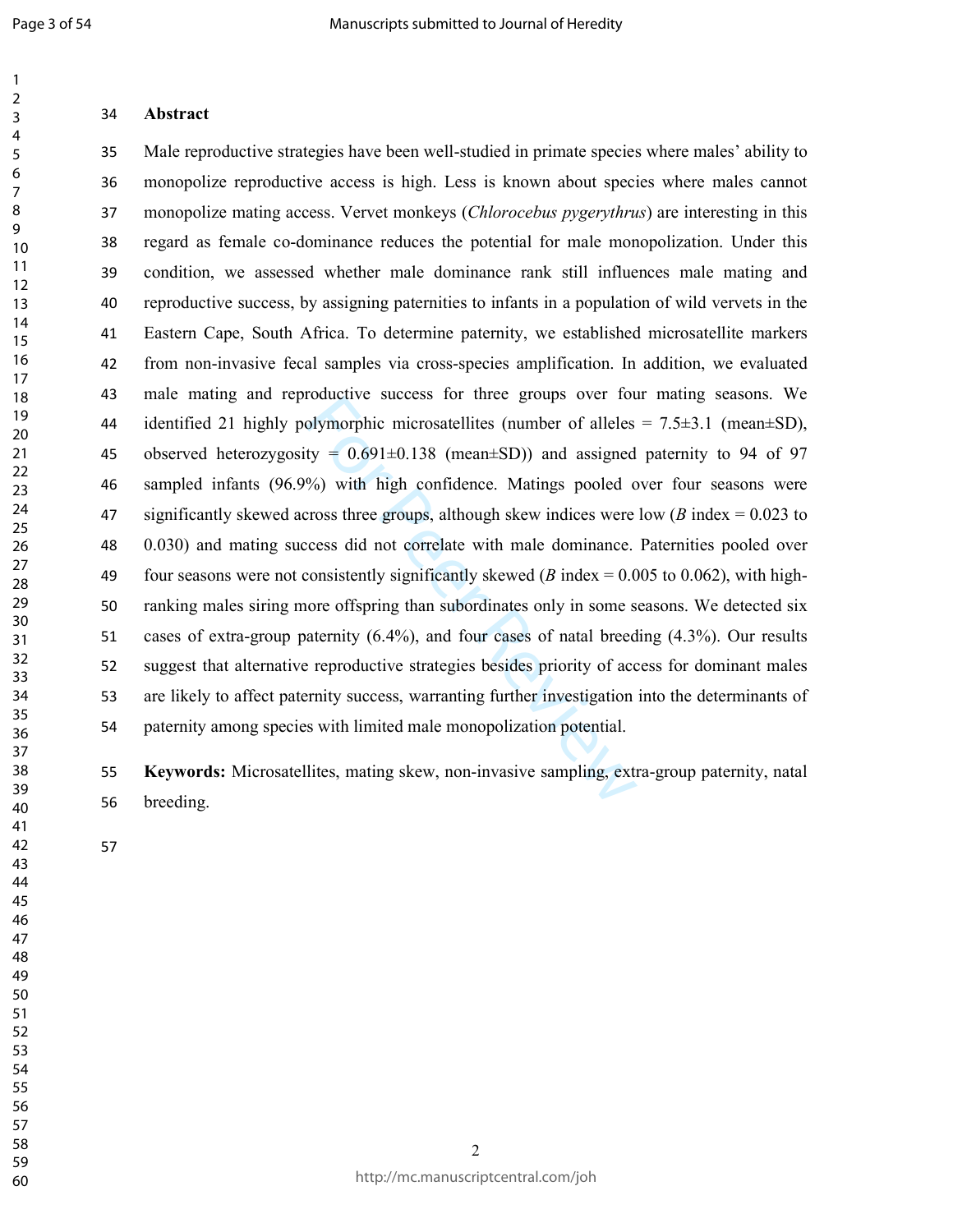## Abstract

Male reproductive strategies have been well-studied in primate species where males' ability to monopolize reproductive access is high. Less is known about species where males cannot monopolize mating access. Vervet monkeys (*Chlorocebus pygerythrus*) are interesting in this regard as female co-dominance reduces the potential for male monopolization. Under this condition, we assessed whether male dominance rank still influences male mating and reproductive success, by assigning paternities to infants in a population of wild vervets in the Eastern Cape, South Africa. To determine paternity, we established microsatellite markers from non-invasive fecal samples via cross-species amplification. In addition, we evaluated male mating and reproductive success for three groups over four mating seasons. We identified 21 highly polymorphic microsatellites (number of alleles = 7.5±3.1 (mean±SD), observed heterozygosity = 0.691±0.138 (mean±SD)) and assigned paternity to 94 of 97 sampled infants (96.9%) with high confidence. Matings pooled over four seasons were significantly skewed across three groups, although skew indices were low (*B* index = 0.023 to 0.030) and mating success did not correlate with male dominance. Paternities pooled over four seasons were not consistently significantly skewed (*B* index = 0.005 to 0.062), with high-ranking males siring more offspring than subordinates only in some seasons. We detected six cases of extra-group paternity (6.4%), and four cases of natal breeding (4.3%). Our results suggest that alternative reproductive strategies besides priority of access for dominant males are likely to affect paternity success, warranting further investigation into the determinants of paternity among species with limited male monopolization potential.

**Keywords:** Microsatellites, mating skew, non-invasive sampling, extra-group paternity, natal breeding.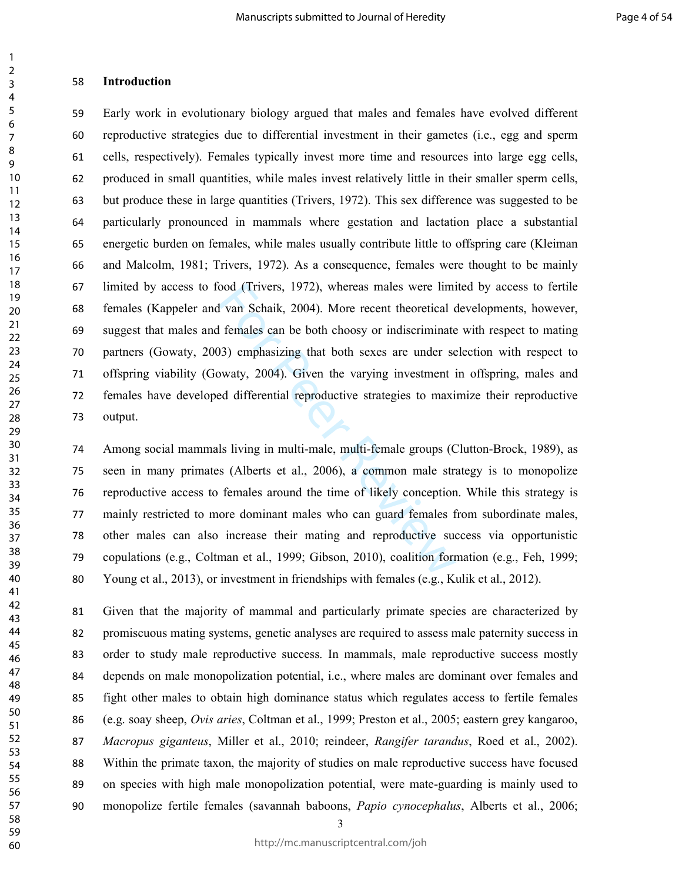## Introduction

Early work in evolutionary biology argued that males and females have evolved different reproductive strategies due to differential investment in their gametes (i.e., egg and sperm cells, respectively). Females typically invest more time and resources into large egg cells, produced in small quantities, while males invest relatively little in their smaller sperm cells, but produce these in large quantities (Trivers, 1972). This sex difference was suggested to be particularly pronounced in mammals where gestation and lactation place a substantial energetic burden on females, while males usually contribute little to offspring care (Kleiman and Malcolm, 1981; Trivers, 1972). As a consequence, females were thought to be mainly limited by access to food (Trivers, 1972), whereas males were limited by access to fertile females (Kappeler and van Schaik, 2004). More recent theoretical developments, however, suggest that males and females can be both choosy or indiscriminate with respect to mating partners (Gowaty, 2003) emphasizing that both sexes are under selection with respect to offspring viability (Gowaty, 2004). Given the varying investment in offspring, males and females have developed differential reproductive strategies to maximize their reproductive output.

Among social mammals living in multi-male, multi-female groups (Clutton-Brock, 1989), as seen in many primates (Alberts et al., 2006), a common male strategy is to monopolize reproductive access to females around the time of likely conception. While this strategy is mainly restricted to more dominant males who can guard females from subordinate males, other males can also increase their mating and reproductive success via opportunistic copulations (e.g., Coltman et al., 1999; Gibson, 2010), coalition formation (e.g., Feh, 1999; Young et al., 2013), or investment in friendships with females (e.g., Kulik et al., 2012).

Given that the majority of mammal and particularly primate species are characterized by promiscuous mating systems, genetic analyses are required to assess male paternity success in order to study male reproductive success. In mammals, male reproductive success mostly depends on male monopolization potential, i.e., where males are dominant over females and fight other males to obtain high dominance status which regulates access to fertile females (e.g. soay sheep, *Ovis aries*, Coltman et al., 1999; Preston et al., 2005; eastern grey kangaroo, *Macropus giganteus*, Miller et al., 2010; reindeer, *Rangifer tarandus*, Roed et al., 2002). Within the primate taxon, the majority of studies on male reproductive success have focused on species with high male monopolization potential, were mate-guarding is mainly used to monopolize fertile females (savannah baboons, *Papio cynocephalus*, Alberts et al., 2006;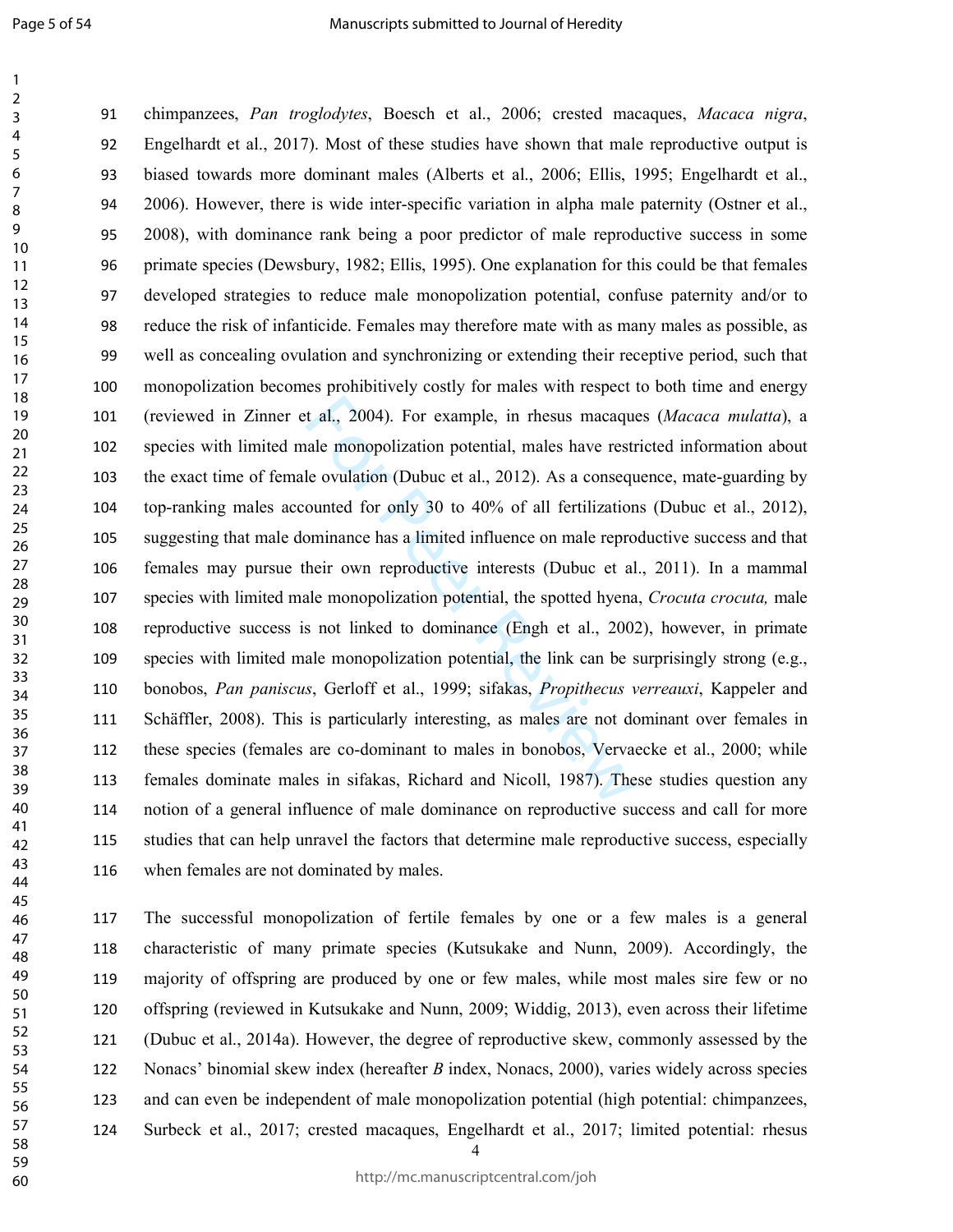chimpanzees, *Pan troglodytes*, Boesch et al., 2006; crested macaques, *Macaca nigra*, Engelhardt et al., 2017). Most of these studies have shown that male reproductive output is biased towards more dominant males (Alberts et al., 2006; Ellis, 1995; Engelhardt et al., 2006). However, there is wide inter-specific variation in alpha male paternity (Ostner et al., 2008), with dominance rank being a poor predictor of male reproductive success in some primate species (Dewsbury, 1982; Ellis, 1995). One explanation for this could be that females developed strategies to reduce male monopolization potential, confuse paternity and/or to reduce the risk of infanticide. Females may therefore mate with as many males as possible, as well as concealing ovulation and synchronizing or extending their receptive period, such that monopolization becomes prohibitively costly for males with respect to both time and energy (reviewed in Zinner et al., 2004). For example, in rhesus macaques (*Macaca mulatta*), a species with limited male monopolization potential, males have restricted information about the exact time of female ovulation (Dubuc et al., 2012). As a consequence, mate-guarding by top-ranking males accounted for only 30 to 40% of all fertilizations (Dubuc et al., 2012), suggesting that male dominance has a limited influence on male reproductive success and that females may pursue their own reproductive interests (Dubuc et al., 2011). In a mammal species with limited male monopolization potential, the spotted hyena, *Crocuta crocuta,* male reproductive success is not linked to dominance (Engh et al., 2002), however, in primate species with limited male monopolization potential, the link can be surprisingly strong (e.g., bonobos, *Pan paniscus*, Gerloff et al., 1999; sifakas, *Propithecus verreauxi*, Kappeler and Schäffler, 2008). This is particularly interesting, as males are not dominant over females in these species (females are co-dominant to males in bonobos, Vervaecke et al., 2000; while females dominate males in sifakas, Richard and Nicoll, 1987). These studies question any notion of a general influence of male dominance on reproductive success and call for more studies that can help unravel the factors that determine male reproductive success, especially when females are not dominated by males.

The successful monopolization of fertile females by one or a few males is a general characteristic of many primate species (Kutsukake and Nunn, 2009). Accordingly, the majority of offspring are produced by one or few males, while most males sire few or no offspring (reviewed in Kutsukake and Nunn, 2009; Widdig, 2013), even across their lifetime (Dubuc et al., 2014a). However, the degree of reproductive skew, commonly assessed by the Nonacs' binomial skew index (hereafter *B* index, Nonacs, 2000), varies widely across species and can even be independent of male monopolization potential (high potential: chimpanzees, Surbeck et al., 2017; crested macaques, Engelhardt et al., 2017; limited potential: rhesus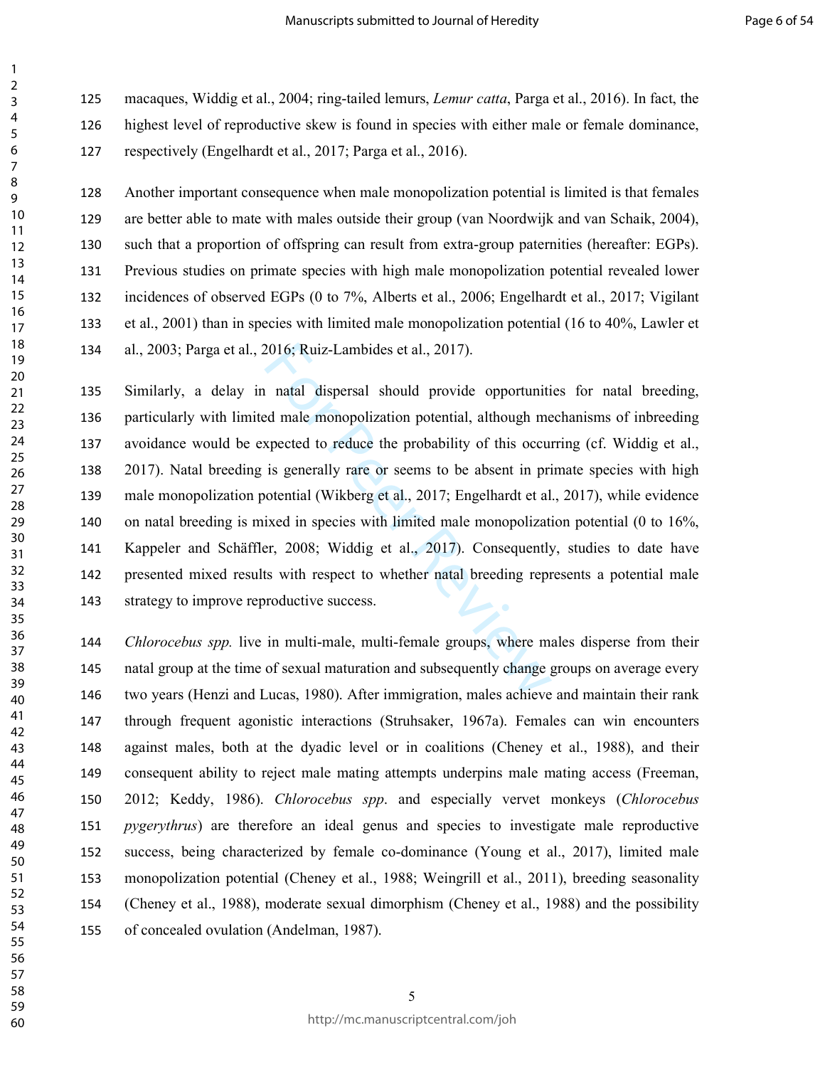macaques, Widdig et al., 2004; ring-tailed lemurs, *Lemur catta*, Parga et al., 2016). In fact, the highest level of reproductive skew is found in species with either male or female dominance, respectively (Engelhardt et al., 2017; Parga et al., 2016).

Another important consequence when male monopolization potential is limited is that females are better able to mate with males outside their group (van Noordwijk and van Schaik, 2004), such that a proportion of offspring can result from extra-group paternities (hereafter: EGPs). Previous studies on primate species with high male monopolization potential revealed lower incidences of observed EGPs (0 to 7%, Alberts et al., 2006; Engelhardt et al., 2017; Vigilant et al., 2001) than in species with limited male monopolization potential (16 to 40%, Lawler et al., 2003; Parga et al., 2016; Ruiz-Lambides et al., 2017).

Similarly, a delay in natal dispersal should provide opportunities for natal breeding, particularly with limited male monopolization potential, although mechanisms of inbreeding avoidance would be expected to reduce the probability of this occurring (cf. Widdig et al., 2017). Natal breeding is generally rare or seems to be absent in primate species with high male monopolization potential (Wikberg et al., 2017; Engelhardt et al., 2017), while evidence on natal breeding is mixed in species with limited male monopolization potential (0 to 16%, Kappeler and Schäffler, 2008; Widdig et al., 2017). Consequently, studies to date have presented mixed results with respect to whether natal breeding represents a potential male strategy to improve reproductive success.

*Chlorocebus spp.* live in multi-male, multi-female groups, where males disperse from their natal group at the time of sexual maturation and subsequently change groups on average every two years (Henzi and Lucas, 1980). After immigration, males achieve and maintain their rank through frequent agonistic interactions (Struhsaker, 1967a). Females can win encounters against males, both at the dyadic level or in coalitions (Cheney et al., 1988), and their consequent ability to reject male mating attempts underpins male mating access (Freeman, 2012; Keddy, 1986). *Chlorocebus spp*. and especially vervet monkeys (*Chlorocebus pygerythrus*) are therefore an ideal genus and species to investigate male reproductive success, being characterized by female co-dominance (Young et al., 2017), limited male monopolization potential (Cheney et al., 1988; Weingrill et al., 2011), breeding seasonality (Cheney et al., 1988), moderate sexual dimorphism (Cheney et al., 1988) and the possibility of concealed ovulation (Andelman, 1987).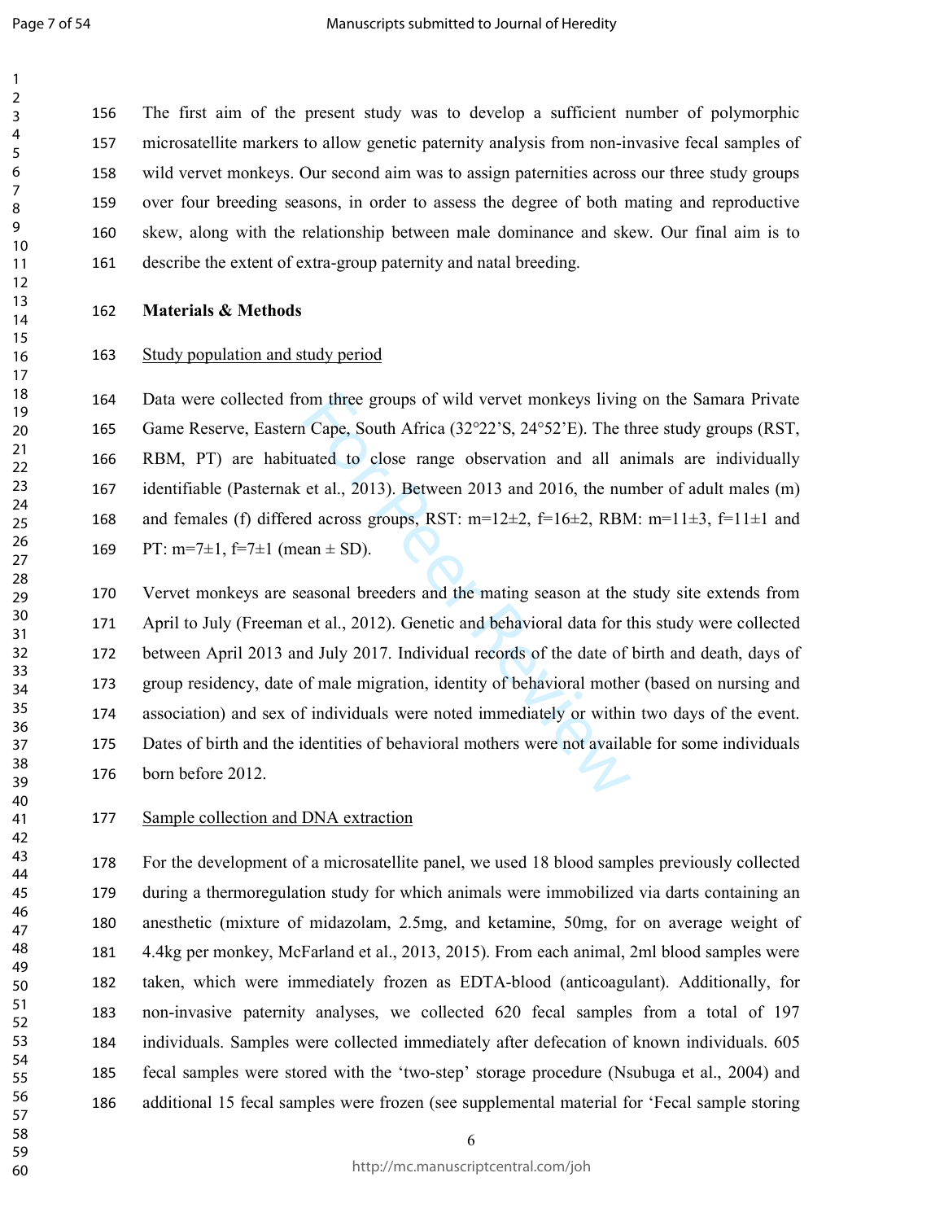The first aim of the present study was to develop a sufficient number of polymorphic microsatellite markers to allow genetic paternity analysis from non-invasive fecal samples of wild vervet monkeys. Our second aim was to assign paternities across our three study groups over four breeding seasons, in order to assess the degree of both mating and reproductive skew, along with the relationship between male dominance and skew. Our final aim is to describe the extent of extra-group paternity and natal breeding.

## Materials & Methods

### Study population and study period

Data were collected from three groups of wild vervet monkeys living on the Samara Private Game Reserve, Eastern Cape, South Africa (32°22'S, 24°52'E). The three study groups (RST, RBM, PT) are habituated to close range observation and all animals are individually identifiable (Pasternak et al., 2013). Between 2013 and 2016, the number of adult males (m) and females (f) differed across groups, RST: m=12±2, f=16±2, RBM: m=11±3, f=11±1 and PT: m=7±1, f=7±1 (mean ± SD).

Vervet monkeys are seasonal breeders and the mating season at the study site extends from April to July (Freeman et al., 2012). Genetic and behavioral data for this study were collected between April 2013 and July 2017. Individual records of the date of birth and death, days of group residency, date of male migration, identity of behavioral mother (based on nursing and association) and sex of individuals were noted immediately or within two days of the event. Dates of birth and the identities of behavioral mothers were not available for some individuals born before 2012.

### Sample collection and DNA extraction

For the development of a microsatellite panel, we used 18 blood samples previously collected during a thermoregulation study for which animals were immobilized via darts containing an anesthetic (mixture of midazolam, 2.5mg, and ketamine, 50mg, for on average weight of 4.4kg per monkey, McFarland et al., 2013, 2015). From each animal, 2ml blood samples were taken, which were immediately frozen as EDTA-blood (anticoagulant). Additionally, for non-invasive paternity analyses, we collected 620 fecal samples from a total of 197 individuals. Samples were collected immediately after defecation of known individuals. 605 fecal samples were stored with the 'two-step' storage procedure (Nsubuga et al., 2004) and additional 15 fecal samples were frozen (see supplemental material for 'Fecal sample storing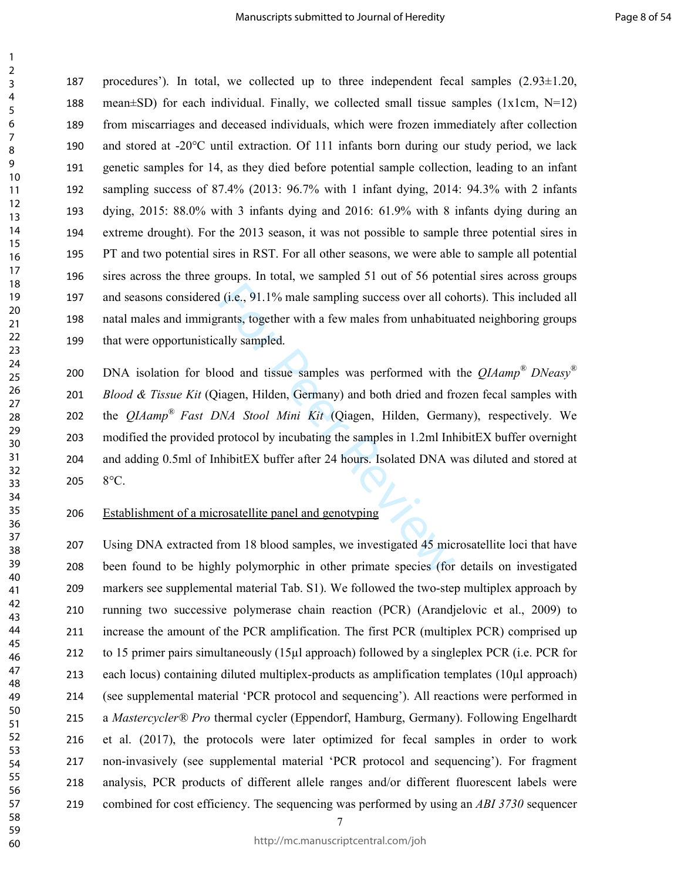procedures'). In total, we collected up to three independent fecal samples (2.93±1.20, mean±SD) for each individual. Finally, we collected small tissue samples (1x1cm, N=12) from miscarriages and deceased individuals, which were frozen immediately after collection and stored at -20°C until extraction. Of 111 infants born during our study period, we lack genetic samples for 14, as they died before potential sample collection, leading to an infant sampling success of 87.4% (2013: 96.7% with 1 infant dying, 2014: 94.3% with 2 infants dying, 2015: 88.0% with 3 infants dying and 2016: 61.9% with 8 infants dying during an extreme drought). For the 2013 season, it was not possible to sample three potential sires in PT and two potential sires in RST. For all other seasons, we were able to sample all potential sires across the three groups. In total, we sampled 51 out of 56 potential sires across groups and seasons considered (i.e., 91.1% male sampling success over all cohorts). This included all natal males and immigrants, together with a few males from unhabituated neighboring groups that were opportunistically sampled.

DNA isolation for blood and tissue samples was performed with the *QIAamp® DNeasy® Blood & Tissue Kit* (Qiagen, Hilden, Germany) and both dried and frozen fecal samples with the *QIAamp® Fast DNA Stool Mini Kit* (Qiagen, Hilden, Germany), respectively. We modified the provided protocol by incubating the samples in 1.2ml InhibitEX buffer overnight and adding 0.5ml of InhibitEX buffer after 24 hours. Isolated DNA was diluted and stored at 8°C.

Establishment of a microsatellite panel and genotyping

Using DNA extracted from 18 blood samples, we investigated 45 microsatellite loci that have been found to be highly polymorphic in other primate species (for details on investigated markers see supplemental material Tab. S1). We followed the two-step multiplex approach by running two successive polymerase chain reaction (PCR) (Arandjelovic et al., 2009) to increase the amount of the PCR amplification. The first PCR (multiplex PCR) comprised up to 15 primer pairs simultaneously (15µl approach) followed by a singleplex PCR (i.e. PCR for each locus) containing diluted multiplex-products as amplification templates (10µl approach) (see supplemental material 'PCR protocol and sequencing'). All reactions were performed in a *Mastercycler® Pro* thermal cycler (Eppendorf, Hamburg, Germany). Following Engelhardt et al. (2017), the protocols were later optimized for fecal samples in order to work non-invasively (see supplemental material 'PCR protocol and sequencing'). For fragment analysis, PCR products of different allele ranges and/or different fluorescent labels were combined for cost efficiency. The sequencing was performed by using an *ABI 3730* sequencer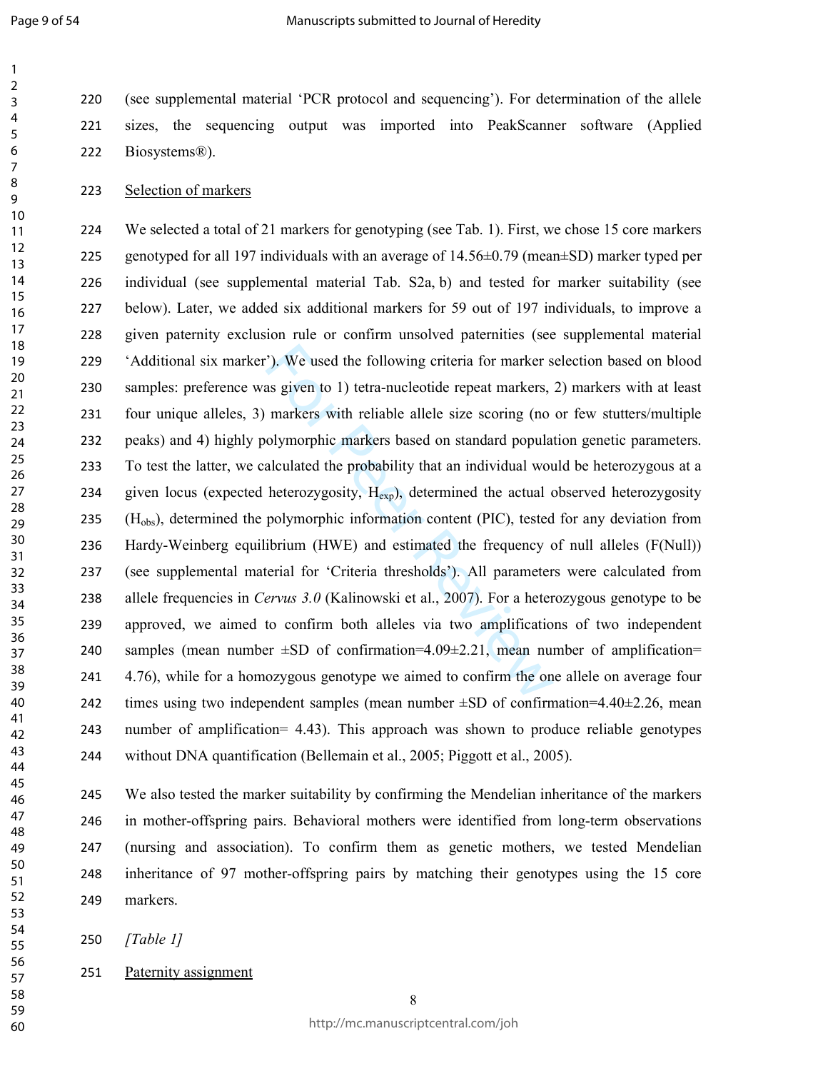(see supplemental material 'PCR protocol and sequencing'). For determination of the allele sizes, the sequencing output was imported into PeakScanner software (Applied Biosystems®).

Selection of markers

We selected a total of 21 markers for genotyping (see Tab. 1). First, we chose 15 core markers genotyped for all 197 individuals with an average of 14.56±0.79 (mean±SD) marker typed per individual (see supplemental material Tab. S2a, b) and tested for marker suitability (see below). Later, we added six additional markers for 59 out of 197 individuals, to improve a given paternity exclusion rule or confirm unsolved paternities (see supplemental material 'Additional six marker'). We used the following criteria for marker selection based on blood samples: preference was given to 1) tetra-nucleotide repeat markers, 2) markers with at least four unique alleles, 3) markers with reliable allele size scoring (no or few stutters/multiple peaks) and 4) highly polymorphic markers based on standard population genetic parameters. To test the latter, we calculated the probability that an individual would be heterozygous at a given locus (expected heterozygosity, $H_{exp}$), determined the actual observed heterozygosity ($H_{obs}$), determined the polymorphic information content (PIC), tested for any deviation from Hardy-Weinberg equilibrium (HWE) and estimated the frequency of null alleles (F(Null)) (see supplemental material for 'Criteria thresholds'). All parameters were calculated from allele frequencies in *Cervus 3.0* (Kalinowski et al., 2007). For a heterozygous genotype to be approved, we aimed to confirm both alleles via two amplifications of two independent samples (mean number ±SD of confirmation=4.09±2.21, mean number of amplification= 4.76), while for a homozygous genotype we aimed to confirm the one allele on average four times using two independent samples (mean number ±SD of confirmation=4.40±2.26, mean number of amplification= 4.43). This approach was shown to produce reliable genotypes without DNA quantification (Bellemain et al., 2005; Piggott et al., 2005).

We also tested the marker suitability by confirming the Mendelian inheritance of the markers in mother-offspring pairs. Behavioral mothers were identified from long-term observations (nursing and association). To confirm them as genetic mothers, we tested Mendelian inheritance of 97 mother-offspring pairs by matching their genotypes using the 15 core markers.

*[Table 1]*

Paternity assignment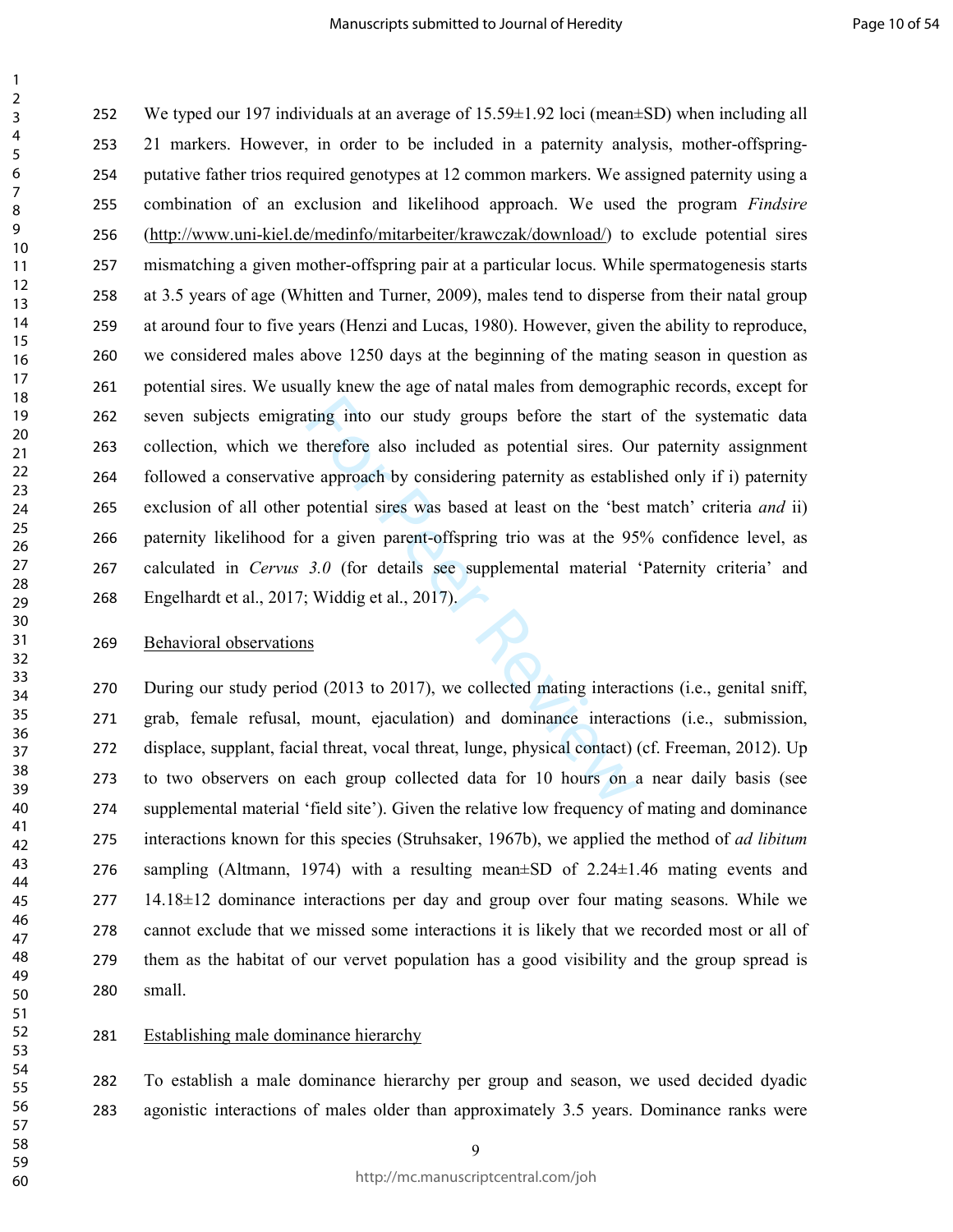We typed our 197 individuals at an average of 15.59±1.92 loci (mean±SD) when including all 21 markers. However, in order to be included in a paternity analysis, mother-offspring-putative father trios required genotypes at 12 common markers. We assigned paternity using a combination of an exclusion and likelihood approach. We used the program *Findsire* (http://www.uni-kiel.de/medinfo/mitarbeiter/krawczak/download/) to exclude potential sires mismatching a given mother-offspring pair at a particular locus. While spermatogenesis starts at 3.5 years of age (Whitten and Turner, 2009), males tend to disperse from their natal group at around four to five years (Henzi and Lucas, 1980). However, given the ability to reproduce, we considered males above 1250 days at the beginning of the mating season in question as potential sires. We usually knew the age of natal males from demographic records, except for seven subjects emigrating into our study groups before the start of the systematic data collection, which we therefore also included as potential sires. Our paternity assignment followed a conservative approach by considering paternity as established only if i) paternity exclusion of all other potential sires was based at least on the 'best match' criteria *and* ii) paternity likelihood for a given parent-offspring trio was at the 95% confidence level, as calculated in *Cervus 3.0* (for details see supplemental material 'Paternity criteria' and Engelhardt et al., 2017; Widdig et al., 2017).

## Behavioral observations

During our study period (2013 to 2017), we collected mating interactions (i.e., genital sniff, grab, female refusal, mount, ejaculation) and dominance interactions (i.e., submission, displace, supplant, facial threat, vocal threat, lunge, physical contact) (cf. Freeman, 2012). Up to two observers on each group collected data for 10 hours on a near daily basis (see supplemental material 'field site'). Given the relative low frequency of mating and dominance interactions known for this species (Struhsaker, 1967b), we applied the method of *ad libitum* sampling (Altmann, 1974) with a resulting mean±SD of 2.24±1.46 mating events and 14.18±12 dominance interactions per day and group over four mating seasons. While we cannot exclude that we missed some interactions it is likely that we recorded most or all of them as the habitat of our vervet population has a good visibility and the group spread is small.

## Establishing male dominance hierarchy

To establish a male dominance hierarchy per group and season, we used decided dyadic agonistic interactions of males older than approximately 3.5 years. Dominance ranks were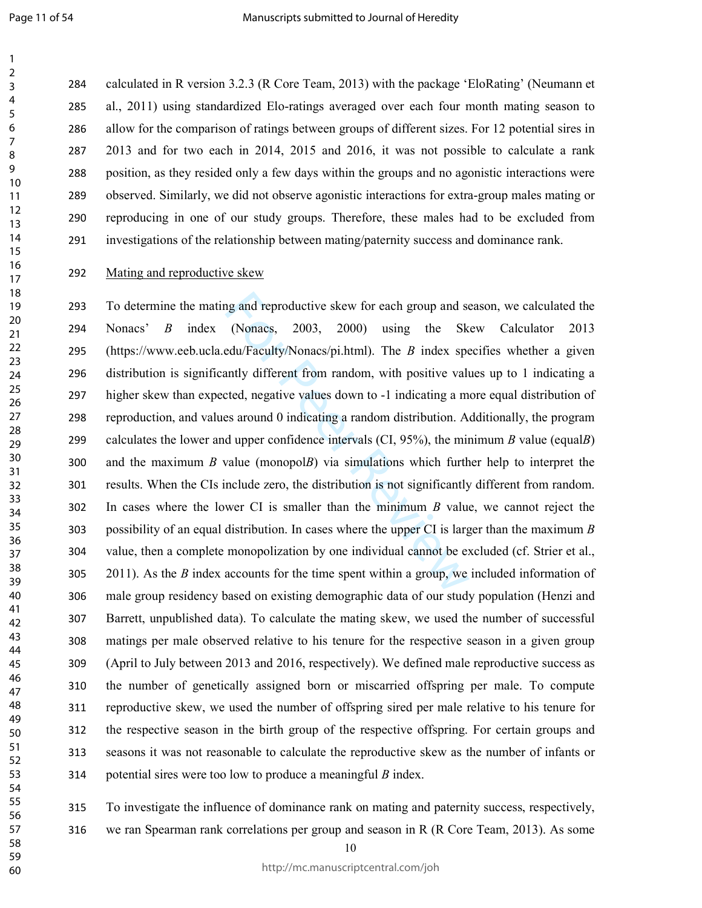calculated in R version 3.2.3 (R Core Team, 2013) with the package 'EloRating' (Neumann et al., 2011) using standardized Elo-ratings averaged over each four month mating season to allow for the comparison of ratings between groups of different sizes. For 12 potential sires in 2013 and for two each in 2014, 2015 and 2016, it was not possible to calculate a rank position, as they resided only a few days within the groups and no agonistic interactions were observed. Similarly, we did not observe agonistic interactions for extra-group males mating or reproducing in one of our study groups. Therefore, these males had to be excluded from investigations of the relationship between mating/paternity success and dominance rank.

Mating and reproductive skew

To determine the mating and reproductive skew for each group and season, we calculated the Nonacs' *B* index (Nonacs, 2003, 2000) using the Skew Calculator 2013 (https://www.eeb.ucla.edu/Faculty/Nonacs/pi.html). The *B* index specifies whether a given distribution is significantly different from random, with positive values up to 1 indicating a higher skew than expected, negative values down to -1 indicating a more equal distribution of reproduction, and values around 0 indicating a random distribution. Additionally, the program calculates the lower and upper confidence intervals (CI, 95%), the minimum *B* value (equal*B*) and the maximum *B* value (monopol*B*) via simulations which further help to interpret the results. When the CIs include zero, the distribution is not significantly different from random. In cases where the lower CI is smaller than the minimum *B* value, we cannot reject the possibility of an equal distribution. In cases where the upper CI is larger than the maximum *B* value, then a complete monopolization by one individual cannot be excluded (cf. Strier et al., 2011). As the *B* index accounts for the time spent within a group, we included information of male group residency based on existing demographic data of our study population (Henzi and Barrett, unpublished data). To calculate the mating skew, we used the number of successful matings per male observed relative to his tenure for the respective season in a given group (April to July between 2013 and 2016, respectively). We defined male reproductive success as the number of genetically assigned born or miscarried offspring per male. To compute reproductive skew, we used the number of offspring sired per male relative to his tenure for the respective season in the birth group of the respective offspring. For certain groups and seasons it was not reasonable to calculate the reproductive skew as the number of infants or potential sires were too low to produce a meaningful *B* index.

To investigate the influence of dominance rank on mating and paternity success, respectively, we ran Spearman rank correlations per group and season in R (R Core Team, 2013). As some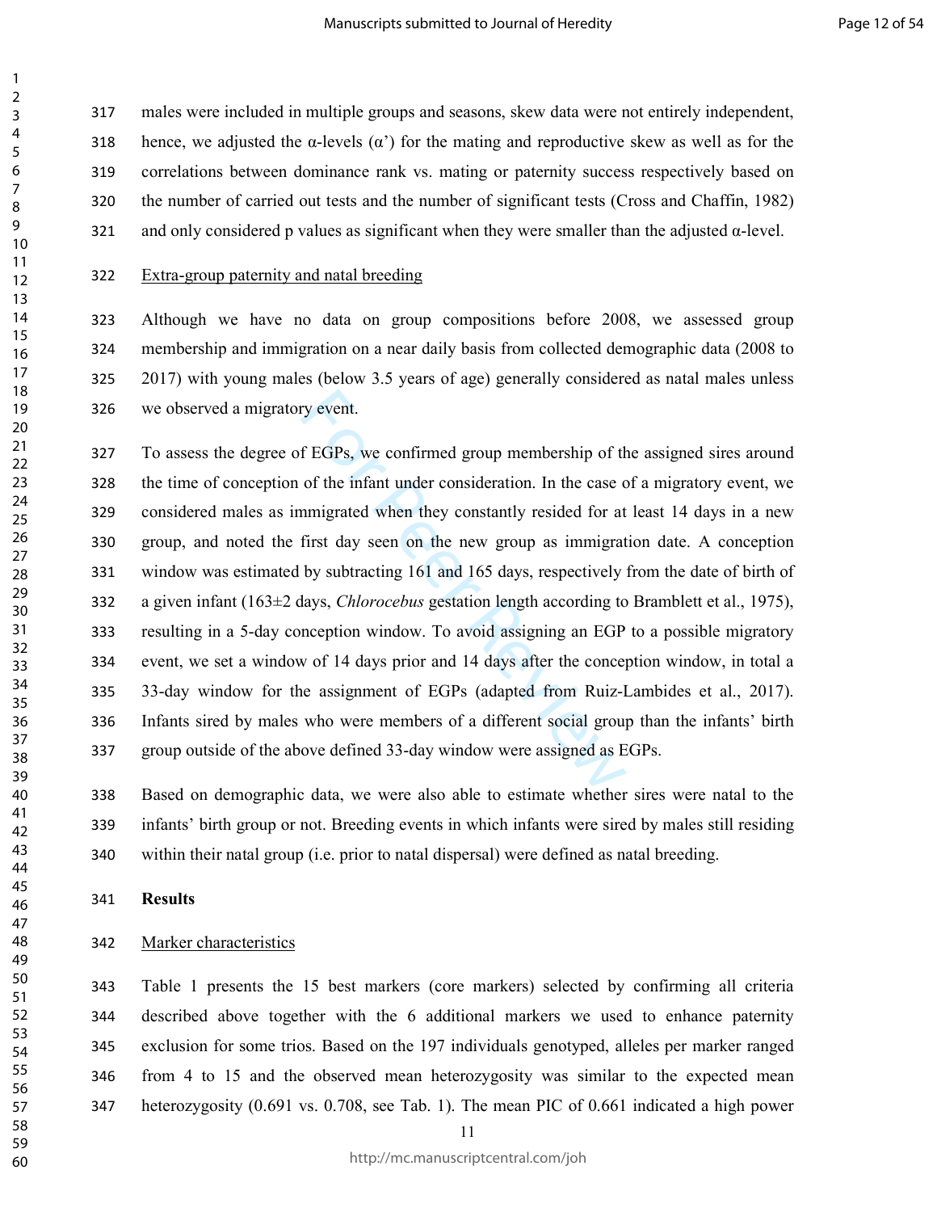males were included in multiple groups and seasons, skew data were not entirely independent, hence, we adjusted the α-levels (α') for the mating and reproductive skew as well as for the correlations between dominance rank vs. mating or paternity success respectively based on the number of carried out tests and the number of significant tests (Cross and Chaffin, 1982) and only considered p values as significant when they were smaller than the adjusted α-level.

### Extra-group paternity and natal breeding

Although we have no data on group compositions before 2008, we assessed group membership and immigration on a near daily basis from collected demographic data (2008 to 2017) with young males (below 3.5 years of age) generally considered as natal males unless we observed a migratory event.

To assess the degree of EGPs, we confirmed group membership of the assigned sires around the time of conception of the infant under consideration. In the case of a migratory event, we considered males as immigrated when they constantly resided for at least 14 days in a new group, and noted the first day seen on the new group as immigration date. A conception window was estimated by subtracting 161 and 165 days, respectively from the date of birth of a given infant (163±2 days, *Chlorocebus* gestation length according to Bramblett et al., 1975), resulting in a 5-day conception window. To avoid assigning an EGP to a possible migratory event, we set a window of 14 days prior and 14 days after the conception window, in total a 33-day window for the assignment of EGPs (adapted from Ruiz-Lambides et al., 2017). Infants sired by males who were members of a different social group than the infants' birth group outside of the above defined 33-day window were assigned as EGPs.

Based on demographic data, we were also able to estimate whether sires were natal to the infants' birth group or not. Breeding events in which infants were sired by males still residing within their natal group (i.e. prior to natal dispersal) were defined as natal breeding.

## Results

### Marker characteristics

Table 1 presents the 15 best markers (core markers) selected by confirming all criteria described above together with the 6 additional markers we used to enhance paternity exclusion for some trios. Based on the 197 individuals genotyped, alleles per marker ranged from 4 to 15 and the observed mean heterozygosity was similar to the expected mean heterozygosity (0.691 vs. 0.708, see Tab. 1). The mean PIC of 0.661 indicated a high power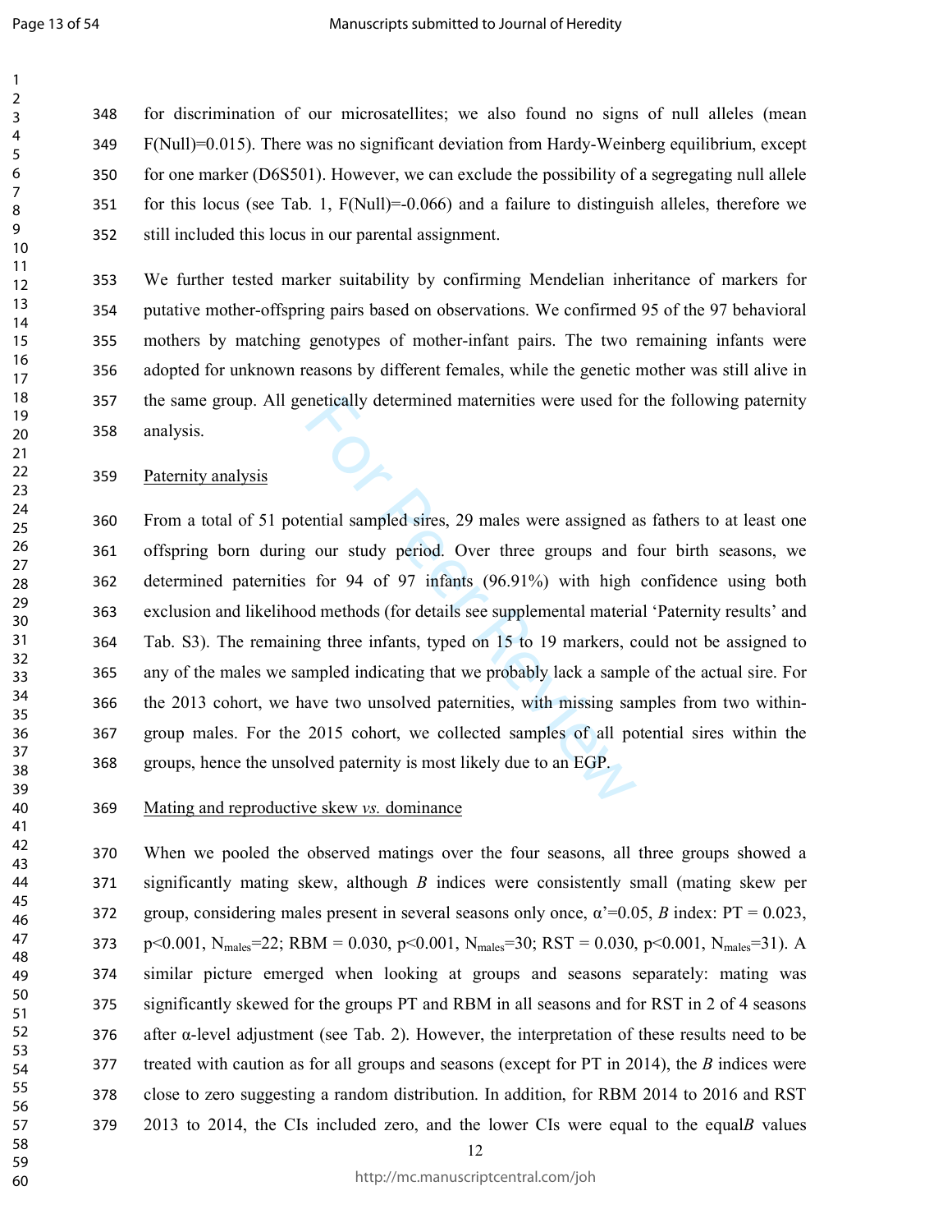for discrimination of our microsatellites; we also found no signs of null alleles (mean F(Null)=0.015). There was no significant deviation from Hardy-Weinberg equilibrium, except for one marker (D6S501). However, we can exclude the possibility of a segregating null allele for this locus (see Tab. 1, F(Null)=-0.066) and a failure to distinguish alleles, therefore we still included this locus in our parental assignment.

We further tested marker suitability by confirming Mendelian inheritance of markers for putative mother-offspring pairs based on observations. We confirmed 95 of the 97 behavioral mothers by matching genotypes of mother-infant pairs. The two remaining infants were adopted for unknown reasons by different females, while the genetic mother was still alive in the same group. All genetically determined maternities were used for the following paternity analysis.

Paternity analysis

From a total of 51 potential sampled sires, 29 males were assigned as fathers to at least one offspring born during our study period. Over three groups and four birth seasons, we determined paternities for 94 of 97 infants (96.91%) with high confidence using both exclusion and likelihood methods (for details see supplemental material 'Paternity results' and Tab. S3). The remaining three infants, typed on 15 to 19 markers, could not be assigned to any of the males we sampled indicating that we probably lack a sample of the actual sire. For the 2013 cohort, we have two unsolved paternities, with missing samples from two within-group males. For the 2015 cohort, we collected samples of all potential sires within the groups, hence the unsolved paternity is most likely due to an EGP.

Mating and reproductive skew *vs.* dominance

When we pooled the observed matings over the four seasons, all three groups showed a significantly mating skew, although *B* indices were consistently small (mating skew per group, considering males present in several seasons only once, $\alpha'$=0.05, *B* index: PT = 0.023, $p<0.001$, $N_{males}$=22; RBM = 0.030, $p<0.001$, $N_{males}$=30; RST = 0.030, $p<0.001$, $N_{males}$=31). A similar picture emerged when looking at groups and seasons separately: mating was significantly skewed for the groups PT and RBM in all seasons and for RST in 2 of 4 seasons after $\alpha$-level adjustment (see Tab. 2). However, the interpretation of these results need to be treated with caution as for all groups and seasons (except for PT in 2014), the *B* indices were close to zero suggesting a random distribution. In addition, for RBM 2014 to 2016 and RST 2013 to 2014, the CIs included zero, and the lower CIs were equal to the equal*B* values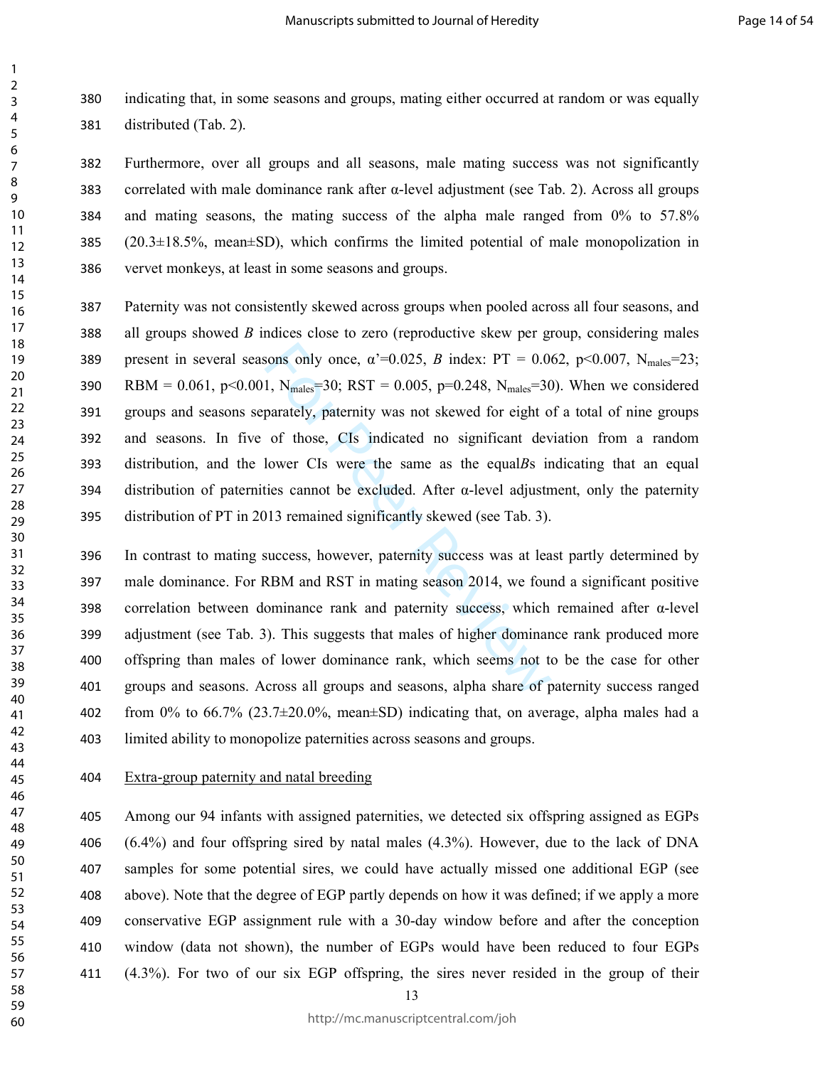indicating that, in some seasons and groups, mating either occurred at random or was equally distributed (Tab. 2).

Furthermore, over all groups and all seasons, male mating success was not significantly correlated with male dominance rank after α-level adjustment (see Tab. 2). Across all groups and mating seasons, the mating success of the alpha male ranged from 0% to 57.8% (20.3±18.5%, mean±SD), which confirms the limited potential of male monopolization in vervet monkeys, at least in some seasons and groups.

Paternity was not consistently skewed across groups when pooled across all four seasons, and all groups showed *B* indices close to zero (reproductive skew per group, considering males present in several seasons only once, α'=0.025, *B* index: PT = 0.062, p<0.007, $N_{males}$=23; RBM = 0.061, p<0.001, $N_{males}$=30; RST = 0.005, p=0.248, $N_{males}$=30). When we considered groups and seasons separately, paternity was not skewed for eight of a total of nine groups and seasons. In five of those, CIs indicated no significant deviation from a random distribution, and the lower CIs were the same as the equal*B*s indicating that an equal distribution of paternities cannot be excluded. After α-level adjustment, only the paternity distribution of PT in 2013 remained significantly skewed (see Tab. 3).

In contrast to mating success, however, paternity success was at least partly determined by male dominance. For RBM and RST in mating season 2014, we found a significant positive correlation between dominance rank and paternity success, which remained after α-level adjustment (see Tab. 3). This suggests that males of higher dominance rank produced more offspring than males of lower dominance rank, which seems not to be the case for other groups and seasons. Across all groups and seasons, alpha share of paternity success ranged from 0% to 66.7% (23.7±20.0%, mean±SD) indicating that, on average, alpha males had a limited ability to monopolize paternities across seasons and groups.

Extra-group paternity and natal breeding

Among our 94 infants with assigned paternities, we detected six offspring assigned as EGPs (6.4%) and four offspring sired by natal males (4.3%). However, due to the lack of DNA samples for some potential sires, we could have actually missed one additional EGP (see above). Note that the degree of EGP partly depends on how it was defined; if we apply a more conservative EGP assignment rule with a 30-day window before and after the conception window (data not shown), the number of EGPs would have been reduced to four EGPs (4.3%). For two of our six EGP offspring, the sires never resided in the group of their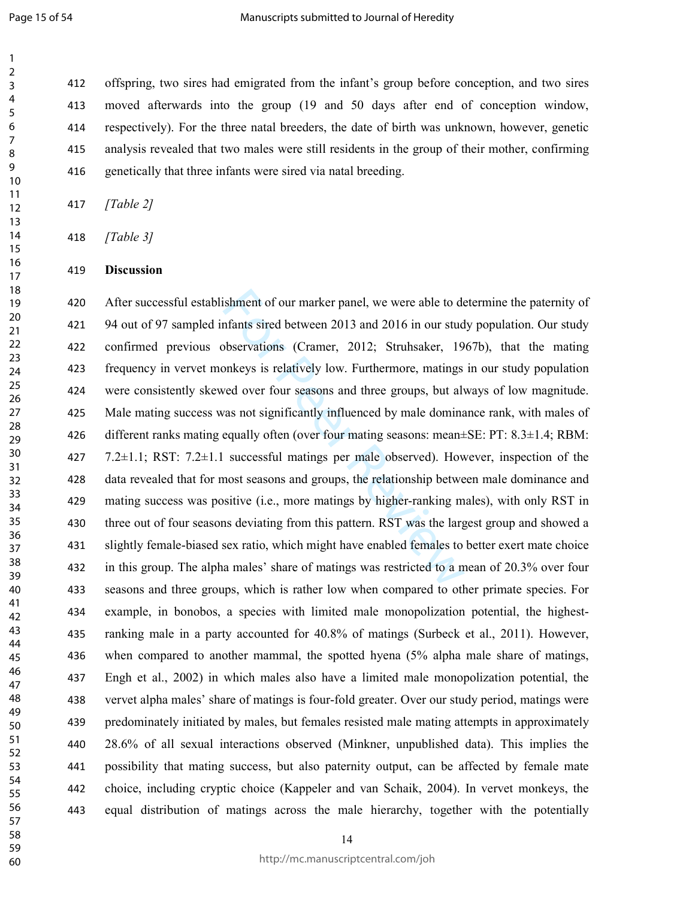offspring, two sires had emigrated from the infant's group before conception, and two sires moved afterwards into the group (19 and 50 days after end of conception window, respectively). For the three natal breeders, the date of birth was unknown, however, genetic analysis revealed that two males were still residents in the group of their mother, confirming genetically that three infants were sired via natal breeding.

*[Table 2]*

*[Table 3]*

## Discussion

After successful establishment of our marker panel, we were able to determine the paternity of 94 out of 97 sampled infants sired between 2013 and 2016 in our study population. Our study confirmed previous observations (Cramer, 2012; Struhsaker, 1967b), that the mating frequency in vervet monkeys is relatively low. Furthermore, matings in our study population were consistently skewed over four seasons and three groups, but always of low magnitude. Male mating success was not significantly influenced by male dominance rank, with males of different ranks mating equally often (over four mating seasons: mean±SE: PT: 8.3±1.4; RBM: 7.2±1.1; RST: 7.2±1.1 successful matings per male observed). However, inspection of the data revealed that for most seasons and groups, the relationship between male dominance and mating success was positive (i.e., more matings by higher-ranking males), with only RST in three out of four seasons deviating from this pattern. RST was the largest group and showed a slightly female-biased sex ratio, which might have enabled females to better exert mate choice in this group. The alpha males' share of matings was restricted to a mean of 20.3% over four seasons and three groups, which is rather low when compared to other primate species. For example, in bonobos, a species with limited male monopolization potential, the highest-ranking male in a party accounted for 40.8% of matings (Surbeck et al., 2011). However, when compared to another mammal, the spotted hyena (5% alpha male share of matings, Engh et al., 2002) in which males also have a limited male monopolization potential, the vervet alpha males' share of matings is four-fold greater. Over our study period, matings were predominately initiated by males, but females resisted male mating attempts in approximately 28.6% of all sexual interactions observed (Minkner, unpublished data). This implies the possibility that mating success, but also paternity output, can be affected by female mate choice, including cryptic choice (Kappeler and van Schaik, 2004). In vervet monkeys, the equal distribution of matings across the male hierarchy, together with the potentially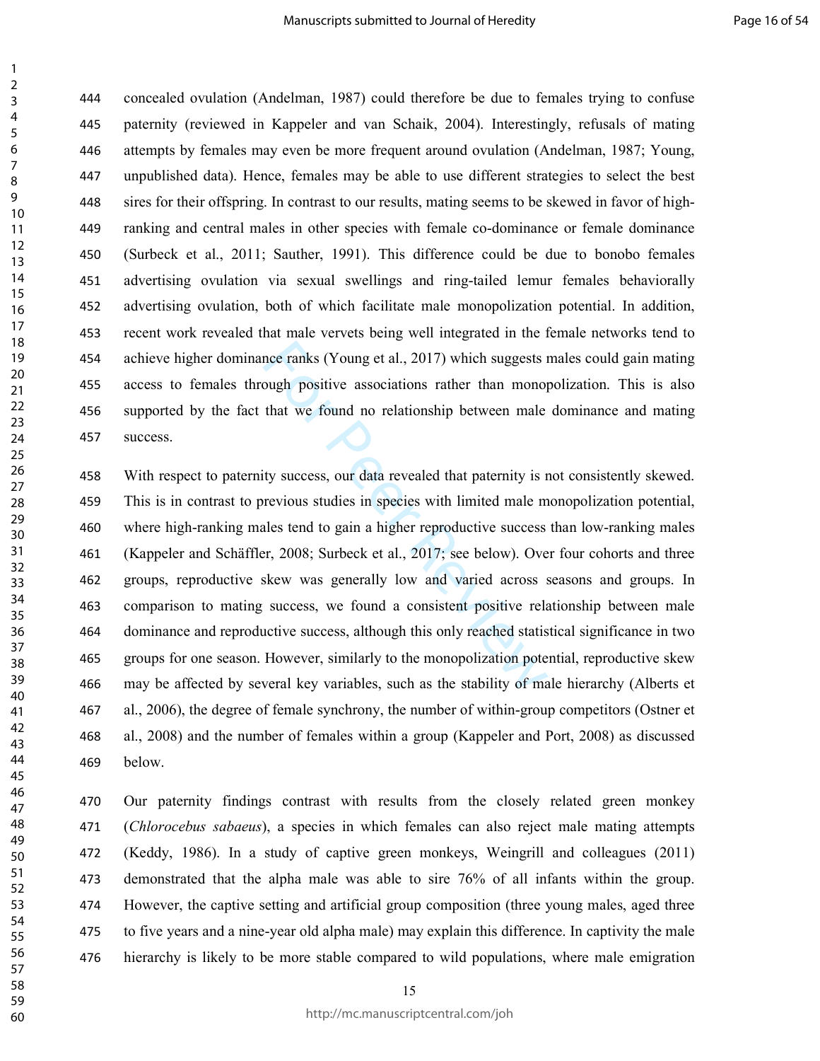concealed ovulation (Andelman, 1987) could therefore be due to females trying to confuse paternity (reviewed in Kappeler and van Schaik, 2004). Interestingly, refusals of mating attempts by females may even be more frequent around ovulation (Andelman, 1987; Young, unpublished data). Hence, females may be able to use different strategies to select the best sires for their offspring. In contrast to our results, mating seems to be skewed in favor of high-ranking and central males in other species with female co-dominance or female dominance (Surbeck et al., 2011; Sauther, 1991). This difference could be due to bonobo females advertising ovulation via sexual swellings and ring-tailed lemur females behaviorally advertising ovulation, both of which facilitate male monopolization potential. In addition, recent work revealed that male vervets being well integrated in the female networks tend to achieve higher dominance ranks (Young et al., 2017) which suggests males could gain mating access to females through positive associations rather than monopolization. This is also supported by the fact that we found no relationship between male dominance and mating success.

With respect to paternity success, our data revealed that paternity is not consistently skewed. This is in contrast to previous studies in species with limited male monopolization potential, where high-ranking males tend to gain a higher reproductive success than low-ranking males (Kappeler and Schäffler, 2008; Surbeck et al., 2017; see below). Over four cohorts and three groups, reproductive skew was generally low and varied across seasons and groups. In comparison to mating success, we found a consistent positive relationship between male dominance and reproductive success, although this only reached statistical significance in two groups for one season. However, similarly to the monopolization potential, reproductive skew may be affected by several key variables, such as the stability of male hierarchy (Alberts et al., 2006), the degree of female synchrony, the number of within-group competitors (Ostner et al., 2008) and the number of females within a group (Kappeler and Port, 2008) as discussed below.

Our paternity findings contrast with results from the closely related green monkey (*Chlorocebus sabaeus*), a species in which females can also reject male mating attempts (Keddy, 1986). In a study of captive green monkeys, Weingrill and colleagues (2011) demonstrated that the alpha male was able to sire 76% of all infants within the group. However, the captive setting and artificial group composition (three young males, aged three to five years and a nine-year old alpha male) may explain this difference. In captivity the male hierarchy is likely to be more stable compared to wild populations, where male emigration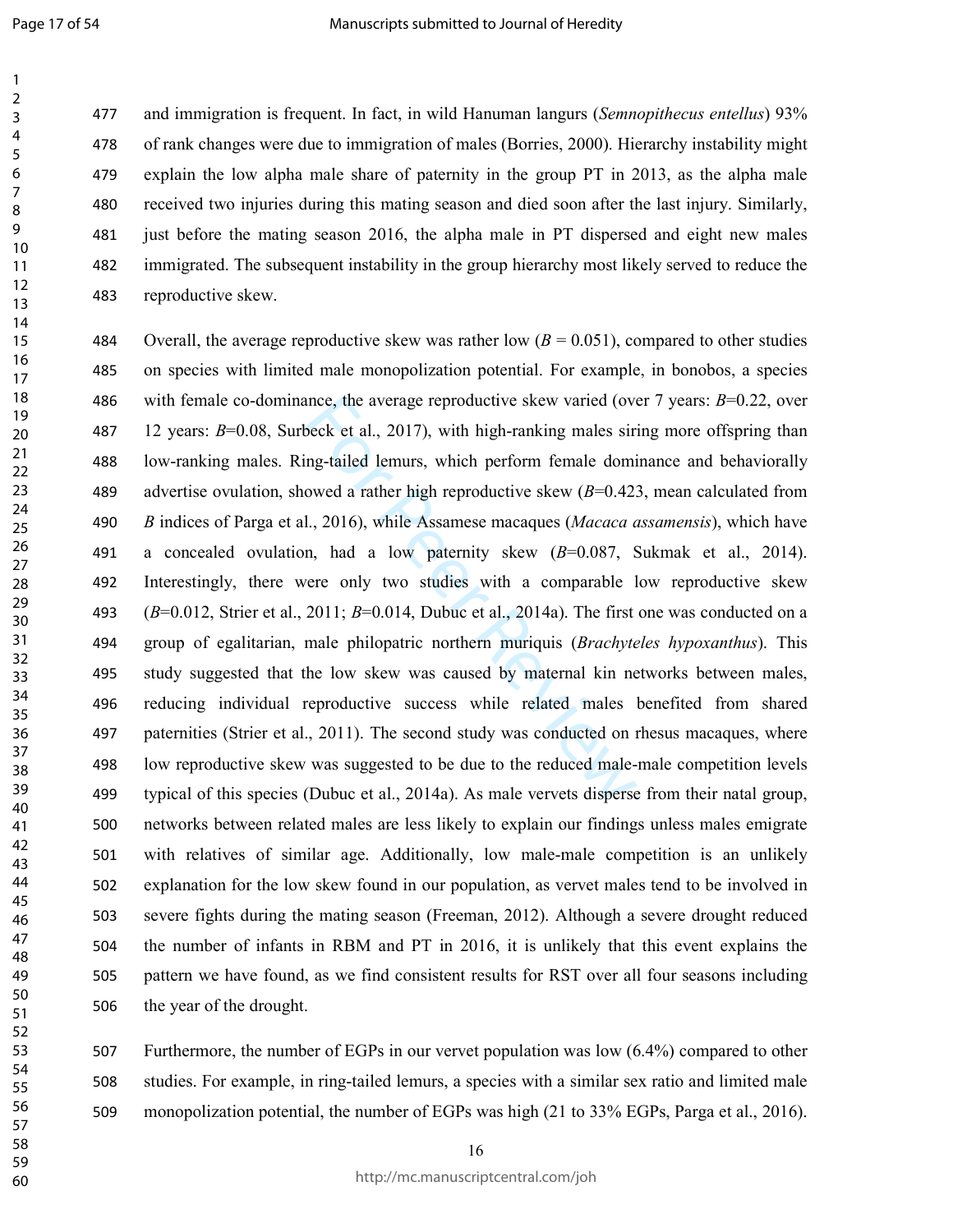and immigration is frequent. In fact, in wild Hanuman langurs (*Semnopithecus entellus*) 93% of rank changes were due to immigration of males (Borries, 2000). Hierarchy instability might explain the low alpha male share of paternity in the group PT in 2013, as the alpha male received two injuries during this mating season and died soon after the last injury. Similarly, just before the mating season 2016, the alpha male in PT dispersed and eight new males immigrated. The subsequent instability in the group hierarchy most likely served to reduce the reproductive skew.

Overall, the average reproductive skew was rather low ($B$ = 0.051), compared to other studies on species with limited male monopolization potential. For example, in bonobos, a species with female co-dominance, the average reproductive skew varied (over 7 years: $B$=0.22, over 12 years: $B$=0.08, Surbeck et al., 2017), with high-ranking males siring more offspring than low-ranking males. Ring-tailed lemurs, which perform female dominance and behaviorally advertise ovulation, showed a rather high reproductive skew ($B$=0.423, mean calculated from $B$ indices of Parga et al., 2016), while Assamese macaques (*Macaca assamensis*), which have a concealed ovulation, had a low paternity skew ($B$=0.087, Sukmak et al., 2014). Interestingly, there were only two studies with a comparable low reproductive skew ($B$=0.012, Strier et al., 2011; $B$=0.014, Dubuc et al., 2014a). The first one was conducted on a group of egalitarian, male philopatric northern muriquis (*Brachyteles hypoxanthus*). This study suggested that the low skew was caused by maternal kin networks between males, reducing individual reproductive success while related males benefited from shared paternities (Strier et al., 2011). The second study was conducted on rhesus macaques, where low reproductive skew was suggested to be due to the reduced male-male competition levels typical of this species (Dubuc et al., 2014a). As male vervets disperse from their natal group, networks between related males are less likely to explain our findings unless males emigrate with relatives of similar age. Additionally, low male-male competition is an unlikely explanation for the low skew found in our population, as vervet males tend to be involved in severe fights during the mating season (Freeman, 2012). Although a severe drought reduced the number of infants in RBM and PT in 2016, it is unlikely that this event explains the pattern we have found, as we find consistent results for RST over all four seasons including the year of the drought.

Furthermore, the number of EGPs in our vervet population was low (6.4%) compared to other studies. For example, in ring-tailed lemurs, a species with a similar sex ratio and limited male monopolization potential, the number of EGPs was high (21 to 33% EGPs, Parga et al., 2016).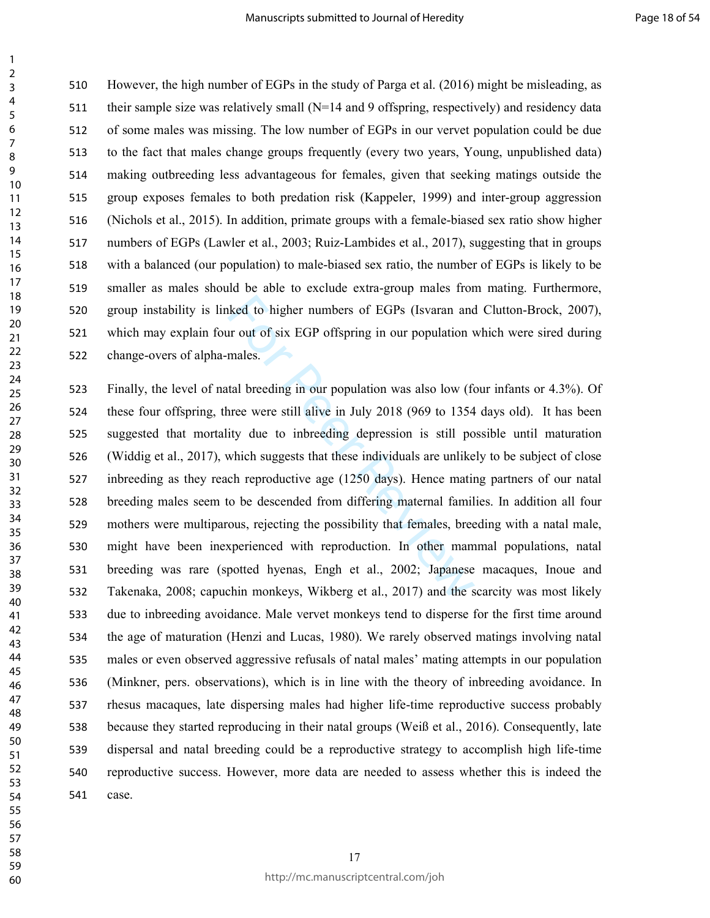However, the high number of EGPs in the study of Parga et al. (2016) might be misleading, as their sample size was relatively small (N=14 and 9 offspring, respectively) and residency data of some males was missing. The low number of EGPs in our vervet population could be due to the fact that males change groups frequently (every two years, Young, unpublished data) making outbreeding less advantageous for females, given that seeking matings outside the group exposes females to both predation risk (Kappeler, 1999) and inter-group aggression (Nichols et al., 2015). In addition, primate groups with a female-biased sex ratio show higher numbers of EGPs (Lawler et al., 2003; Ruiz-Lambides et al., 2017), suggesting that in groups with a balanced (our population) to male-biased sex ratio, the number of EGPs is likely to be smaller as males should be able to exclude extra-group males from mating. Furthermore, group instability is linked to higher numbers of EGPs (Isvaran and Clutton-Brock, 2007), which may explain four out of six EGP offspring in our population which were sired during change-overs of alpha-males.

Finally, the level of natal breeding in our population was also low (four infants or 4.3%). Of these four offspring, three were still alive in July 2018 (969 to 1354 days old). It has been suggested that mortality due to inbreeding depression is still possible until maturation (Widdig et al., 2017), which suggests that these individuals are unlikely to be subject of close inbreeding as they reach reproductive age (1250 days). Hence mating partners of our natal breeding males seem to be descended from differing maternal families. In addition all four mothers were multiparous, rejecting the possibility that females, breeding with a natal male, might have been inexperienced with reproduction. In other mammal populations, natal breeding was rare (spotted hyenas, Engh et al., 2002; Japanese macaques, Inoue and Takenaka, 2008; capuchin monkeys, Wikberg et al., 2017) and the scarcity was most likely due to inbreeding avoidance. Male vervet monkeys tend to disperse for the first time around the age of maturation (Henzi and Lucas, 1980). We rarely observed matings involving natal males or even observed aggressive refusals of natal males' mating attempts in our population (Minkner, pers. observations), which is in line with the theory of inbreeding avoidance. In rhesus macaques, late dispersing males had higher life-time reproductive success probably because they started reproducing in their natal groups (Weiß et al., 2016). Consequently, late dispersal and natal breeding could be a reproductive strategy to accomplish high life-time reproductive success. However, more data are needed to assess whether this is indeed the case.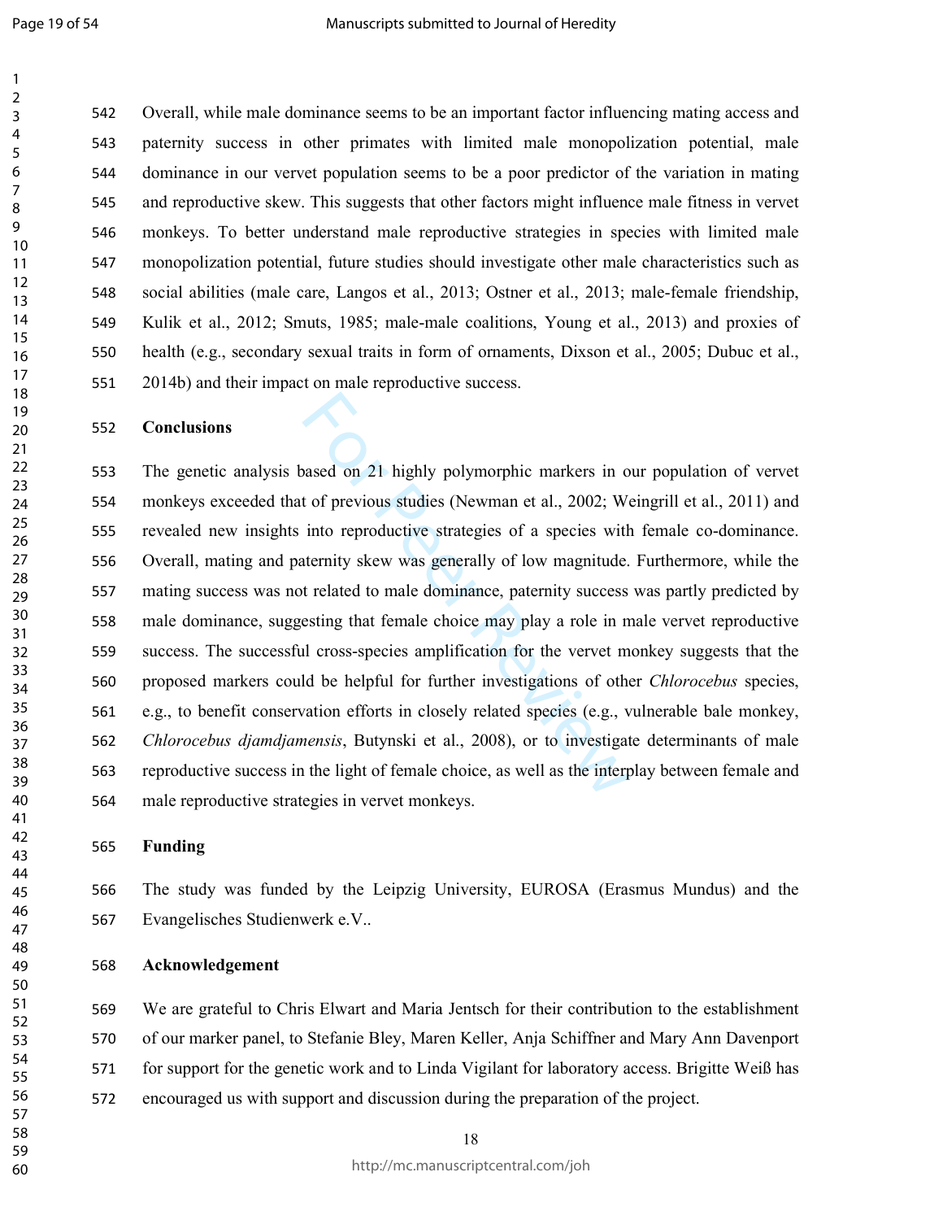Overall, while male dominance seems to be an important factor influencing mating access and paternity success in other primates with limited male monopolization potential, male dominance in our vervet population seems to be a poor predictor of the variation in mating and reproductive skew. This suggests that other factors might influence male fitness in vervet monkeys. To better understand male reproductive strategies in species with limited male monopolization potential, future studies should investigate other male characteristics such as social abilities (male care, Langos et al., 2013; Ostner et al., 2013; male-female friendship, Kulik et al., 2012; Smuts, 1985; male-male coalitions, Young et al., 2013) and proxies of health (e.g., secondary sexual traits in form of ornaments, Dixson et al., 2005; Dubuc et al., 2014b) and their impact on male reproductive success.

## Conclusions

The genetic analysis based on 21 highly polymorphic markers in our population of vervet monkeys exceeded that of previous studies (Newman et al., 2002; Weingrill et al., 2011) and revealed new insights into reproductive strategies of a species with female co-dominance. Overall, mating and paternity skew was generally of low magnitude. Furthermore, while the mating success was not related to male dominance, paternity success was partly predicted by male dominance, suggesting that female choice may play a role in male vervet reproductive success. The successful cross-species amplification for the vervet monkey suggests that the proposed markers could be helpful for further investigations of other *Chlorocebus* species, e.g., to benefit conservation efforts in closely related species (e.g., vulnerable bale monkey, *Chlorocebus djamdjamensis*, Butynski et al., 2008), or to investigate determinants of male reproductive success in the light of female choice, as well as the interplay between female and male reproductive strategies in vervet monkeys.

## Funding

The study was funded by the Leipzig University, EUROSA (Erasmus Mundus) and the Evangelisches Studienwerk e.V..

## Acknowledgement

We are grateful to Chris Elwart and Maria Jentsch for their contribution to the establishment of our marker panel, to Stefanie Bley, Maren Keller, Anja Schiffner and Mary Ann Davenport for support for the genetic work and to Linda Vigilant for laboratory access. Brigitte Weiß has encouraged us with support and discussion during the preparation of the project.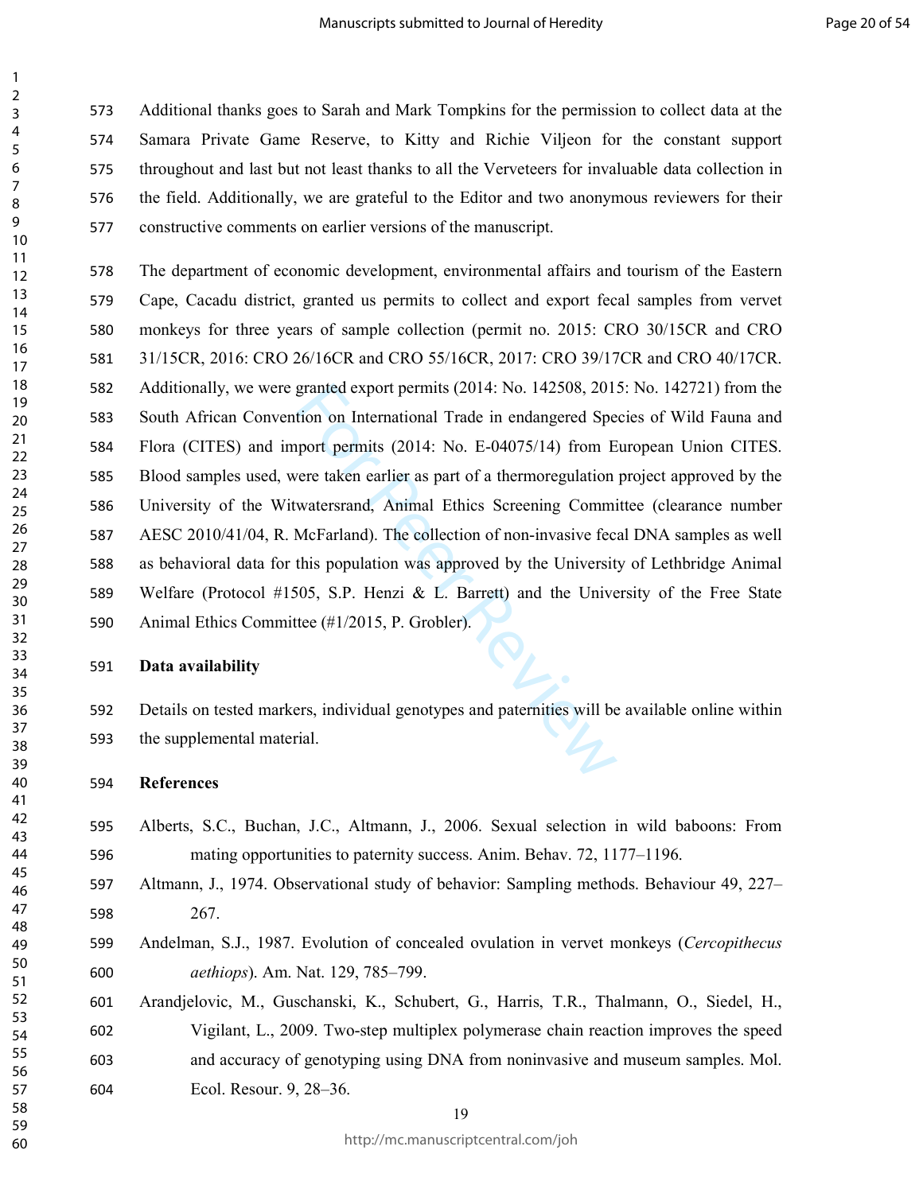Additional thanks goes to Sarah and Mark Tompkins for the permission to collect data at the Samara Private Game Reserve, to Kitty and Richie Viljeon for the constant support throughout and last but not least thanks to all the Verveteers for invaluable data collection in the field. Additionally, we are grateful to the Editor and two anonymous reviewers for their constructive comments on earlier versions of the manuscript.

The department of economic development, environmental affairs and tourism of the Eastern Cape, Cacadu district, granted us permits to collect and export fecal samples from vervet monkeys for three years of sample collection (permit no. 2015: CRO 30/15CR and CRO 31/15CR, 2016: CRO 26/16CR and CRO 55/16CR, 2017: CRO 39/17CR and CRO 40/17CR. Additionally, we were granted export permits (2014: No. 142508, 2015: No. 142721) from the South African Convention on International Trade in endangered Species of Wild Fauna and Flora (CITES) and import permits (2014: No. E-04075/14) from European Union CITES. Blood samples used, were taken earlier as part of a thermoregulation project approved by the University of the Witwatersrand, Animal Ethics Screening Committee (clearance number AESC 2010/41/04, R. McFarland). The collection of non-invasive fecal DNA samples as well as behavioral data for this population was approved by the University of Lethbridge Animal Welfare (Protocol #1505, S.P. Henzi & L. Barrett) and the University of the Free State Animal Ethics Committee (#1/2015, P. Grobler).

**Data availability**

Details on tested markers, individual genotypes and paternities will be available online within the supplemental material.

**References**

Alberts, S.C., Buchan, J.C., Altmann, J., 2006. Sexual selection in wild baboons: From mating opportunities to paternity success. Anim. Behav. 72, 1177–1196.

Altmann, J., 1974. Observational study of behavior: Sampling methods. Behaviour 49, 227–267.

Andelman, S.J., 1987. Evolution of concealed ovulation in vervet monkeys (*Cercopithecus aethiops*). Am. Nat. 129, 785–799.

Arandjelovic, M., Guschanski, K., Schubert, G., Harris, T.R., Thalmann, O., Siedel, H., Vigilant, L., 2009. Two-step multiplex polymerase chain reaction improves the speed and accuracy of genotyping using DNA from noninvasive and museum samples. Mol. Ecol. Resour. 9, 28–36.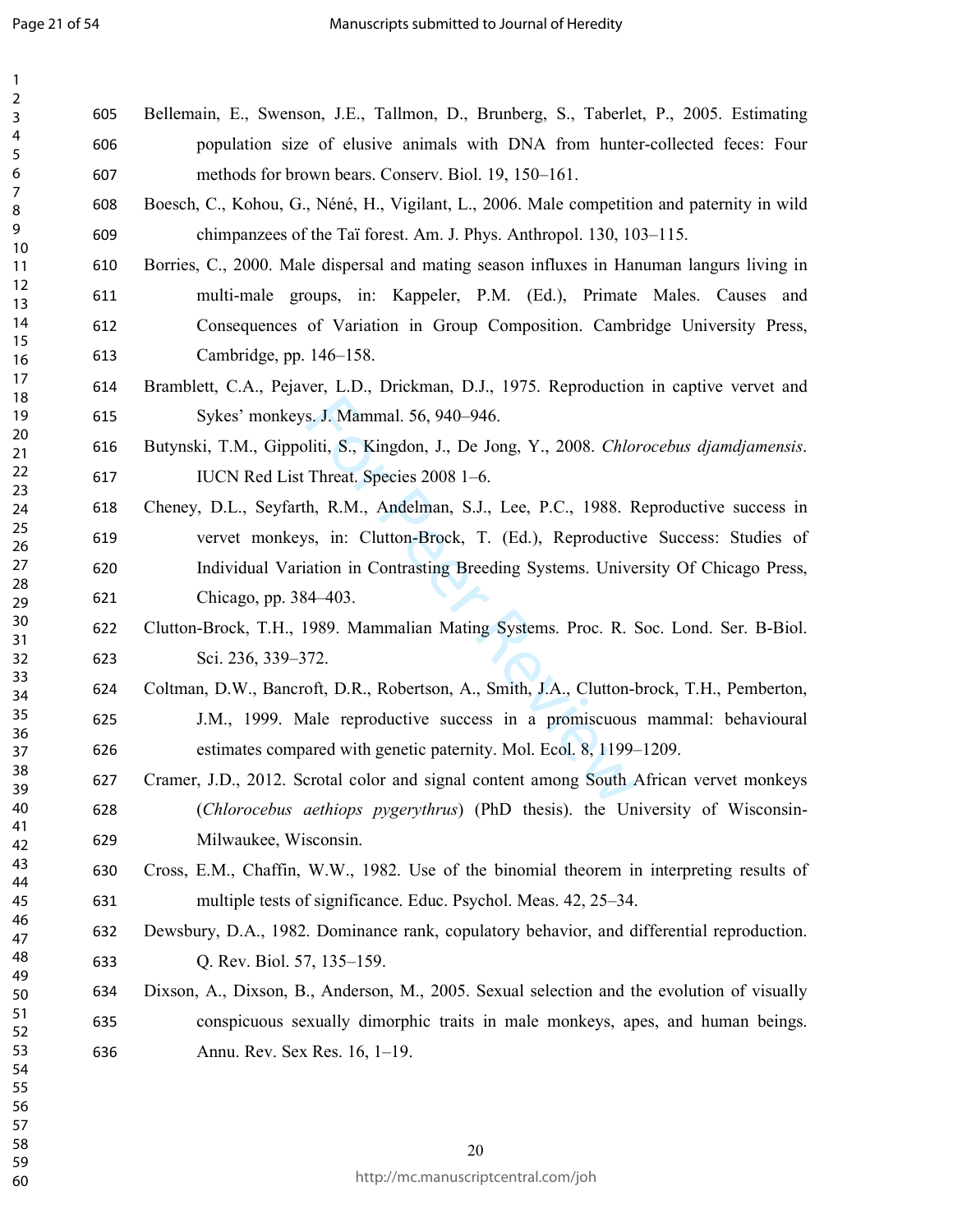Bellemain, E., Swenson, J.E., Tallmon, D., Brunberg, S., Taberlet, P., 2005. Estimating population size of elusive animals with DNA from hunter-collected feces: Four methods for brown bears. Conserv. Biol. 19, 150–161.

Boesch, C., Kohou, G., Néné, H., Vigilant, L., 2006. Male competition and paternity in wild chimpanzees of the Taï forest. Am. J. Phys. Anthropol. 130, 103–115.

Borries, C., 2000. Male dispersal and mating season influxes in Hanuman langurs living in multi-male groups, in: Kappeler, P.M. (Ed.), Primate Males. Causes and Consequences of Variation in Group Composition. Cambridge University Press, Cambridge, pp. 146–158.

Bramblett, C.A., Pejaver, L.D., Drickman, D.J., 1975. Reproduction in captive vervet and Sykes' monkeys. J. Mammal. 56, 940–946.

Butynski, T.M., Gippoliti, S., Kingdon, J., De Jong, Y., 2008. *Chlorocebus djamdjamensis*. IUCN Red List Threat. Species 2008 1–6.

Cheney, D.L., Seyfarth, R.M., Andelman, S.J., Lee, P.C., 1988. Reproductive success in vervet monkeys, in: Clutton-Brock, T. (Ed.), Reproductive Success: Studies of Individual Variation in Contrasting Breeding Systems. University Of Chicago Press, Chicago, pp. 384–403.

Clutton-Brock, T.H., 1989. Mammalian Mating Systems. Proc. R. Soc. Lond. Ser. B-Biol. Sci. 236, 339–372.

Coltman, D.W., Bancroft, D.R., Robertson, A., Smith, J.A., Clutton-brock, T.H., Pemberton, J.M., 1999. Male reproductive success in a promiscuous mammal: behavioural estimates compared with genetic paternity. Mol. Ecol. 8, 1199–1209.

Cramer, J.D., 2012. Scrotal color and signal content among South African vervet monkeys (*Chlorocebus aethiops pygerythrus*) (PhD thesis). the University of Wisconsin-Milwaukee, Wisconsin.

Cross, E.M., Chaffin, W.W., 1982. Use of the binomial theorem in interpreting results of multiple tests of significance. Educ. Psychol. Meas. 42, 25–34.

Dewsbury, D.A., 1982. Dominance rank, copulatory behavior, and differential reproduction. Q. Rev. Biol. 57, 135–159.

Dixson, A., Dixson, B., Anderson, M., 2005. Sexual selection and the evolution of visually conspicuous sexually dimorphic traits in male monkeys, apes, and human beings. Annu. Rev. Sex Res. 16, 1–19.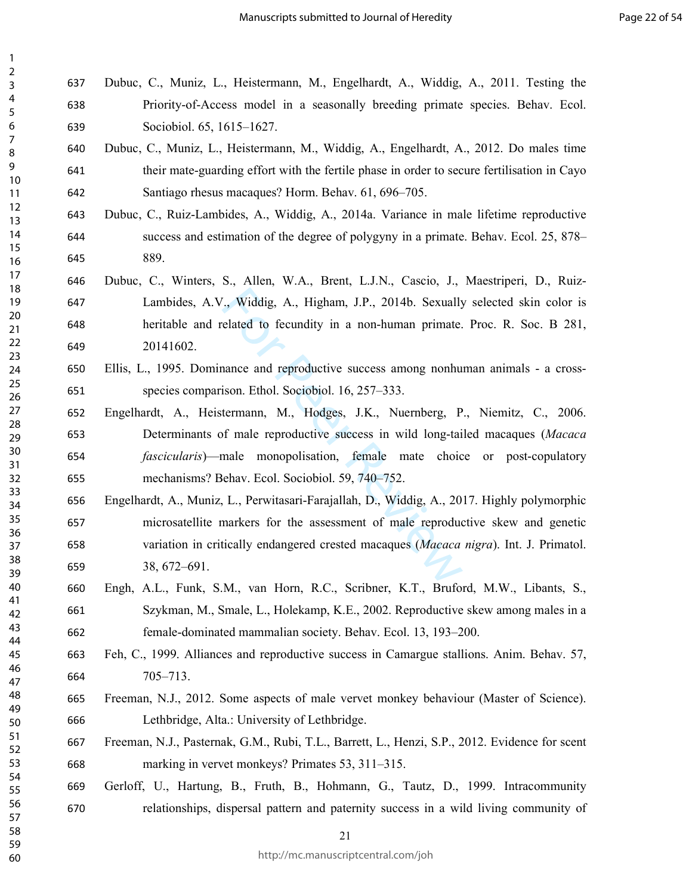Dubuc, C., Muniz, L., Heistermann, M., Engelhardt, A., Widdig, A., 2011. Testing the Priority-of-Access model in a seasonally breeding primate species. Behav. Ecol. Sociobiol. 65, 1615–1627.

Dubuc, C., Muniz, L., Heistermann, M., Widdig, A., Engelhardt, A., 2012. Do males time their mate-guarding effort with the fertile phase in order to secure fertilisation in Cayo Santiago rhesus macaques? Horm. Behav. 61, 696–705.

Dubuc, C., Ruiz-Lambides, A., Widdig, A., 2014a. Variance in male lifetime reproductive success and estimation of the degree of polygyny in a primate. Behav. Ecol. 25, 878–889.

Dubuc, C., Winters, S., Allen, W.A., Brent, L.J.N., Cascio, J., Maestriperi, D., Ruiz-Lambides, A.V., Widdig, A., Higham, J.P., 2014b. Sexually selected skin color is heritable and related to fecundity in a non-human primate. Proc. R. Soc. B 281, 20141602.

Ellis, L., 1995. Dominance and reproductive success among nonhuman animals - a cross-species comparison. Ethol. Sociobiol. 16, 257–333.

Engelhardt, A., Heistermann, M., Hodges, J.K., Nuernberg, P., Niemitz, C., 2006. Determinants of male reproductive success in wild long-tailed macaques (*Macaca fascicularis*)—male monopolisation, female mate choice or post-copulatory mechanisms? Behav. Ecol. Sociobiol. 59, 740–752.

Engelhardt, A., Muniz, L., Perwitasari-Farajallah, D., Widdig, A., 2017. Highly polymorphic microsatellite markers for the assessment of male reproductive skew and genetic variation in critically endangered crested macaques (*Macaca nigra*). Int. J. Primatol. 38, 672–691.

Engh, A.L., Funk, S.M., van Horn, R.C., Scribner, K.T., Bruford, M.W., Libants, S., Szykman, M., Smale, L., Holekamp, K.E., 2002. Reproductive skew among males in a female-dominated mammalian society. Behav. Ecol. 13, 193–200.

Feh, C., 1999. Alliances and reproductive success in Camargue stallions. Anim. Behav. 57, 705–713.

Freeman, N.J., 2012. Some aspects of male vervet monkey behaviour (Master of Science). Lethbridge, Alta.: University of Lethbridge.

Freeman, N.J., Pasternak, G.M., Rubi, T.L., Barrett, L., Henzi, S.P., 2012. Evidence for scent marking in vervet monkeys? Primates 53, 311–315.

Gerloff, U., Hartung, B., Fruth, B., Hohmann, G., Tautz, D., 1999. Intracommunity relationships, dispersal pattern and paternity success in a wild living community of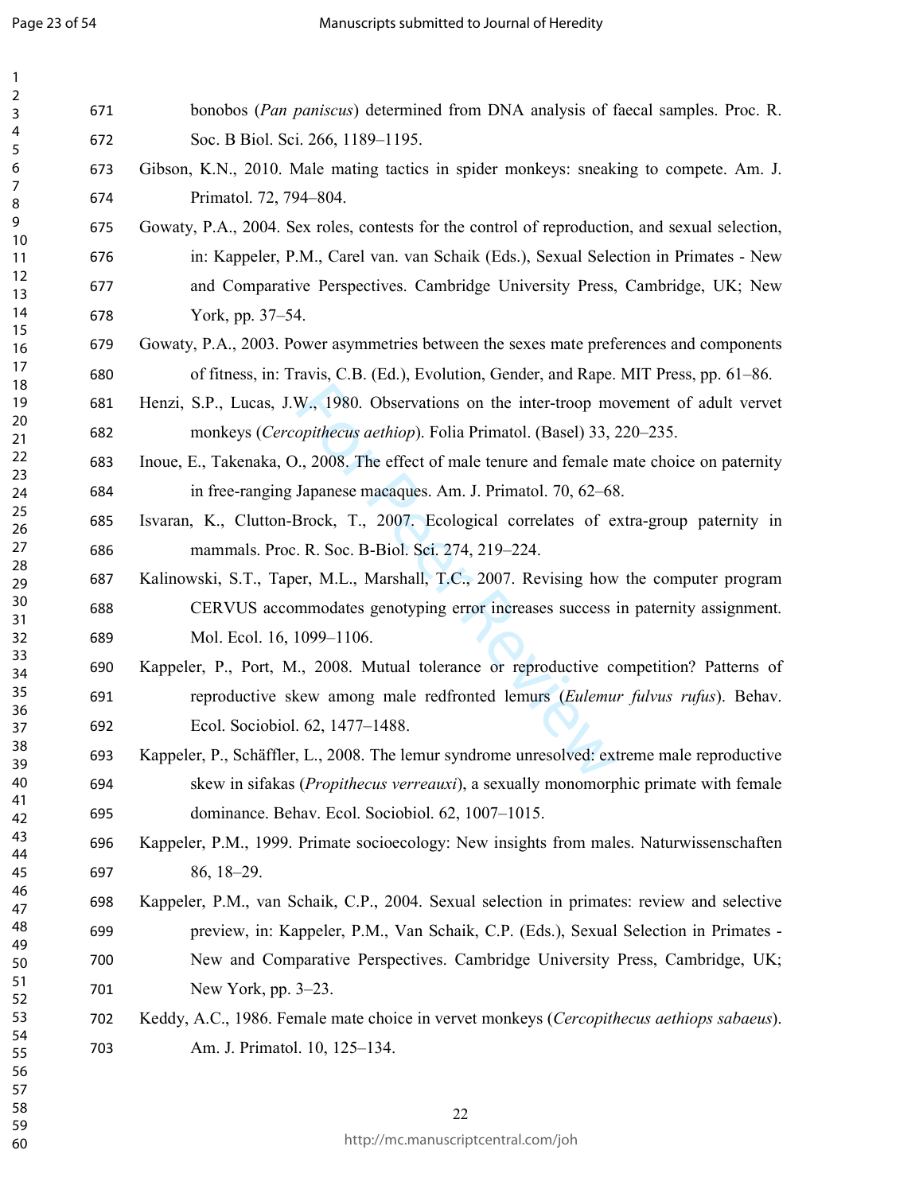bonobos (*Pan paniscus*) determined from DNA analysis of faecal samples. Proc. R. Soc. B Biol. Sci. 266, 1189–1195.

Gibson, K.N., 2010. Male mating tactics in spider monkeys: sneaking to compete. Am. J. Primatol. 72, 794–804.

Gowaty, P.A., 2004. Sex roles, contests for the control of reproduction, and sexual selection, in: Kappeler, P.M., Carel van. van Schaik (Eds.), Sexual Selection in Primates - New and Comparative Perspectives. Cambridge University Press, Cambridge, UK; New York, pp. 37–54.

Gowaty, P.A., 2003. Power asymmetries between the sexes mate preferences and components of fitness, in: Travis, C.B. (Ed.), Evolution, Gender, and Rape. MIT Press, pp. 61–86.

Henzi, S.P., Lucas, J.W., 1980. Observations on the inter-troop movement of adult vervet monkeys (*Cercopithecus aethiop*). Folia Primatol. (Basel) 33, 220–235.

Inoue, E., Takenaka, O., 2008. The effect of male tenure and female mate choice on paternity in free-ranging Japanese macaques. Am. J. Primatol. 70, 62–68.

Isvaran, K., Clutton-Brock, T., 2007. Ecological correlates of extra-group paternity in mammals. Proc. R. Soc. B-Biol. Sci. 274, 219–224.

Kalinowski, S.T., Taper, M.L., Marshall, T.C., 2007. Revising how the computer program CERVUS accommodates genotyping error increases success in paternity assignment. Mol. Ecol. 16, 1099–1106.

Kappeler, P., Port, M., 2008. Mutual tolerance or reproductive competition? Patterns of reproductive skew among male redfronted lemurs (*Eulemur fulvus rufus*). Behav. Ecol. Sociobiol. 62, 1477–1488.

Kappeler, P., Schäffler, L., 2008. The lemur syndrome unresolved: extreme male reproductive skew in sifakas (*Propithecus verreauxi*), a sexually monomorphic primate with female dominance. Behav. Ecol. Sociobiol. 62, 1007–1015.

Kappeler, P.M., 1999. Primate socioecology: New insights from males. Naturwissenschaften 86, 18–29.

Kappeler, P.M., van Schaik, C.P., 2004. Sexual selection in primates: review and selective preview, in: Kappeler, P.M., Van Schaik, C.P. (Eds.), Sexual Selection in Primates - New and Comparative Perspectives. Cambridge University Press, Cambridge, UK; New York, pp. 3–23.

Keddy, A.C., 1986. Female mate choice in vervet monkeys (*Cercopithecus aethiops sabaeus*). Am. J. Primatol. 10, 125–134.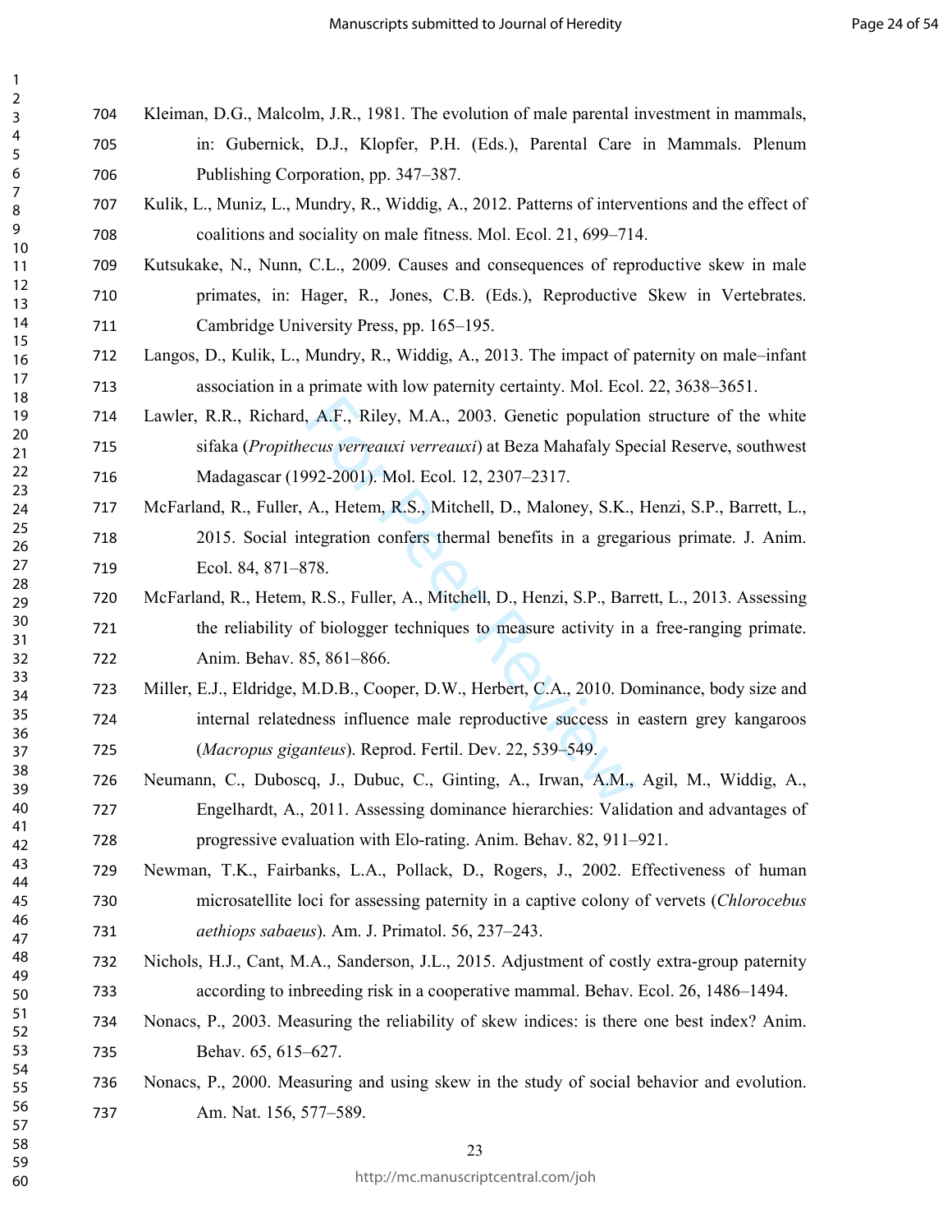Kleiman, D.G., Malcolm, J.R., 1981. The evolution of male parental investment in mammals, in: Gubernick, D.J., Klopfer, P.H. (Eds.), Parental Care in Mammals. Plenum Publishing Corporation, pp. 347–387.

Kulik, L., Muniz, L., Mundry, R., Widdig, A., 2012. Patterns of interventions and the effect of coalitions and sociality on male fitness. Mol. Ecol. 21, 699–714.

Kutsukake, N., Nunn, C.L., 2009. Causes and consequences of reproductive skew in male primates, in: Hager, R., Jones, C.B. (Eds.), Reproductive Skew in Vertebrates. Cambridge University Press, pp. 165–195.

Langos, D., Kulik, L., Mundry, R., Widdig, A., 2013. The impact of paternity on male–infant association in a primate with low paternity certainty. Mol. Ecol. 22, 3638–3651.

Lawler, R.R., Richard, A.F., Riley, M.A., 2003. Genetic population structure of the white sifaka (*Propithecus verreauxi verreauxi*) at Beza Mahafaly Special Reserve, southwest Madagascar (1992-2001). Mol. Ecol. 12, 2307–2317.

McFarland, R., Fuller, A., Hetem, R.S., Mitchell, D., Maloney, S.K., Henzi, S.P., Barrett, L., 2015. Social integration confers thermal benefits in a gregarious primate. J. Anim. Ecol. 84, 871–878.

McFarland, R., Hetem, R.S., Fuller, A., Mitchell, D., Henzi, S.P., Barrett, L., 2013. Assessing the reliability of biologger techniques to measure activity in a free-ranging primate. Anim. Behav. 85, 861–866.

Miller, E.J., Eldridge, M.D.B., Cooper, D.W., Herbert, C.A., 2010. Dominance, body size and internal relatedness influence male reproductive success in eastern grey kangaroos (*Macropus giganteus*). Reprod. Fertil. Dev. 22, 539–549.

Neumann, C., Duboscq, J., Dubuc, C., Ginting, A., Irwan, A.M., Agil, M., Widdig, A., Engelhardt, A., 2011. Assessing dominance hierarchies: Validation and advantages of progressive evaluation with Elo-rating. Anim. Behav. 82, 911–921.

Newman, T.K., Fairbanks, L.A., Pollack, D., Rogers, J., 2002. Effectiveness of human microsatellite loci for assessing paternity in a captive colony of vervets (*Chlorocebus aethiops sabaeus*). Am. J. Primatol. 56, 237–243.

Nichols, H.J., Cant, M.A., Sanderson, J.L., 2015. Adjustment of costly extra-group paternity according to inbreeding risk in a cooperative mammal. Behav. Ecol. 26, 1486–1494.

Nonacs, P., 2003. Measuring the reliability of skew indices: is there one best index? Anim. Behav. 65, 615–627.

Nonacs, P., 2000. Measuring and using skew in the study of social behavior and evolution. Am. Nat. 156, 577–589.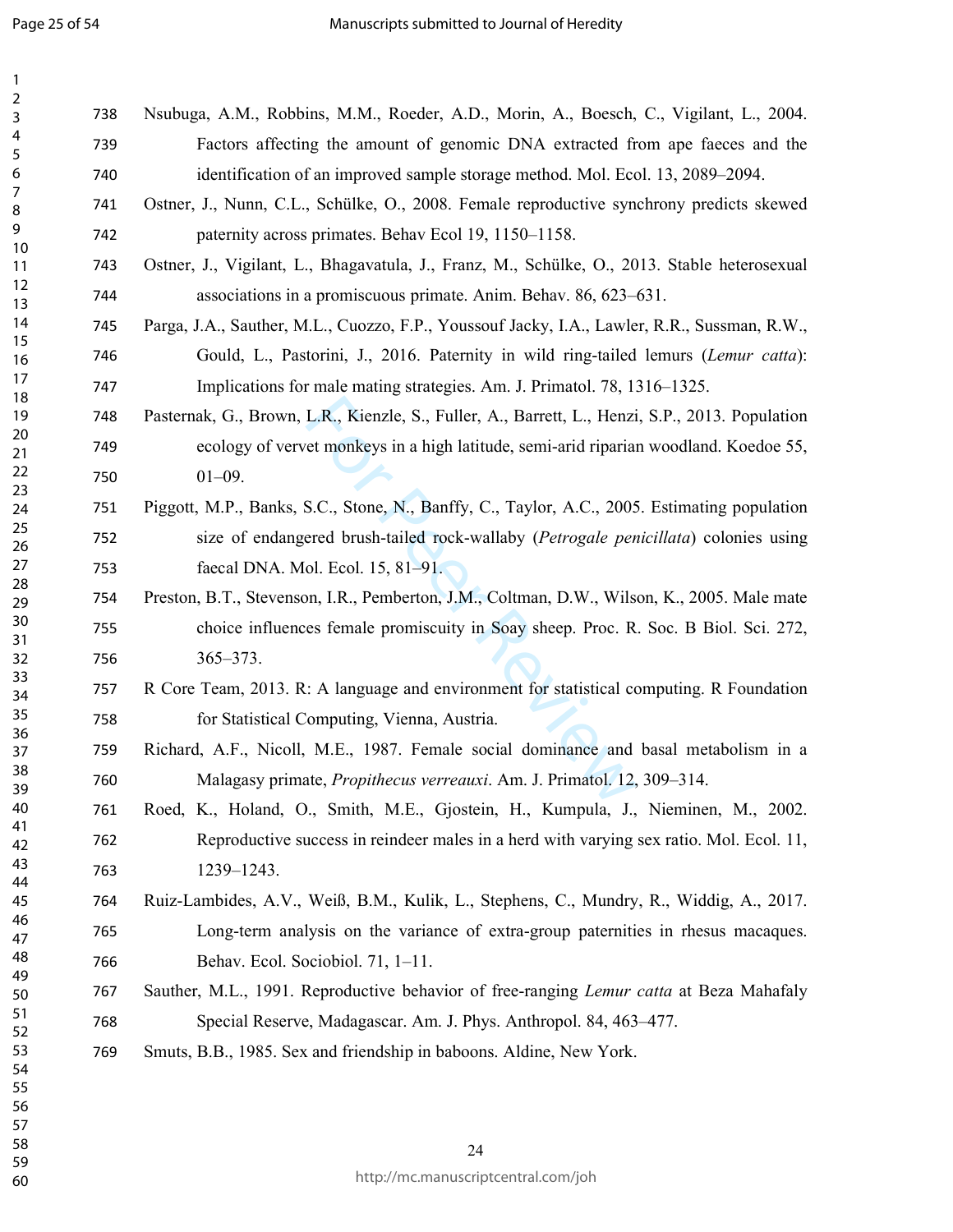Nsubuga, A.M., Robbins, M.M., Roeder, A.D., Morin, A., Boesch, C., Vigilant, L., 2004. Factors affecting the amount of genomic DNA extracted from ape faeces and the identification of an improved sample storage method. Mol. Ecol. 13, 2089–2094.

Ostner, J., Nunn, C.L., Schülke, O., 2008. Female reproductive synchrony predicts skewed paternity across primates. Behav Ecol 19, 1150–1158.

Ostner, J., Vigilant, L., Bhagavatula, J., Franz, M., Schülke, O., 2013. Stable heterosexual associations in a promiscuous primate. Anim. Behav. 86, 623–631.

Parga, J.A., Sauther, M.L., Cuozzo, F.P., Youssouf Jacky, I.A., Lawler, R.R., Sussman, R.W., Gould, L., Pastorini, J., 2016. Paternity in wild ring-tailed lemurs (*Lemur catta*): Implications for male mating strategies. Am. J. Primatol. 78, 1316–1325.

Pasternak, G., Brown, L.R., Kienzle, S., Fuller, A., Barrett, L., Henzi, S.P., 2013. Population ecology of vervet monkeys in a high latitude, semi-arid riparian woodland. Koedoe 55, 01–09.

Piggott, M.P., Banks, S.C., Stone, N., Banffy, C., Taylor, A.C., 2005. Estimating population size of endangered brush-tailed rock-wallaby (*Petrogale penicillata*) colonies using faecal DNA. Mol. Ecol. 15, 81–91.

Preston, B.T., Stevenson, I.R., Pemberton, J.M., Coltman, D.W., Wilson, K., 2005. Male mate choice influences female promiscuity in Soay sheep. Proc. R. Soc. B Biol. Sci. 272, 365–373.

R Core Team, 2013. R: A language and environment for statistical computing. R Foundation for Statistical Computing, Vienna, Austria.

Richard, A.F., Nicoll, M.E., 1987. Female social dominance and basal metabolism in a Malagasy primate, *Propithecus verreauxi*. Am. J. Primatol. 12, 309–314.

Roed, K., Holand, O., Smith, M.E., Gjostein, H., Kumpula, J., Nieminen, M., 2002. Reproductive success in reindeer males in a herd with varying sex ratio. Mol. Ecol. 11, 1239–1243.

Ruiz-Lambides, A.V., Weiß, B.M., Kulik, L., Stephens, C., Mundry, R., Widdig, A., 2017. Long-term analysis on the variance of extra-group paternities in rhesus macaques. Behav. Ecol. Sociobiol. 71, 1–11.

Sauther, M.L., 1991. Reproductive behavior of free-ranging *Lemur catta* at Beza Mahafaly Special Reserve, Madagascar. Am. J. Phys. Anthropol. 84, 463–477.

Smuts, B.B., 1985. Sex and friendship in baboons. Aldine, New York.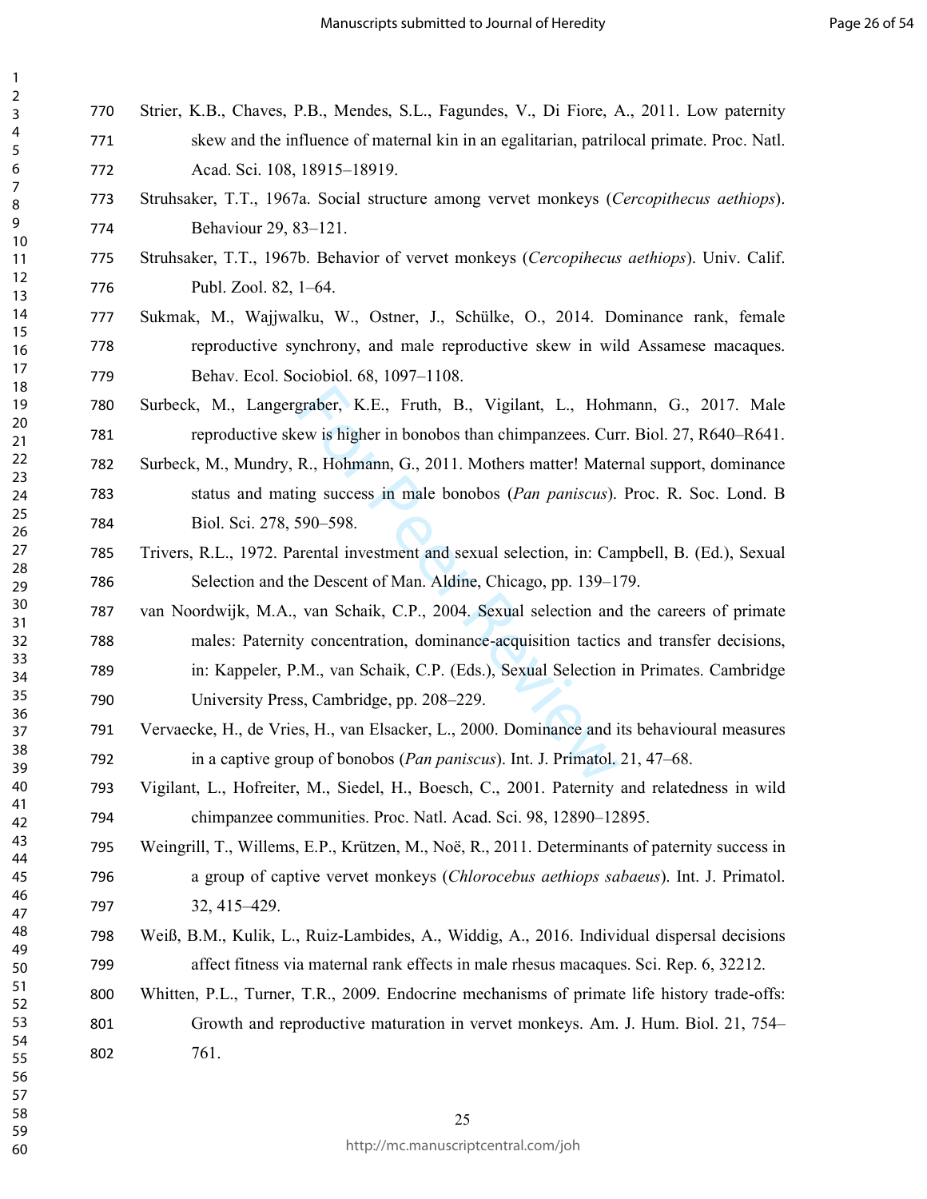Strier, K.B., Chaves, P.B., Mendes, S.L., Fagundes, V., Di Fiore, A., 2011. Low paternity skew and the influence of maternal kin in an egalitarian, patrilocal primate. Proc. Natl. Acad. Sci. 108, 18915–18919.

Struhsaker, T.T., 1967a. Social structure among vervet monkeys (*Cercopithecus aethiops*). Behaviour 29, 83–121.

Struhsaker, T.T., 1967b. Behavior of vervet monkeys (*Cercopihecus aethiops*). Univ. Calif. Publ. Zool. 82, 1–64.

Sukmak, M., Wajjwalku, W., Ostner, J., Schülke, O., 2014. Dominance rank, female reproductive synchrony, and male reproductive skew in wild Assamese macaques. Behav. Ecol. Sociobiol. 68, 1097–1108.

Surbeck, M., Langergraber, K.E., Fruth, B., Vigilant, L., Hohmann, G., 2017. Male reproductive skew is higher in bonobos than chimpanzees. Curr. Biol. 27, R640–R641.

Surbeck, M., Mundry, R., Hohmann, G., 2011. Mothers matter! Maternal support, dominance status and mating success in male bonobos (*Pan paniscus*). Proc. R. Soc. Lond. B Biol. Sci. 278, 590–598.

Trivers, R.L., 1972. Parental investment and sexual selection, in: Campbell, B. (Ed.), Sexual Selection and the Descent of Man. Aldine, Chicago, pp. 139–179.

van Noordwijk, M.A., van Schaik, C.P., 2004. Sexual selection and the careers of primate males: Paternity concentration, dominance-acquisition tactics and transfer decisions, in: Kappeler, P.M., van Schaik, C.P. (Eds.), Sexual Selection in Primates. Cambridge University Press, Cambridge, pp. 208–229.

Vervaecke, H., de Vries, H., van Elsacker, L., 2000. Dominance and its behavioural measures in a captive group of bonobos (*Pan paniscus*). Int. J. Primatol. 21, 47–68.

Vigilant, L., Hofreiter, M., Siedel, H., Boesch, C., 2001. Paternity and relatedness in wild chimpanzee communities. Proc. Natl. Acad. Sci. 98, 12890–12895.

Weingrill, T., Willems, E.P., Krützen, M., Noë, R., 2011. Determinants of paternity success in a group of captive vervet monkeys (*Chlorocebus aethiops sabaeus*). Int. J. Primatol. 32, 415–429.

Weiß, B.M., Kulik, L., Ruiz-Lambides, A., Widdig, A., 2016. Individual dispersal decisions affect fitness via maternal rank effects in male rhesus macaques. Sci. Rep. 6, 32212.

Whitten, P.L., Turner, T.R., 2009. Endocrine mechanisms of primate life history trade-offs: Growth and reproductive maturation in vervet monkeys. Am. J. Hum. Biol. 21, 754–761.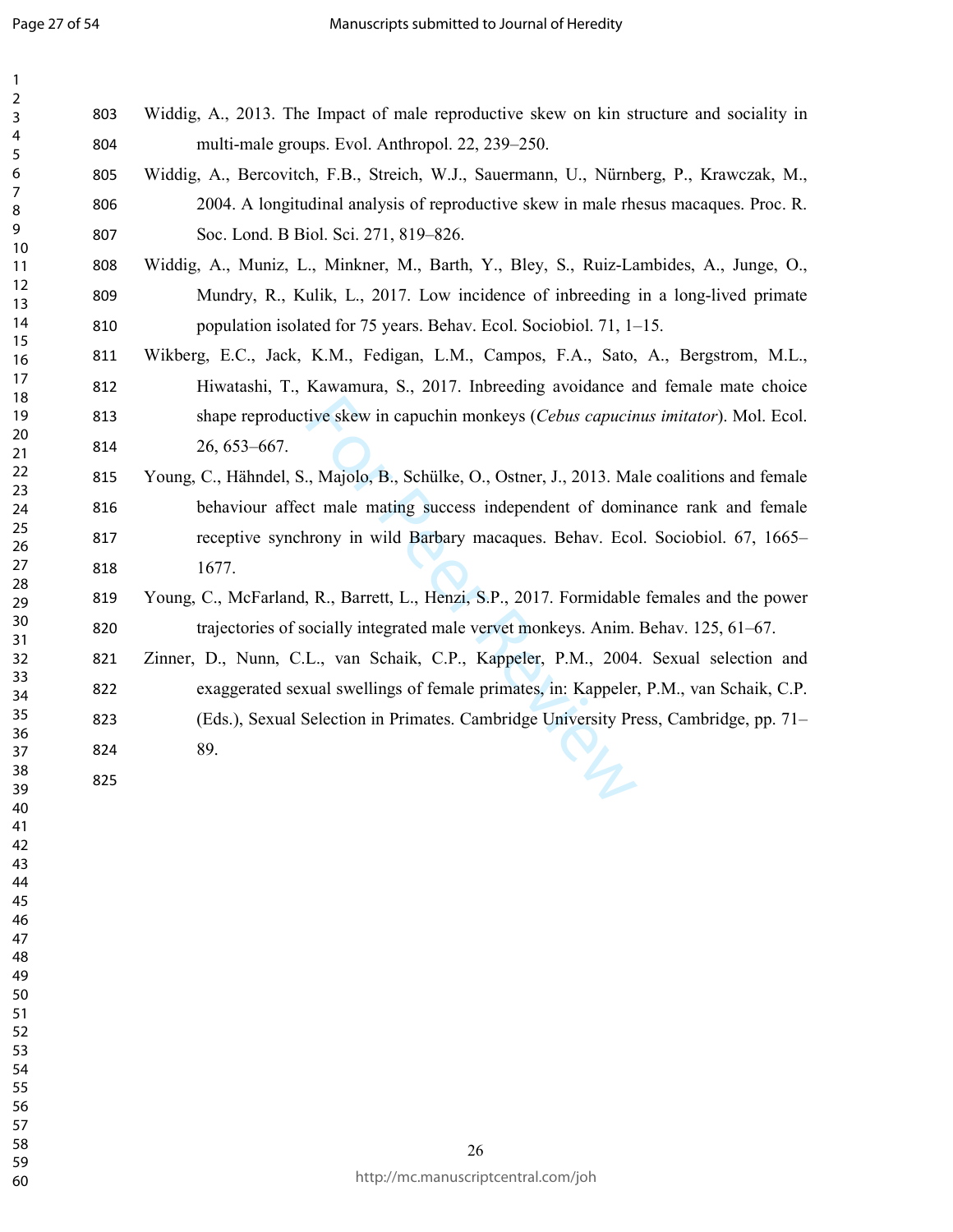Widdig, A., 2013. The Impact of male reproductive skew on kin structure and sociality in multi-male groups. Evol. Anthropol. 22, 239–250.

Widdig, A., Bercovitch, F.B., Streich, W.J., Sauermann, U., Nürnberg, P., Krawczak, M., 2004. A longitudinal analysis of reproductive skew in male rhesus macaques. Proc. R. Soc. Lond. B Biol. Sci. 271, 819–826.

Widdig, A., Muniz, L., Minkner, M., Barth, Y., Bley, S., Ruiz-Lambides, A., Junge, O., Mundry, R., Kulik, L., 2017. Low incidence of inbreeding in a long-lived primate population isolated for 75 years. Behav. Ecol. Sociobiol. 71, 1–15.

Wikberg, E.C., Jack, K.M., Fedigan, L.M., Campos, F.A., Sato, A., Bergstrom, M.L., Hiwatashi, T., Kawamura, S., 2017. Inbreeding avoidance and female mate choice shape reproductive skew in capuchin monkeys (*Cebus capucinus imitator*). Mol. Ecol. 26, 653–667.

Young, C., Hähndel, S., Majolo, B., Schülke, O., Ostner, J., 2013. Male coalitions and female behaviour affect male mating success independent of dominance rank and female receptive synchrony in wild Barbary macaques. Behav. Ecol. Sociobiol. 67, 1665–1677.

Young, C., McFarland, R., Barrett, L., Henzi, S.P., 2017. Formidable females and the power trajectories of socially integrated male vervet monkeys. Anim. Behav. 125, 61–67.

Zinner, D., Nunn, C.L., van Schaik, C.P., Kappeler, P.M., 2004. Sexual selection and exaggerated sexual swellings of female primates, in: Kappeler, P.M., van Schaik, C.P. (Eds.), Sexual Selection in Primates. Cambridge University Press, Cambridge, pp. 71–89.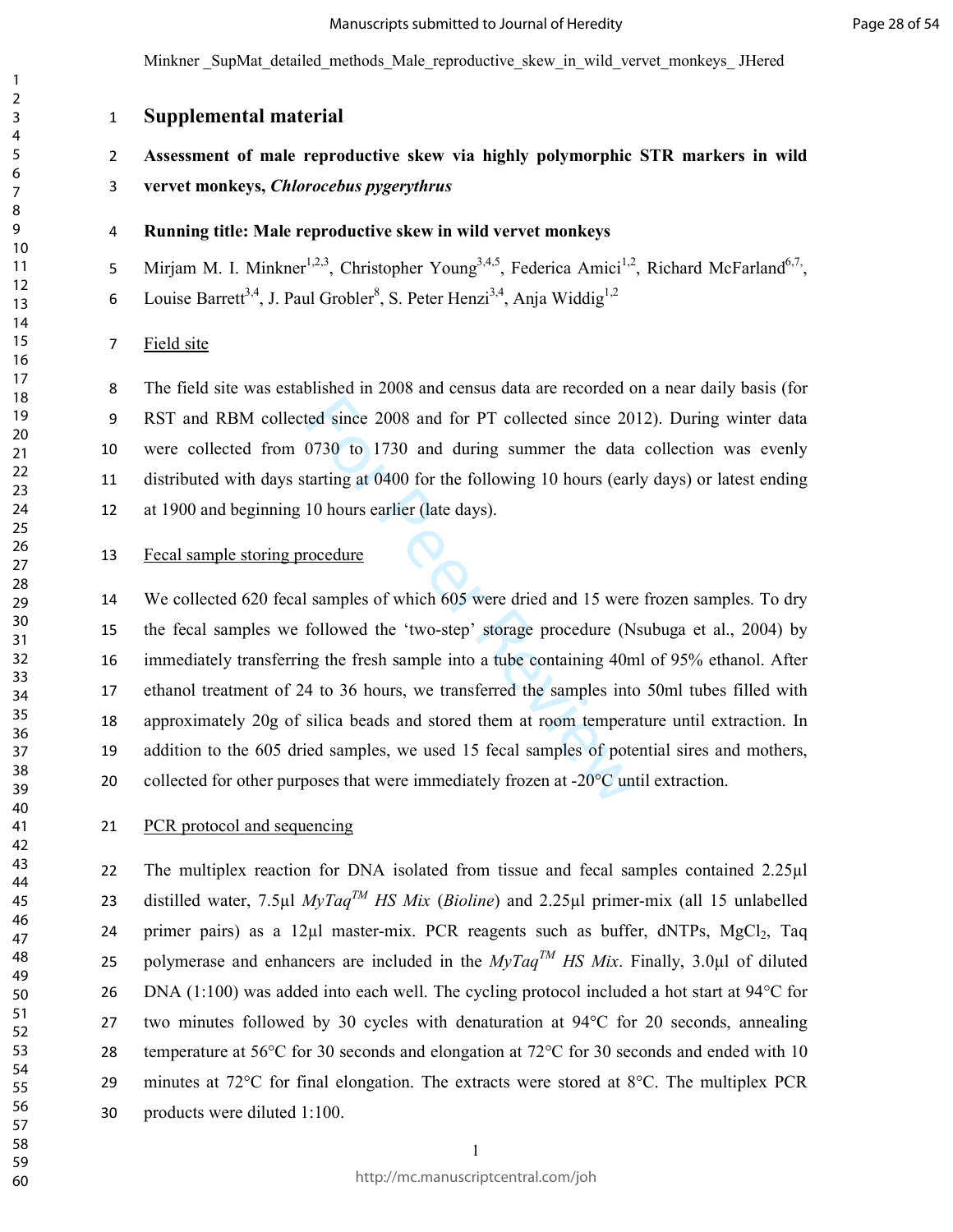Minkner _SupMat_detailed_methods_Male_reproductive_skew_in_wild_vervet_monkeys_ JHered

# Supplemental material

**Assessment of male reproductive skew via highly polymorphic STR markers in wild vervet monkeys, *Chlorocebus pygerythrus***

**Running title: Male reproductive skew in wild vervet monkeys**

Mirjam M. I. Minkner[1,2,3], Christopher Young[3,4,5], Federica Amici[1,2], Richard McFarland[6,7], Louise Barrett[3,4], J. Paul Grobler[8], S. Peter Henzi[3,4], Anja Widdig[1,2]

Field site

The field site was established in 2008 and census data are recorded on a near daily basis (for RST and RBM collected since 2008 and for PT collected since 2012). During winter data were collected from 0730 to 1730 and during summer the data collection was evenly distributed with days starting at 0400 for the following 10 hours (early days) or latest ending at 1900 and beginning 10 hours earlier (late days).

Fecal sample storing procedure

We collected 620 fecal samples of which 605 were dried and 15 were frozen samples. To dry the fecal samples we followed the 'two-step' storage procedure (Nsubuga et al., 2004) by immediately transferring the fresh sample into a tube containing 40ml of 95% ethanol. After ethanol treatment of 24 to 36 hours, we transferred the samples into 50ml tubes filled with approximately 20g of silica beads and stored them at room temperature until extraction. In addition to the 605 dried samples, we used 15 fecal samples of potential sires and mothers, collected for other purposes that were immediately frozen at -20°C until extraction.

PCR protocol and sequencing

The multiplex reaction for DNA isolated from tissue and fecal samples contained 2.25µl distilled water, 7.5µl *MyTaq™ HS Mix* (*Bioline*) and 2.25µl primer-mix (all 15 unlabelled primer pairs) as a 12µl master-mix. PCR reagents such as buffer, dNTPs, $MgCl_2$, Taq polymerase and enhancers are included in the *MyTaq™ HS Mix*. Finally, 3.0µl of diluted DNA (1:100) was added into each well. The cycling protocol included a hot start at 94°C for two minutes followed by 30 cycles with denaturation at 94°C for 20 seconds, annealing temperature at 56°C for 30 seconds and elongation at 72°C for 30 seconds and ended with 10 minutes at 72°C for final elongation. The extracts were stored at 8°C. The multiplex PCR products were diluted 1:100.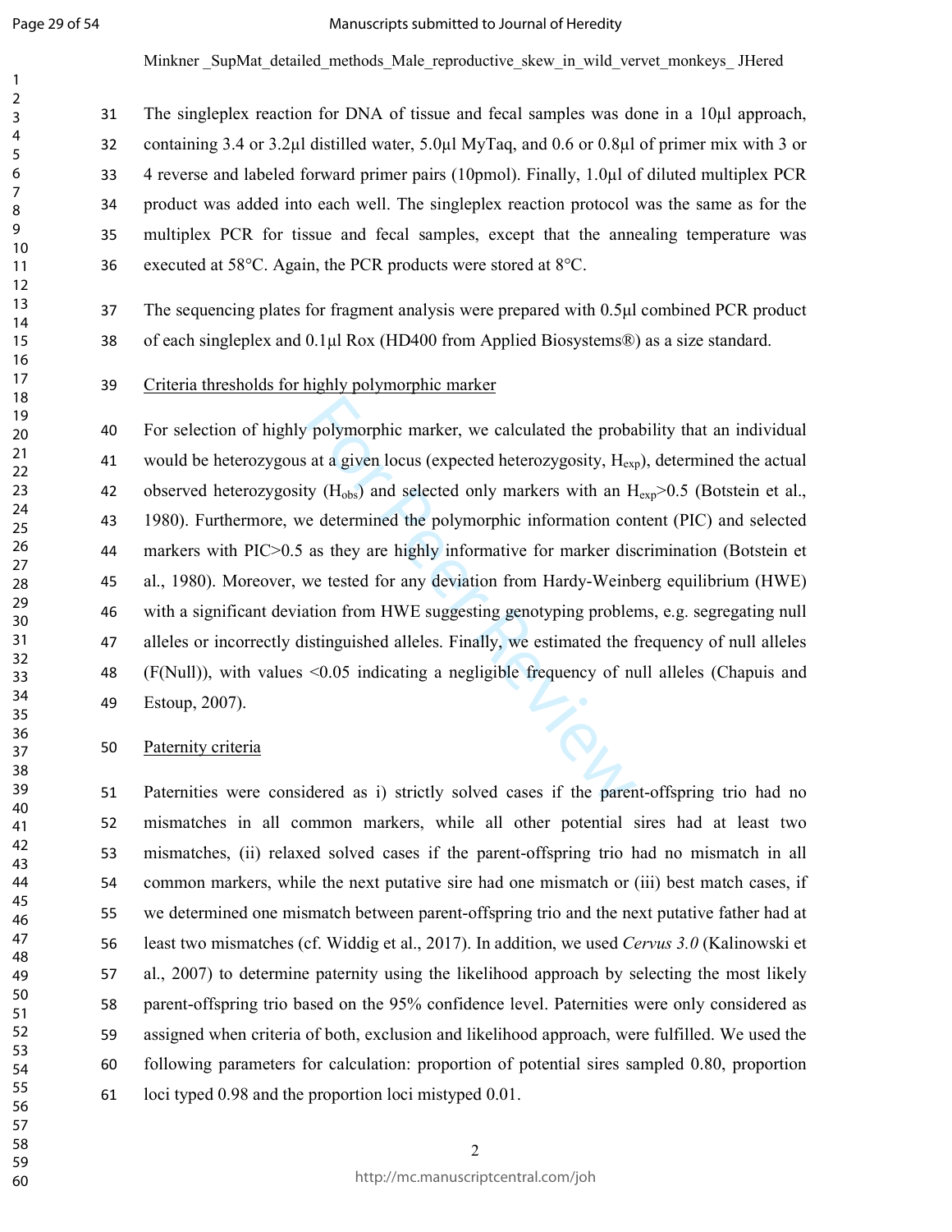The singleplex reaction for DNA of tissue and fecal samples was done in a 10µl approach, containing 3.4 or 3.2µl distilled water, 5.0µl MyTaq, and 0.6 or 0.8µl of primer mix with 3 or 4 reverse and labeled forward primer pairs (10pmol). Finally, 1.0µl of diluted multiplex PCR product was added into each well. The singleplex reaction protocol was the same as for the multiplex PCR for tissue and fecal samples, except that the annealing temperature was executed at 58°C. Again, the PCR products were stored at 8°C.

The sequencing plates for fragment analysis were prepared with 0.5µl combined PCR product of each singleplex and 0.1µl Rox (HD400 from Applied Biosystems®) as a size standard.

Criteria thresholds for highly polymorphic marker

For selection of highly polymorphic marker, we calculated the probability that an individual would be heterozygous at a given locus (expected heterozygosity, $H_{exp}$), determined the actual observed heterozygosity ($H_{obs}$) and selected only markers with an $H_{exp}>0.5$ (Botstein et al., 1980). Furthermore, we determined the polymorphic information content (PIC) and selected markers with PIC>0.5 as they are highly informative for marker discrimination (Botstein et al., 1980). Moreover, we tested for any deviation from Hardy-Weinberg equilibrium (HWE) with a significant deviation from HWE suggesting genotyping problems, e.g. segregating null alleles or incorrectly distinguished alleles. Finally, we estimated the frequency of null alleles (F(Null)), with values <0.05 indicating a negligible frequency of null alleles (Chapuis and Estoup, 2007).

Paternity criteria

Paternities were considered as i) strictly solved cases if the parent-offspring trio had no mismatches in all common markers, while all other potential sires had at least two mismatches, (ii) relaxed solved cases if the parent-offspring trio had no mismatch in all common markers, while the next putative sire had one mismatch or (iii) best match cases, if we determined one mismatch between parent-offspring trio and the next putative father had at least two mismatches (cf. Widdig et al., 2017). In addition, we used *Cervus 3.0* (Kalinowski et al., 2007) to determine paternity using the likelihood approach by selecting the most likely parent-offspring trio based on the 95% confidence level. Paternities were only considered as assigned when criteria of both, exclusion and likelihood approach, were fulfilled. We used the following parameters for calculation: proportion of potential sires sampled 0.80, proportion loci typed 0.98 and the proportion loci mistyped 0.01.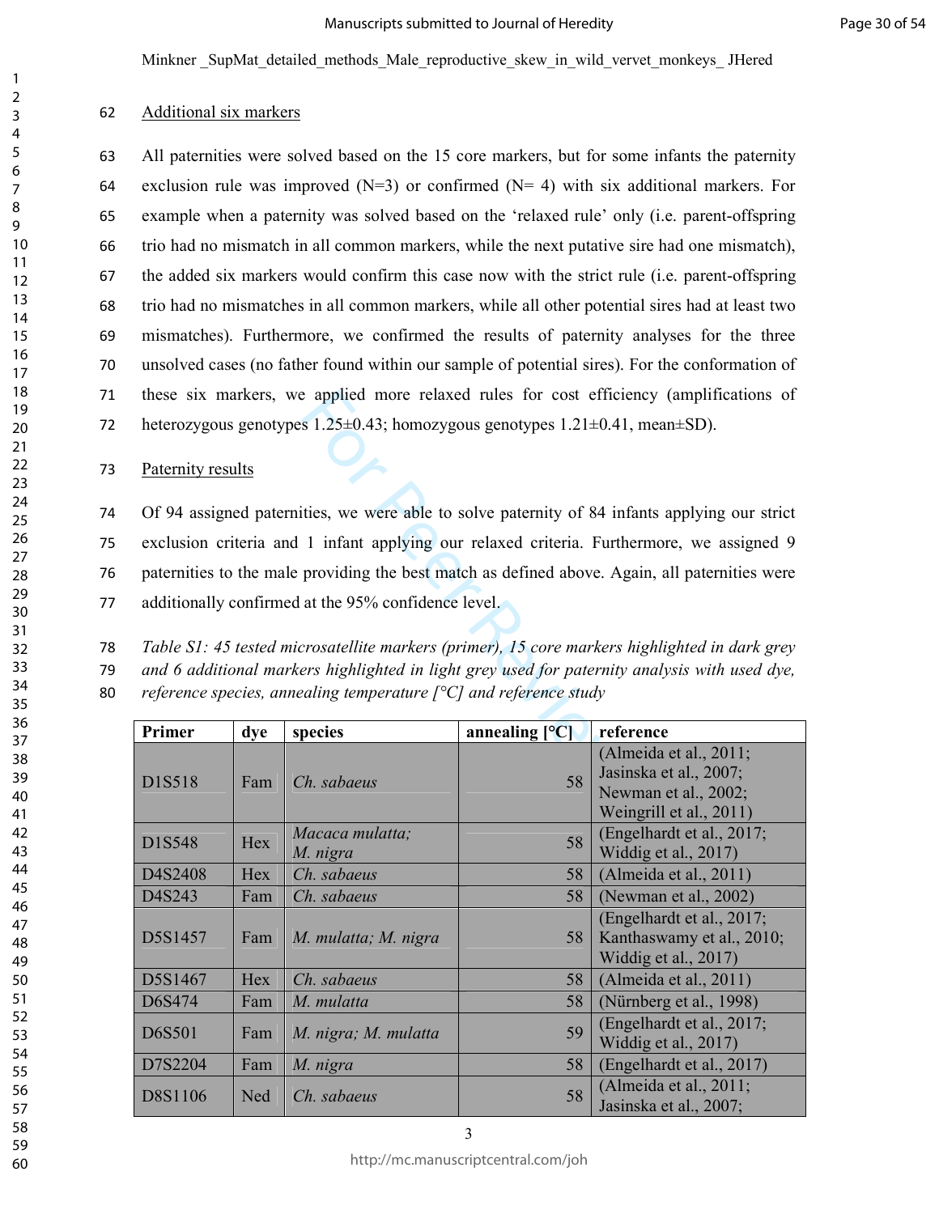Additional six markers

All paternities were solved based on the 15 core markers, but for some infants the paternity exclusion rule was improved (N=3) or confirmed (N= 4) with six additional markers. For example when a paternity was solved based on the 'relaxed rule' only (i.e. parent-offspring trio had no mismatch in all common markers, while the next putative sire had one mismatch), the added six markers would confirm this case now with the strict rule (i.e. parent-offspring trio had no mismatches in all common markers, while all other potential sires had at least two mismatches). Furthermore, we confirmed the results of paternity analyses for the three unsolved cases (no father found within our sample of potential sires). For the conformation of these six markers, we applied more relaxed rules for cost efficiency (amplifications of heterozygous genotypes 1.25±0.43; homozygous genotypes 1.21±0.41, mean±SD).

Paternity results

Of 94 assigned paternities, we were able to solve paternity of 84 infants applying our strict exclusion criteria and 1 infant applying our relaxed criteria. Furthermore, we assigned 9 paternities to the male providing the best match as defined above. Again, all paternities were additionally confirmed at the 95% confidence level.

*Table S1: 45 tested microsatellite markers (primer), 15 core markers highlighted in dark grey and 6 additional markers highlighted in light grey used for paternity analysis with used dye, reference species, annealing temperature [°C] and reference study*

| Primer | dye | species | annealing [°C] | reference |
|---|---|---|---|---|
| D1S518 | Fam | *Ch. sabaeus* | 58 | (Almeida et al., 2011; Jasinska et al., 2007; Newman et al., 2002; Weingrill et al., 2011) |
| D1S548 | Hex | *Macaca mulatta; M. nigra* | 58 | (Engelhardt et al., 2017; Widdig et al., 2017) |
| D4S2408 | Hex | *Ch. sabaeus* | 58 | (Almeida et al., 2011) |
| D4S243 | Fam | *Ch. sabaeus* | 58 | (Newman et al., 2002) |
| D5S1457 | Fam | *M. mulatta; M. nigra* | 58 | (Engelhardt et al., 2017; Kanthaswamy et al., 2010; Widdig et al., 2017) |
| D5S1467 | Hex | *Ch. sabaeus* | 58 | (Almeida et al., 2011) |
| D6S474 | Fam | *M. mulatta* | 58 | (Nürnberg et al., 1998) |
| D6S501 | Fam | *M. nigra; M. mulatta* | 59 | (Engelhardt et al., 2017; Widdig et al., 2017) |
| D7S2204 | Fam | *M. nigra* | 58 | (Engelhardt et al., 2017) |
| D8S1106 | Ned | *Ch. sabaeus* | 58 | (Almeida et al., 2011; Jasinska et al., 2007; |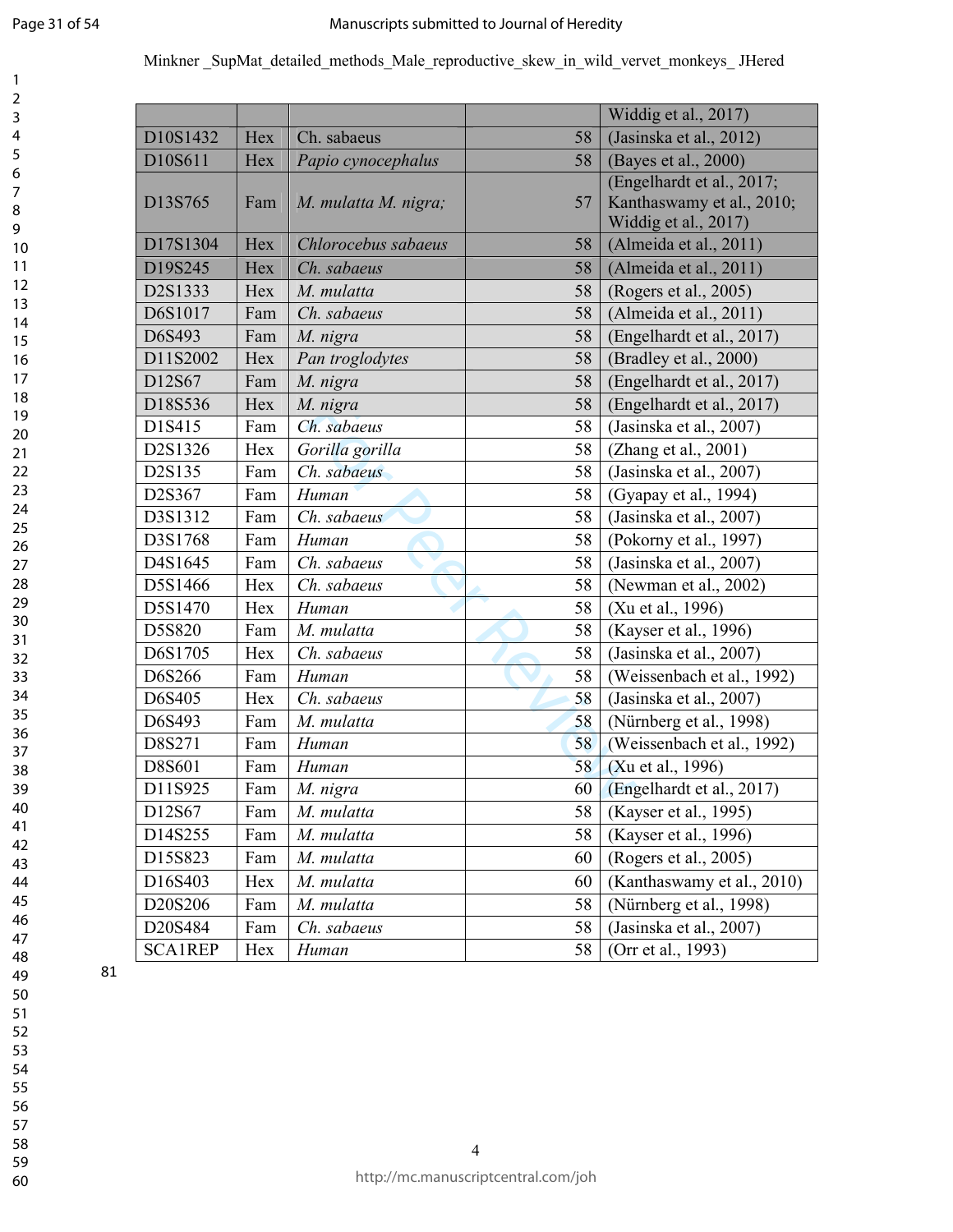Minkner _SupMat_detailed_methods_Male_reproductive_skew_in_wild_vervet_monkeys_ JHered

| | | | | |
|---|---|---|---|---|
| | | | | Widdig et al., 2017) |
| D10S1432 | Hex | Ch. sabaeus | 58 | (Jasinska et al., 2012) |
| D10S611 | Hex | *Papio cynocephalus* | 58 | (Bayes et al., 2000) |
| D13S765 | Fam | *M. mulatta M. nigra;* | 57 | (Engelhardt et al., 2017; Kanthaswamy et al., 2010; Widdig et al., 2017) |
| D17S1304 | Hex | *Chlorocebus sabaeus* | 58 | (Almeida et al., 2011) |
| D19S245 | Hex | *Ch. sabaeus* | 58 | (Almeida et al., 2011) |
| D2S1333 | Hex | *M. mulatta* | 58 | (Rogers et al., 2005) |
| D6S1017 | Fam | *Ch. sabaeus* | 58 | (Almeida et al., 2011) |
| D6S493 | Fam | *M. nigra* | 58 | (Engelhardt et al., 2017) |
| D11S2002 | Hex | *Pan troglodytes* | 58 | (Bradley et al., 2000) |
| D12S67 | Fam | *M. nigra* | 58 | (Engelhardt et al., 2017) |
| D18S536 | Hex | *M. nigra* | 58 | (Engelhardt et al., 2017) |
| D1S415 | Fam | *Ch. sabaeus* | 58 | (Jasinska et al., 2007) |
| D2S1326 | Hex | *Gorilla gorilla* | 58 | (Zhang et al., 2001) |
| D2S135 | Fam | *Ch. sabaeus* | 58 | (Jasinska et al., 2007) |
| D2S367 | Fam | *Human* | 58 | (Gyapay et al., 1994) |
| D3S1312 | Fam | *Ch. sabaeus* | 58 | (Jasinska et al., 2007) |
| D3S1768 | Fam | *Human* | 58 | (Pokorny et al., 1997) |
| D4S1645 | Fam | *Ch. sabaeus* | 58 | (Jasinska et al., 2007) |
| D5S1466 | Hex | *Ch. sabaeus* | 58 | (Newman et al., 2002) |
| D5S1470 | Hex | *Human* | 58 | (Xu et al., 1996) |
| D5S820 | Fam | *M. mulatta* | 58 | (Kayser et al., 1996) |
| D6S1705 | Hex | *Ch. sabaeus* | 58 | (Jasinska et al., 2007) |
| D6S266 | Fam | *Human* | 58 | (Weissenbach et al., 1992) |
| D6S405 | Hex | *Ch. sabaeus* | 58 | (Jasinska et al., 2007) |
| D6S493 | Fam | *M. mulatta* | 58 | (Nürnberg et al., 1998) |
| D8S271 | Fam | *Human* | 58 | (Weissenbach et al., 1992) |
| D8S601 | Fam | *Human* | 58 | (Xu et al., 1996) |
| D11S925 | Fam | *M. nigra* | 60 | (Engelhardt et al., 2017) |
| D12S67 | Fam | *M. mulatta* | 58 | (Kayser et al., 1995) |
| D14S255 | Fam | *M. mulatta* | 58 | (Kayser et al., 1996) |
| D15S823 | Fam | *M. mulatta* | 60 | (Rogers et al., 2005) |
| D16S403 | Hex | *M. mulatta* | 60 | (Kanthaswamy et al., 2010) |
| D20S206 | Fam | *M. mulatta* | 58 | (Nürnberg et al., 1998) |
| D20S484 | Fam | *Ch. sabaeus* | 58 | (Jasinska et al., 2007) |
| SCA1REP | Hex | *Human* | 58 | (Orr et al., 1993) |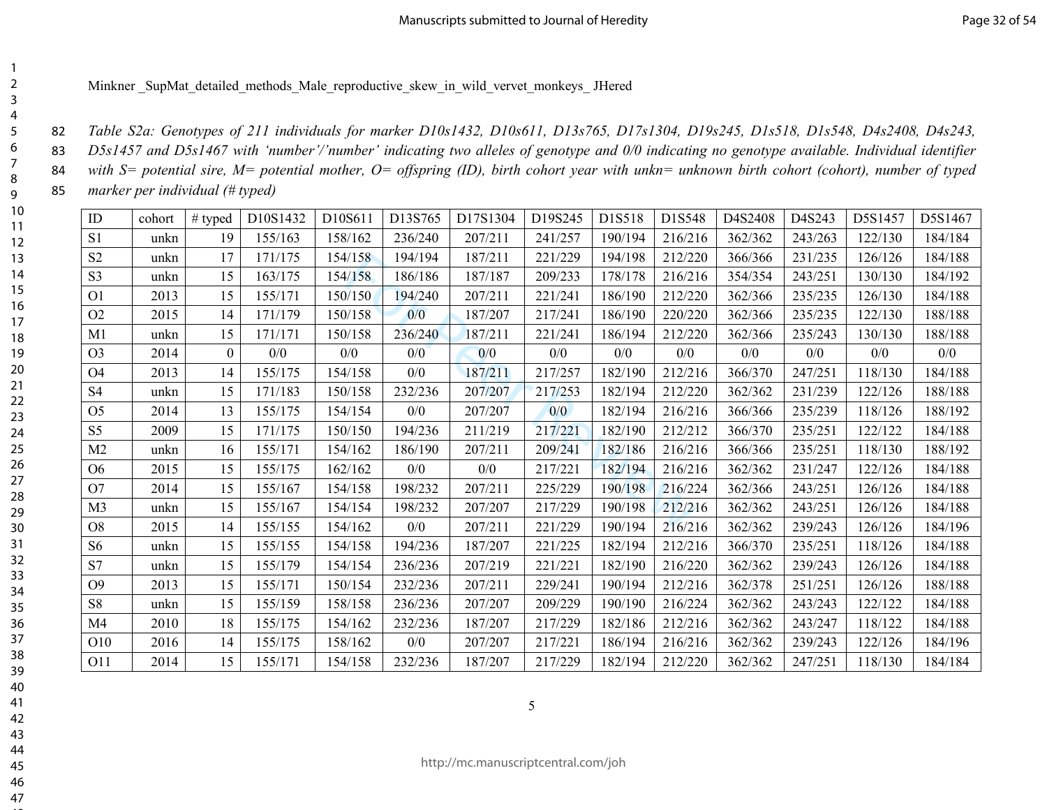Minkner _SupMat_detailed_methods_Male_reproductive_skew_in_wild_vervet_monkeys_ JHered

*Table S2a: Genotypes of 211 individuals for marker D10s1432, D10s611, D13s765, D17s1304, D19s245, D1s518, D1s548, D4s2408, D4s243, D5s1457 and D5s1467 with 'number'/'number' indicating two alleles of genotype and 0/0 indicating no genotype available. Individual identifier with S= potential sire, M= potential mother, O= offspring (ID), birth cohort year with unkn= unknown birth cohort (cohort), number of typed marker per individual (# typed)*

| ID | cohort | # typed | D10S1432 | D10S611 | D13S765 | D17S1304 | D19S245 | D1S518 | D1S548 | D4S2408 | D4S243 | D5S1457 | D5S1467 |
|---|---|---|---|---|---|---|---|---|---|---|---|---|---|
| S1 | unkn | 19 | 155/163 | 158/162 | 236/240 | 207/211 | 241/257 | 190/194 | 216/216 | 362/362 | 243/263 | 122/130 | 184/184 |
| S2 | unkn | 17 | 171/175 | 154/158 | 194/194 | 187/211 | 221/229 | 194/198 | 212/220 | 366/366 | 231/235 | 126/126 | 184/188 |
| S3 | unkn | 15 | 163/175 | 154/158 | 186/186 | 187/187 | 209/233 | 178/178 | 216/216 | 354/354 | 243/251 | 130/130 | 184/192 |
| O1 | 2013 | 15 | 155/171 | 150/150 | 194/240 | 207/211 | 221/241 | 186/190 | 212/220 | 362/366 | 235/235 | 126/130 | 184/188 |
| O2 | 2015 | 14 | 171/179 | 150/158 | 0/0 | 187/207 | 217/241 | 186/190 | 220/220 | 362/366 | 235/235 | 122/130 | 188/188 |
| M1 | unkn | 15 | 171/171 | 150/158 | 236/240 | 187/211 | 221/241 | 186/194 | 212/220 | 362/366 | 235/243 | 130/130 | 188/188 |
| O3 | 2014 | 0 | 0/0 | 0/0 | 0/0 | 0/0 | 0/0 | 0/0 | 0/0 | 0/0 | 0/0 | 0/0 | 0/0 |
| O4 | 2013 | 14 | 155/175 | 154/158 | 0/0 | 187/211 | 217/257 | 182/190 | 212/216 | 366/370 | 247/251 | 118/130 | 184/188 |
| S4 | unkn | 15 | 171/183 | 150/158 | 232/236 | 207/207 | 217/253 | 182/194 | 212/220 | 362/362 | 231/239 | 122/126 | 188/188 |
| O5 | 2014 | 13 | 155/175 | 154/154 | 0/0 | 207/207 | 0/0 | 182/194 | 216/216 | 366/366 | 235/239 | 118/126 | 188/192 |
| S5 | 2009 | 15 | 171/175 | 150/150 | 194/236 | 211/219 | 217/221 | 182/190 | 212/212 | 366/370 | 235/251 | 122/122 | 184/188 |
| M2 | unkn | 16 | 155/171 | 154/162 | 186/190 | 207/211 | 209/241 | 182/186 | 216/216 | 366/366 | 235/251 | 118/130 | 188/192 |
| O6 | 2015 | 15 | 155/175 | 162/162 | 0/0 | 0/0 | 217/221 | 182/194 | 216/216 | 362/362 | 231/247 | 122/126 | 184/188 |
| O7 | 2014 | 15 | 155/167 | 154/158 | 198/232 | 207/211 | 225/229 | 190/198 | 216/224 | 362/366 | 243/251 | 126/126 | 184/188 |
| M3 | unkn | 15 | 155/167 | 154/154 | 198/232 | 207/207 | 217/229 | 190/198 | 212/216 | 362/362 | 243/251 | 126/126 | 184/188 |
| O8 | 2015 | 14 | 155/155 | 154/162 | 0/0 | 207/211 | 221/229 | 190/194 | 216/216 | 362/362 | 239/243 | 126/126 | 184/196 |
| S6 | unkn | 15 | 155/155 | 154/158 | 194/236 | 187/207 | 221/225 | 182/194 | 212/216 | 366/370 | 235/251 | 118/126 | 184/188 |
| S7 | unkn | 15 | 155/179 | 154/154 | 236/236 | 207/219 | 221/221 | 182/190 | 216/220 | 362/362 | 239/243 | 126/126 | 184/188 |
| O9 | 2013 | 15 | 155/171 | 150/154 | 232/236 | 207/211 | 229/241 | 190/194 | 212/216 | 362/378 | 251/251 | 126/126 | 188/188 |
| S8 | unkn | 15 | 155/159 | 158/158 | 236/236 | 207/207 | 209/229 | 190/190 | 216/224 | 362/362 | 243/243 | 122/122 | 184/188 |
| M4 | 2010 | 18 | 155/175 | 154/162 | 232/236 | 187/207 | 217/229 | 182/186 | 212/216 | 362/362 | 243/247 | 118/122 | 184/188 |
| O10 | 2016 | 14 | 155/175 | 158/162 | 0/0 | 207/207 | 217/221 | 186/194 | 216/216 | 362/362 | 239/243 | 122/126 | 184/196 |
| O11 | 2014 | 15 | 155/171 | 154/158 | 232/236 | 187/207 | 217/229 | 182/194 | 212/220 | 362/362 | 247/251 | 118/130 | 184/184 |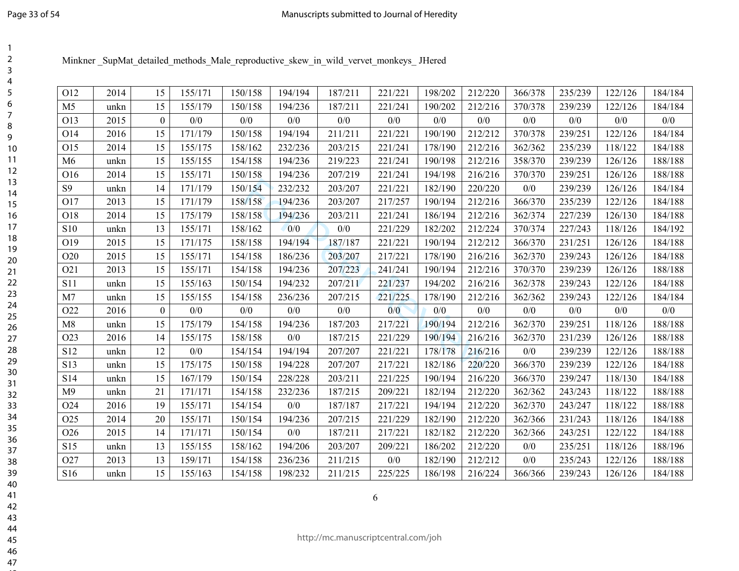Minkner _SupMat_detailed_methods_Male_reproductive_skew_in_wild_vervet_monkeys_ JHered

| | | | | | | | | | | | | | |
|---|---|---|---|---|---|---|---|---|---|---|---|---|---|
| O12 | 2014 | 15 | 155/171 | 150/158 | 194/194 | 187/211 | 221/221 | 198/202 | 212/220 | 366/378 | 235/239 | 122/126 | 184/184 |
| M5 | unkn | 15 | 155/179 | 150/158 | 194/236 | 187/211 | 221/241 | 190/202 | 212/216 | 370/378 | 239/239 | 122/126 | 184/184 |
| O13 | 2015 | 0 | 0/0 | 0/0 | 0/0 | 0/0 | 0/0 | 0/0 | 0/0 | 0/0 | 0/0 | 0/0 | 0/0 |
| O14 | 2016 | 15 | 171/179 | 150/158 | 194/194 | 211/211 | 221/221 | 190/190 | 212/212 | 370/378 | 239/251 | 122/126 | 184/184 |
| O15 | 2014 | 15 | 155/175 | 158/162 | 232/236 | 203/215 | 221/241 | 178/190 | 212/216 | 362/362 | 235/239 | 118/122 | 184/188 |
| M6 | unkn | 15 | 155/155 | 154/158 | 194/236 | 219/223 | 221/241 | 190/198 | 212/216 | 358/370 | 239/239 | 126/126 | 188/188 |
| O16 | 2014 | 15 | 155/171 | 150/158 | 194/236 | 207/219 | 221/241 | 194/198 | 216/216 | 370/370 | 239/251 | 126/126 | 188/188 |
| S9 | unkn | 14 | 171/179 | 150/154 | 232/232 | 203/207 | 221/221 | 182/190 | 220/220 | 0/0 | 239/239 | 126/126 | 184/184 |
| O17 | 2013 | 15 | 171/179 | 158/158 | 194/236 | 203/207 | 217/257 | 190/194 | 212/216 | 366/370 | 235/239 | 122/126 | 184/188 |
| O18 | 2014 | 15 | 175/179 | 158/158 | 194/236 | 203/211 | 221/241 | 186/194 | 212/216 | 362/374 | 227/239 | 126/130 | 184/188 |
| S10 | unkn | 13 | 155/171 | 158/162 | 0/0 | 0/0 | 221/229 | 182/202 | 212/224 | 370/374 | 227/243 | 118/126 | 184/192 |
| O19 | 2015 | 15 | 171/175 | 158/158 | 194/194 | 187/187 | 221/221 | 190/194 | 212/212 | 366/370 | 231/251 | 126/126 | 184/188 |
| O20 | 2015 | 15 | 155/171 | 154/158 | 186/236 | 203/207 | 217/221 | 178/190 | 216/216 | 362/370 | 239/243 | 126/126 | 184/188 |
| O21 | 2013 | 15 | 155/171 | 154/158 | 194/236 | 207/223 | 241/241 | 190/194 | 212/216 | 370/370 | 239/239 | 126/126 | 188/188 |
| S11 | unkn | 15 | 155/163 | 150/154 | 194/232 | 207/211 | 221/237 | 194/202 | 216/216 | 362/378 | 239/243 | 122/126 | 184/188 |
| M7 | unkn | 15 | 155/155 | 154/158 | 236/236 | 207/215 | 221/225 | 178/190 | 212/216 | 362/362 | 239/243 | 122/126 | 184/184 |
| O22 | 2016 | 0 | 0/0 | 0/0 | 0/0 | 0/0 | 0/0 | 0/0 | 0/0 | 0/0 | 0/0 | 0/0 | 0/0 |
| M8 | unkn | 15 | 175/179 | 154/158 | 194/236 | 187/203 | 217/221 | 190/194 | 212/216 | 362/370 | 239/251 | 118/126 | 188/188 |
| O23 | 2016 | 14 | 155/175 | 158/158 | 0/0 | 187/215 | 221/229 | 190/194 | 216/216 | 362/370 | 231/239 | 126/126 | 188/188 |
| S12 | unkn | 12 | 0/0 | 154/154 | 194/194 | 207/207 | 221/221 | 178/178 | 216/216 | 0/0 | 239/239 | 122/126 | 188/188 |
| S13 | unkn | 15 | 175/175 | 150/158 | 194/228 | 207/207 | 217/221 | 182/186 | 220/220 | 366/370 | 239/239 | 122/126 | 184/188 |
| S14 | unkn | 15 | 167/179 | 150/154 | 228/228 | 203/211 | 221/225 | 190/194 | 216/220 | 366/370 | 239/247 | 118/130 | 184/188 |
| M9 | unkn | 21 | 171/171 | 154/158 | 232/236 | 187/215 | 209/221 | 182/194 | 212/220 | 362/362 | 243/243 | 118/122 | 188/188 |
| O24 | 2016 | 19 | 155/171 | 154/154 | 0/0 | 187/187 | 217/221 | 194/194 | 212/220 | 362/370 | 243/247 | 118/122 | 188/188 |
| O25 | 2014 | 20 | 155/171 | 150/154 | 194/236 | 207/215 | 221/229 | 182/190 | 212/220 | 362/366 | 231/243 | 118/126 | 184/188 |
| O26 | 2015 | 14 | 171/171 | 150/154 | 0/0 | 187/211 | 217/221 | 182/182 | 212/220 | 362/366 | 243/251 | 122/122 | 184/188 |
| S15 | unkn | 13 | 155/155 | 158/162 | 194/206 | 203/207 | 209/221 | 186/202 | 212/220 | 0/0 | 235/251 | 118/126 | 188/196 |
| O27 | 2013 | 13 | 159/171 | 154/158 | 236/236 | 211/215 | 0/0 | 182/190 | 212/212 | 0/0 | 235/243 | 122/126 | 188/188 |
| S16 | unkn | 15 | 155/163 | 154/158 | 198/232 | 211/215 | 225/225 | 186/198 | 216/224 | 366/366 | 239/243 | 126/126 | 184/188 |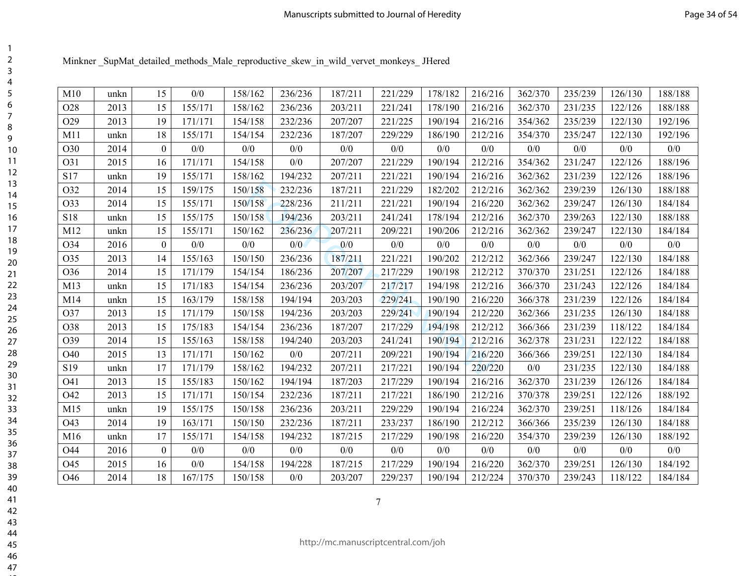Minkner _SupMat_detailed_methods_Male_reproductive_skew_in_wild_vervet_monkeys_ JHered

| | | | | | | | | | | | | | |
|---|---|---|---|---|---|---|---|---|---|---|---|---|---|
| M10 | unkn | 15 | 0/0 | 158/162 | 236/236 | 187/211 | 221/229 | 178/182 | 216/216 | 362/370 | 235/239 | 126/130 | 188/188 |
| O28 | 2013 | 15 | 155/171 | 158/162 | 236/236 | 203/211 | 221/241 | 178/190 | 216/216 | 362/370 | 231/235 | 122/126 | 188/188 |
| O29 | 2013 | 19 | 171/171 | 154/158 | 232/236 | 207/207 | 221/225 | 190/194 | 216/216 | 354/362 | 235/239 | 122/130 | 192/196 |
| M11 | unkn | 18 | 155/171 | 154/154 | 232/236 | 187/207 | 229/229 | 186/190 | 212/216 | 354/370 | 235/247 | 122/130 | 192/196 |
| O30 | 2014 | 0 | 0/0 | 0/0 | 0/0 | 0/0 | 0/0 | 0/0 | 0/0 | 0/0 | 0/0 | 0/0 | 0/0 |
| O31 | 2015 | 16 | 171/171 | 154/158 | 0/0 | 207/207 | 221/229 | 190/194 | 212/216 | 354/362 | 231/247 | 122/126 | 188/196 |
| S17 | unkn | 19 | 155/171 | 158/162 | 194/232 | 207/211 | 221/221 | 190/194 | 216/216 | 362/362 | 231/239 | 122/126 | 188/196 |
| O32 | 2014 | 15 | 159/175 | 150/158 | 232/236 | 187/211 | 221/229 | 182/202 | 212/216 | 362/362 | 239/239 | 126/130 | 188/188 |
| O33 | 2014 | 15 | 155/171 | 150/158 | 228/236 | 211/211 | 221/221 | 190/194 | 216/220 | 362/362 | 239/247 | 126/130 | 184/184 |
| S18 | unkn | 15 | 155/175 | 150/158 | 194/236 | 203/211 | 241/241 | 178/194 | 212/216 | 362/370 | 239/263 | 122/130 | 188/188 |
| M12 | unkn | 15 | 155/171 | 150/162 | 236/236 | 207/211 | 209/221 | 190/206 | 212/216 | 362/362 | 239/247 | 122/130 | 184/184 |
| O34 | 2016 | 0 | 0/0 | 0/0 | 0/0 | 0/0 | 0/0 | 0/0 | 0/0 | 0/0 | 0/0 | 0/0 | 0/0 |
| O35 | 2013 | 14 | 155/163 | 150/150 | 236/236 | 187/211 | 221/221 | 190/202 | 212/212 | 362/366 | 239/247 | 122/130 | 184/188 |
| O36 | 2014 | 15 | 171/179 | 154/154 | 186/236 | 207/207 | 217/229 | 190/198 | 212/212 | 370/370 | 231/251 | 122/126 | 184/188 |
| M13 | unkn | 15 | 171/183 | 154/154 | 236/236 | 203/207 | 217/217 | 194/198 | 212/216 | 366/370 | 231/243 | 122/126 | 184/184 |
| M14 | unkn | 15 | 163/179 | 158/158 | 194/194 | 203/203 | 229/241 | 190/190 | 216/220 | 366/378 | 231/239 | 122/126 | 184/184 |
| O37 | 2013 | 15 | 171/179 | 150/158 | 194/236 | 203/203 | 229/241 | 190/194 | 212/220 | 362/366 | 231/235 | 126/130 | 184/188 |
| O38 | 2013 | 15 | 175/183 | 154/154 | 236/236 | 187/207 | 217/229 | 194/198 | 212/212 | 366/366 | 231/239 | 118/122 | 184/184 |
| O39 | 2014 | 15 | 155/163 | 158/158 | 194/240 | 203/203 | 241/241 | 190/194 | 212/216 | 362/378 | 231/231 | 122/122 | 184/188 |
| O40 | 2015 | 13 | 171/171 | 150/162 | 0/0 | 207/211 | 209/221 | 190/194 | 216/220 | 366/366 | 239/251 | 122/130 | 184/184 |
| S19 | unkn | 17 | 171/179 | 158/162 | 194/232 | 207/211 | 217/221 | 190/194 | 220/220 | 0/0 | 231/235 | 122/130 | 184/188 |
| O41 | 2013 | 15 | 155/183 | 150/162 | 194/194 | 187/203 | 217/229 | 190/194 | 216/216 | 362/370 | 231/239 | 126/126 | 184/184 |
| O42 | 2013 | 15 | 171/171 | 150/154 | 232/236 | 187/211 | 217/221 | 186/190 | 212/216 | 370/378 | 239/251 | 122/126 | 188/192 |
| M15 | unkn | 19 | 155/175 | 150/158 | 236/236 | 203/211 | 229/229 | 190/194 | 216/224 | 362/370 | 239/251 | 118/126 | 184/184 |
| O43 | 2014 | 19 | 163/171 | 150/150 | 232/236 | 187/211 | 233/237 | 186/190 | 212/212 | 366/366 | 235/239 | 126/130 | 184/188 |
| M16 | unkn | 17 | 155/171 | 154/158 | 194/232 | 187/215 | 217/229 | 190/198 | 216/220 | 354/370 | 239/239 | 126/130 | 188/192 |
| O44 | 2016 | 0 | 0/0 | 0/0 | 0/0 | 0/0 | 0/0 | 0/0 | 0/0 | 0/0 | 0/0 | 0/0 | 0/0 |
| O45 | 2015 | 16 | 0/0 | 154/158 | 194/228 | 187/215 | 217/229 | 190/194 | 216/220 | 362/370 | 239/251 | 126/130 | 184/192 |
| O46 | 2014 | 18 | 167/175 | 150/158 | 0/0 | 203/207 | 229/237 | 190/194 | 212/224 | 370/370 | 239/243 | 118/122 | 184/184 |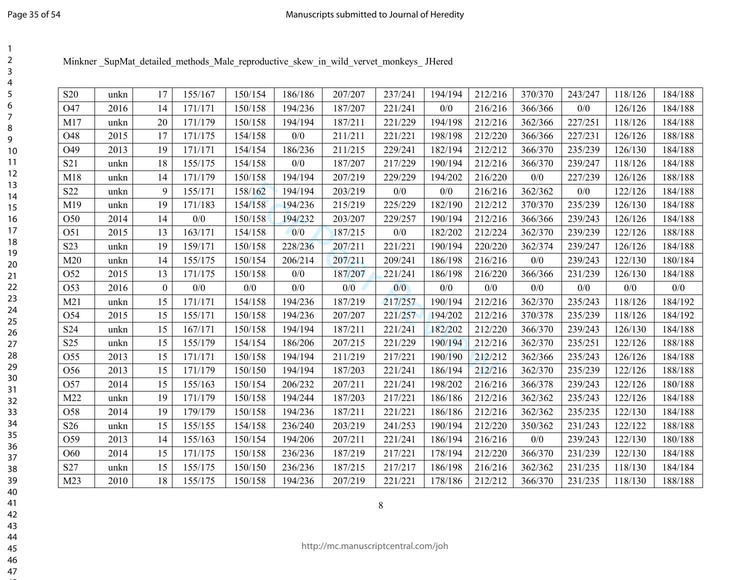Minkner _SupMat_detailed_methods_Male_reproductive_skew_in_wild_vervet_monkeys_ JHered

| | | | | | | | | | | | | | |
|---|---|---|---|---|---|---|---|---|---|---|---|---|---|
| S20 | unkn | 17 | 155/167 | 150/154 | 186/186 | 207/207 | 237/241 | 194/194 | 212/216 | 370/370 | 243/247 | 118/126 | 184/188 |
| O47 | 2016 | 14 | 171/171 | 150/158 | 194/236 | 187/207 | 221/241 | 0/0 | 216/216 | 366/366 | 0/0 | 126/126 | 184/188 |
| M17 | unkn | 20 | 171/179 | 150/158 | 194/194 | 187/211 | 221/229 | 194/198 | 212/216 | 362/366 | 227/251 | 118/126 | 184/188 |
| O48 | 2015 | 17 | 171/175 | 154/158 | 0/0 | 211/211 | 221/221 | 198/198 | 212/220 | 366/366 | 227/231 | 126/126 | 188/188 |
| O49 | 2013 | 19 | 171/171 | 154/154 | 186/236 | 211/215 | 229/241 | 182/194 | 212/212 | 366/370 | 235/239 | 126/130 | 184/188 |
| S21 | unkn | 18 | 155/175 | 154/158 | 0/0 | 187/207 | 217/229 | 190/194 | 212/216 | 366/370 | 239/247 | 118/126 | 184/188 |
| M18 | unkn | 14 | 171/179 | 150/158 | 194/194 | 207/219 | 229/229 | 194/202 | 216/220 | 0/0 | 227/239 | 126/126 | 188/188 |
| S22 | unkn | 9 | 155/171 | 158/162 | 194/194 | 203/219 | 0/0 | 0/0 | 216/216 | 362/362 | 0/0 | 122/126 | 184/188 |
| M19 | unkn | 19 | 171/183 | 154/158 | 194/236 | 215/219 | 225/229 | 182/190 | 212/212 | 370/370 | 235/239 | 126/130 | 184/188 |
| O50 | 2014 | 14 | 0/0 | 150/158 | 194/232 | 203/207 | 229/257 | 190/194 | 212/216 | 366/366 | 239/243 | 126/126 | 184/188 |
| O51 | 2015 | 13 | 163/171 | 154/158 | 0/0 | 187/215 | 0/0 | 182/202 | 212/224 | 362/370 | 239/239 | 122/126 | 188/188 |
| S23 | unkn | 19 | 159/171 | 150/158 | 228/236 | 207/211 | 221/221 | 190/194 | 220/220 | 362/374 | 239/247 | 126/126 | 184/188 |
| M20 | unkn | 14 | 155/175 | 150/154 | 206/214 | 207/211 | 209/241 | 186/198 | 216/216 | 0/0 | 239/243 | 122/130 | 180/184 |
| O52 | 2015 | 13 | 171/175 | 150/158 | 0/0 | 187/207 | 221/241 | 186/198 | 216/220 | 366/366 | 231/239 | 126/130 | 184/188 |
| O53 | 2016 | 0 | 0/0 | 0/0 | 0/0 | 0/0 | 0/0 | 0/0 | 0/0 | 0/0 | 0/0 | 0/0 | 0/0 |
| M21 | unkn | 15 | 171/171 | 154/158 | 194/236 | 187/219 | 217/257 | 190/194 | 212/216 | 362/370 | 235/243 | 118/126 | 184/192 |
| O54 | 2015 | 15 | 155/171 | 150/158 | 194/236 | 207/207 | 221/257 | 194/202 | 212/216 | 370/378 | 235/239 | 118/126 | 184/192 |
| S24 | unkn | 15 | 167/171 | 150/158 | 194/194 | 187/211 | 221/241 | 182/202 | 212/220 | 366/370 | 239/243 | 126/130 | 184/188 |
| S25 | unkn | 15 | 155/179 | 154/154 | 186/206 | 207/215 | 221/229 | 190/194 | 212/216 | 362/370 | 235/251 | 122/126 | 188/188 |
| O55 | 2013 | 15 | 171/171 | 150/158 | 194/194 | 211/219 | 217/221 | 190/190 | 212/212 | 362/366 | 235/243 | 126/126 | 184/188 |
| O56 | 2013 | 15 | 171/179 | 150/150 | 194/194 | 187/203 | 221/241 | 186/194 | 212/216 | 362/370 | 235/239 | 122/126 | 188/188 |
| O57 | 2014 | 15 | 155/163 | 150/154 | 206/232 | 207/211 | 221/241 | 198/202 | 216/216 | 366/378 | 239/243 | 122/126 | 180/188 |
| M22 | unkn | 19 | 171/179 | 150/158 | 194/244 | 187/203 | 217/221 | 186/186 | 212/216 | 362/362 | 235/243 | 122/126 | 184/188 |
| O58 | 2014 | 19 | 179/179 | 150/158 | 194/236 | 187/211 | 221/221 | 186/186 | 212/216 | 362/362 | 235/235 | 122/130 | 184/188 |
| S26 | unkn | 15 | 155/155 | 154/158 | 236/240 | 203/219 | 241/253 | 190/194 | 212/220 | 350/362 | 231/243 | 122/122 | 188/188 |
| O59 | 2013 | 14 | 155/163 | 150/154 | 194/206 | 207/211 | 221/241 | 186/194 | 216/216 | 0/0 | 239/243 | 122/130 | 180/188 |
| O60 | 2014 | 15 | 171/175 | 150/158 | 236/236 | 187/219 | 217/221 | 178/194 | 212/220 | 366/370 | 231/239 | 122/130 | 184/188 |
| S27 | unkn | 15 | 155/175 | 150/150 | 236/236 | 187/215 | 217/217 | 186/198 | 216/216 | 362/362 | 231/235 | 118/130 | 184/184 |
| M23 | 2010 | 18 | 155/175 | 150/158 | 194/236 | 207/219 | 221/221 | 178/186 | 212/212 | 366/370 | 231/235 | 118/130 | 188/188 |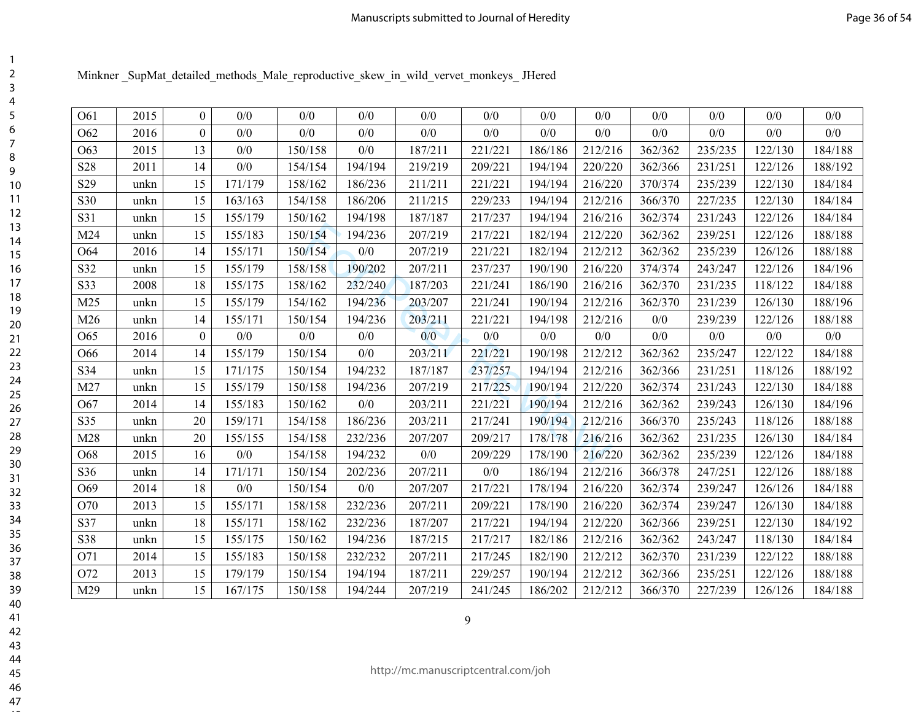Minkner _SupMat_detailed_methods_Male_reproductive_skew_in_wild_vervet_monkeys_ JHered

| | | | | | | | | | | | | | |
|---|---|---|---|---|---|---|---|---|---|---|---|---|---|
| O61 | 2015 | 0 | 0/0 | 0/0 | 0/0 | 0/0 | 0/0 | 0/0 | 0/0 | 0/0 | 0/0 | 0/0 | 0/0 |
| O62 | 2016 | 0 | 0/0 | 0/0 | 0/0 | 0/0 | 0/0 | 0/0 | 0/0 | 0/0 | 0/0 | 0/0 | 0/0 |
| O63 | 2015 | 13 | 0/0 | 150/158 | 0/0 | 187/211 | 221/221 | 186/186 | 212/216 | 362/362 | 235/235 | 122/130 | 184/188 |
| S28 | 2011 | 14 | 0/0 | 154/154 | 194/194 | 219/219 | 209/221 | 194/194 | 220/220 | 362/366 | 231/251 | 122/126 | 188/192 |
| S29 | unkn | 15 | 171/179 | 158/162 | 186/236 | 211/211 | 221/221 | 194/194 | 216/220 | 370/374 | 235/239 | 122/130 | 184/184 |
| S30 | unkn | 15 | 163/163 | 154/158 | 186/206 | 211/215 | 229/233 | 194/194 | 212/216 | 366/370 | 227/235 | 122/130 | 184/184 |
| S31 | unkn | 15 | 155/179 | 150/162 | 194/198 | 187/187 | 217/237 | 194/194 | 216/216 | 362/374 | 231/243 | 122/126 | 184/184 |
| M24 | unkn | 15 | 155/183 | 150/154 | 194/236 | 207/219 | 217/221 | 182/194 | 212/220 | 362/362 | 239/251 | 122/126 | 188/188 |
| O64 | 2016 | 14 | 155/171 | 150/154 | 0/0 | 207/219 | 221/221 | 182/194 | 212/212 | 362/362 | 235/239 | 126/126 | 188/188 |
| S32 | unkn | 15 | 155/179 | 158/158 | 190/202 | 207/211 | 237/237 | 190/190 | 216/220 | 374/374 | 243/247 | 122/126 | 184/196 |
| S33 | 2008 | 18 | 155/175 | 158/162 | 232/240 | 187/203 | 221/241 | 186/190 | 216/216 | 362/370 | 231/235 | 118/122 | 184/188 |
| M25 | unkn | 15 | 155/179 | 154/162 | 194/236 | 203/207 | 221/241 | 190/194 | 212/216 | 362/370 | 231/239 | 126/130 | 188/196 |
| M26 | unkn | 14 | 155/171 | 150/154 | 194/236 | 203/211 | 221/221 | 194/198 | 212/216 | 0/0 | 239/239 | 122/126 | 188/188 |
| O65 | 2016 | 0 | 0/0 | 0/0 | 0/0 | 0/0 | 0/0 | 0/0 | 0/0 | 0/0 | 0/0 | 0/0 | 0/0 |
| O66 | 2014 | 14 | 155/179 | 150/154 | 0/0 | 203/211 | 221/221 | 190/198 | 212/212 | 362/362 | 235/247 | 122/122 | 184/188 |
| S34 | unkn | 15 | 171/175 | 150/154 | 194/232 | 187/187 | 237/257 | 194/194 | 212/216 | 362/366 | 231/251 | 118/126 | 188/192 |
| M27 | unkn | 15 | 155/179 | 150/158 | 194/236 | 207/219 | 217/225 | 190/194 | 212/220 | 362/374 | 231/243 | 122/130 | 184/188 |
| O67 | 2014 | 14 | 155/183 | 150/162 | 0/0 | 203/211 | 221/221 | 190/194 | 212/216 | 362/362 | 239/243 | 126/130 | 184/196 |
| S35 | unkn | 20 | 159/171 | 154/158 | 186/236 | 203/211 | 217/241 | 190/194 | 212/216 | 366/370 | 235/243 | 118/126 | 188/188 |
| M28 | unkn | 20 | 155/155 | 154/158 | 232/236 | 207/207 | 209/217 | 178/178 | 216/216 | 362/362 | 231/235 | 126/130 | 184/184 |
| O68 | 2015 | 16 | 0/0 | 154/158 | 194/232 | 0/0 | 209/229 | 178/190 | 216/220 | 362/362 | 235/239 | 122/126 | 184/188 |
| S36 | unkn | 14 | 171/171 | 150/154 | 202/236 | 207/211 | 0/0 | 186/194 | 212/216 | 366/378 | 247/251 | 122/126 | 188/188 |
| O69 | 2014 | 18 | 0/0 | 150/154 | 0/0 | 207/207 | 217/221 | 178/194 | 216/220 | 362/374 | 239/247 | 126/126 | 184/188 |
| O70 | 2013 | 15 | 155/171 | 158/158 | 232/236 | 207/211 | 209/221 | 178/190 | 216/220 | 362/374 | 239/247 | 126/130 | 184/188 |
| S37 | unkn | 18 | 155/171 | 158/162 | 232/236 | 187/207 | 217/221 | 194/194 | 212/220 | 362/366 | 239/251 | 122/130 | 184/192 |
| S38 | unkn | 15 | 155/175 | 150/162 | 194/236 | 187/215 | 217/217 | 182/186 | 212/216 | 362/362 | 243/247 | 118/130 | 184/184 |
| O71 | 2014 | 15 | 155/183 | 150/158 | 232/232 | 207/211 | 217/245 | 182/190 | 212/212 | 362/370 | 231/239 | 122/122 | 188/188 |
| O72 | 2013 | 15 | 179/179 | 150/154 | 194/194 | 187/211 | 229/257 | 190/194 | 212/212 | 362/366 | 235/251 | 122/126 | 188/188 |
| M29 | unkn | 15 | 167/175 | 150/158 | 194/244 | 207/219 | 241/245 | 186/202 | 212/212 | 366/370 | 227/239 | 126/126 | 184/188 |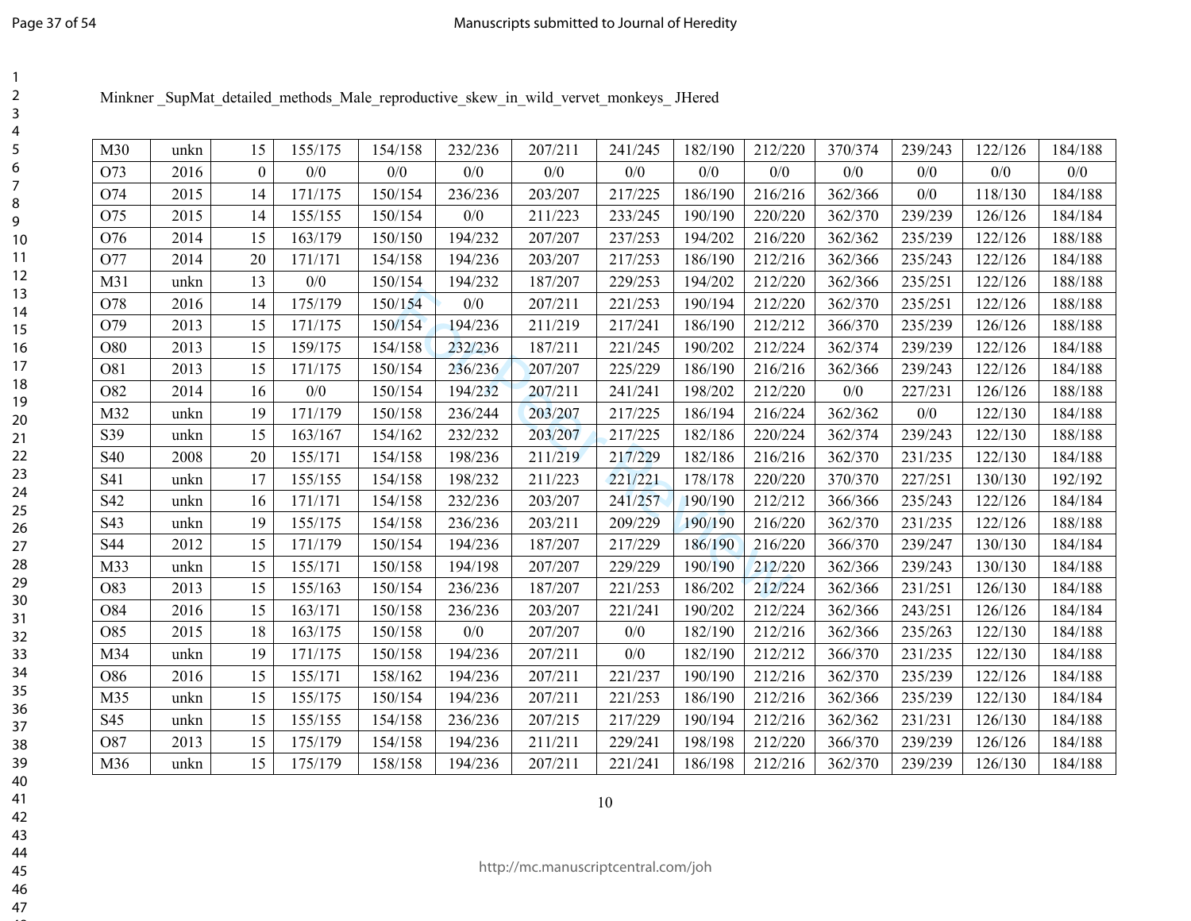Minkner _SupMat_detailed_methods_Male_reproductive_skew_in_wild_vervet_monkeys_ JHered

| | | | | | | | | | | | | | |
|---|---|---|---|---|---|---|---|---|---|---|---|---|---|
| M30 | unkn | 15 | 155/175 | 154/158 | 232/236 | 207/211 | 241/245 | 182/190 | 212/220 | 370/374 | 239/243 | 122/126 | 184/188 |
| O73 | 2016 | 0 | 0/0 | 0/0 | 0/0 | 0/0 | 0/0 | 0/0 | 0/0 | 0/0 | 0/0 | 0/0 | 0/0 |
| O74 | 2015 | 14 | 171/175 | 150/154 | 236/236 | 203/207 | 217/225 | 186/190 | 216/216 | 362/366 | 0/0 | 118/130 | 184/188 |
| O75 | 2015 | 14 | 155/155 | 150/154 | 0/0 | 211/223 | 233/245 | 190/190 | 220/220 | 362/370 | 239/239 | 126/126 | 184/184 |
| O76 | 2014 | 15 | 163/179 | 150/150 | 194/232 | 207/207 | 237/253 | 194/202 | 216/220 | 362/362 | 235/239 | 122/126 | 188/188 |
| O77 | 2014 | 20 | 171/171 | 154/158 | 194/236 | 203/207 | 217/253 | 186/190 | 212/216 | 362/366 | 235/243 | 122/126 | 184/188 |
| M31 | unkn | 13 | 0/0 | 150/154 | 194/232 | 187/207 | 229/253 | 194/202 | 212/220 | 362/366 | 235/251 | 122/126 | 188/188 |
| O78 | 2016 | 14 | 175/179 | 150/154 | 0/0 | 207/211 | 221/253 | 190/194 | 212/220 | 362/370 | 235/251 | 122/126 | 188/188 |
| O79 | 2013 | 15 | 171/175 | 150/154 | 194/236 | 211/219 | 217/241 | 186/190 | 212/212 | 366/370 | 235/239 | 126/126 | 188/188 |
| O80 | 2013 | 15 | 159/175 | 154/158 | 232/236 | 187/211 | 221/245 | 190/202 | 212/224 | 362/374 | 239/239 | 122/126 | 184/188 |
| O81 | 2013 | 15 | 171/175 | 150/154 | 236/236 | 207/207 | 225/229 | 186/190 | 216/216 | 362/366 | 239/243 | 122/126 | 184/188 |
| O82 | 2014 | 16 | 0/0 | 150/154 | 194/232 | 207/211 | 241/241 | 198/202 | 212/220 | 0/0 | 227/231 | 126/126 | 188/188 |
| M32 | unkn | 19 | 171/179 | 150/158 | 236/244 | 203/207 | 217/225 | 186/194 | 216/224 | 362/362 | 0/0 | 122/130 | 184/188 |
| S39 | unkn | 15 | 163/167 | 154/162 | 232/232 | 203/207 | 217/225 | 182/186 | 220/224 | 362/374 | 239/243 | 122/130 | 188/188 |
| S40 | 2008 | 20 | 155/171 | 154/158 | 198/236 | 211/219 | 217/229 | 182/186 | 216/216 | 362/370 | 231/235 | 122/130 | 184/188 |
| S41 | unkn | 17 | 155/155 | 154/158 | 198/232 | 211/223 | 221/221 | 178/178 | 220/220 | 370/370 | 227/251 | 130/130 | 192/192 |
| S42 | unkn | 16 | 171/171 | 154/158 | 232/236 | 203/207 | 241/257 | 190/190 | 212/212 | 366/366 | 235/243 | 122/126 | 184/184 |
| S43 | unkn | 19 | 155/175 | 154/158 | 236/236 | 203/211 | 209/229 | 190/190 | 216/220 | 362/370 | 231/235 | 122/126 | 188/188 |
| S44 | 2012 | 15 | 171/179 | 150/154 | 194/236 | 187/207 | 217/229 | 186/190 | 216/220 | 366/370 | 239/247 | 130/130 | 184/184 |
| M33 | unkn | 15 | 155/171 | 150/158 | 194/198 | 207/207 | 229/229 | 190/190 | 212/220 | 362/366 | 239/243 | 130/130 | 184/188 |
| O83 | 2013 | 15 | 155/163 | 150/154 | 236/236 | 187/207 | 221/253 | 186/202 | 212/224 | 362/366 | 231/251 | 126/130 | 184/188 |
| O84 | 2016 | 15 | 163/171 | 150/158 | 236/236 | 203/207 | 221/241 | 190/202 | 212/224 | 362/366 | 243/251 | 126/126 | 184/184 |
| O85 | 2015 | 18 | 163/175 | 150/158 | 0/0 | 207/207 | 0/0 | 182/190 | 212/216 | 362/366 | 235/263 | 122/130 | 184/188 |
| M34 | unkn | 19 | 171/175 | 150/158 | 194/236 | 207/211 | 0/0 | 182/190 | 212/212 | 366/370 | 231/235 | 122/130 | 184/188 |
| O86 | 2016 | 15 | 155/171 | 158/162 | 194/236 | 207/211 | 221/237 | 190/190 | 212/216 | 362/370 | 235/239 | 122/126 | 184/188 |
| M35 | unkn | 15 | 155/175 | 150/154 | 194/236 | 207/211 | 221/253 | 186/190 | 212/216 | 362/366 | 235/239 | 122/130 | 184/184 |
| S45 | unkn | 15 | 155/155 | 154/158 | 236/236 | 207/215 | 217/229 | 190/194 | 212/216 | 362/362 | 231/231 | 126/130 | 184/188 |
| O87 | 2013 | 15 | 175/179 | 154/158 | 194/236 | 211/211 | 229/241 | 198/198 | 212/220 | 366/370 | 239/239 | 126/126 | 184/188 |
| M36 | unkn | 15 | 175/179 | 158/158 | 194/236 | 207/211 | 221/241 | 186/198 | 212/216 | 362/370 | 239/239 | 126/130 | 184/188 |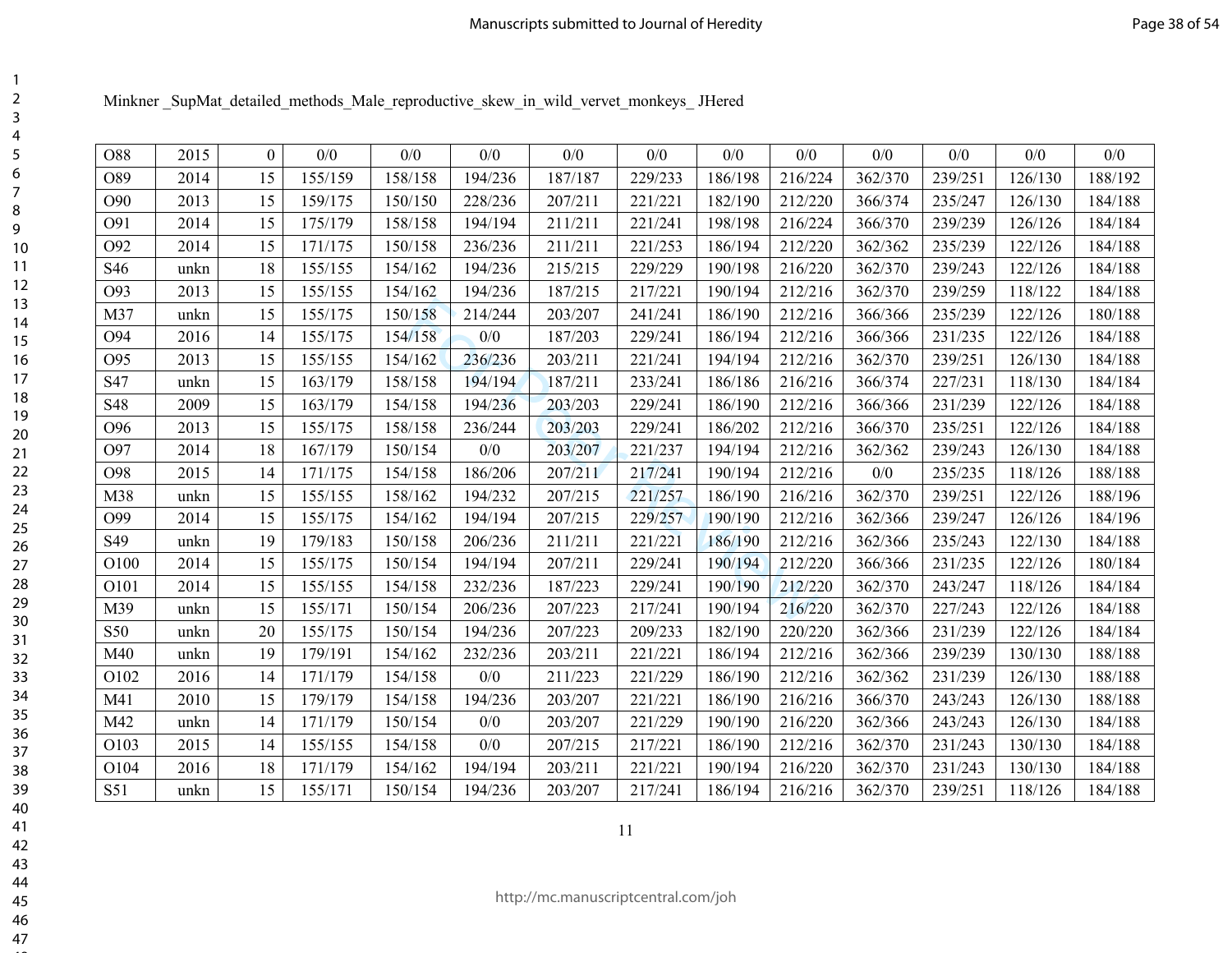Minkner _SupMat_detailed_methods_Male_reproductive_skew_in_wild_vervet_monkeys_ JHered

| | | | | | | | | | | | | | |
|---|---|---|---|---|---|---|---|---|---|---|---|---|---|
| O88 | 2015 | 0 | 0/0 | 0/0 | 0/0 | 0/0 | 0/0 | 0/0 | 0/0 | 0/0 | 0/0 | 0/0 | 0/0 |
| O89 | 2014 | 15 | 155/159 | 158/158 | 194/236 | 187/187 | 229/233 | 186/198 | 216/224 | 362/370 | 239/251 | 126/130 | 188/192 |
| O90 | 2013 | 15 | 159/175 | 150/150 | 228/236 | 207/211 | 221/221 | 182/190 | 212/220 | 366/374 | 235/247 | 126/130 | 184/188 |
| O91 | 2014 | 15 | 175/179 | 158/158 | 194/194 | 211/211 | 221/241 | 198/198 | 216/224 | 366/370 | 239/239 | 126/126 | 184/184 |
| O92 | 2014 | 15 | 171/175 | 150/158 | 236/236 | 211/211 | 221/253 | 186/194 | 212/220 | 362/362 | 235/239 | 122/126 | 184/188 |
| S46 | unkn | 18 | 155/155 | 154/162 | 194/236 | 215/215 | 229/229 | 190/198 | 216/220 | 362/370 | 239/243 | 122/126 | 184/188 |
| O93 | 2013 | 15 | 155/155 | 154/162 | 194/236 | 187/215 | 217/221 | 190/194 | 212/216 | 362/370 | 239/259 | 118/122 | 184/188 |
| M37 | unkn | 15 | 155/175 | 150/158 | 214/244 | 203/207 | 241/241 | 186/190 | 212/216 | 366/366 | 235/239 | 122/126 | 180/188 |
| O94 | 2016 | 14 | 155/175 | 154/158 | 0/0 | 187/203 | 229/241 | 186/194 | 212/216 | 366/366 | 231/235 | 122/126 | 184/188 |
| O95 | 2013 | 15 | 155/155 | 154/162 | 236/236 | 203/211 | 221/241 | 194/194 | 212/216 | 362/370 | 239/251 | 126/130 | 184/188 |
| S47 | unkn | 15 | 163/179 | 158/158 | 194/194 | 187/211 | 233/241 | 186/186 | 216/216 | 366/374 | 227/231 | 118/130 | 184/184 |
| S48 | 2009 | 15 | 163/179 | 154/158 | 194/236 | 203/203 | 229/241 | 186/190 | 212/216 | 366/366 | 231/239 | 122/126 | 184/188 |
| O96 | 2013 | 15 | 155/175 | 158/158 | 236/244 | 203/203 | 229/241 | 186/202 | 212/216 | 366/370 | 235/251 | 122/126 | 184/188 |
| O97 | 2014 | 18 | 167/179 | 150/154 | 0/0 | 203/207 | 221/237 | 194/194 | 212/216 | 362/362 | 239/243 | 126/130 | 184/188 |
| O98 | 2015 | 14 | 171/175 | 154/158 | 186/206 | 207/211 | 217/241 | 190/194 | 212/216 | 0/0 | 235/235 | 118/126 | 188/188 |
| M38 | unkn | 15 | 155/155 | 158/162 | 194/232 | 207/215 | 221/257 | 186/190 | 216/216 | 362/370 | 239/251 | 122/126 | 188/196 |
| O99 | 2014 | 15 | 155/175 | 154/162 | 194/194 | 207/215 | 229/257 | 190/190 | 212/216 | 362/366 | 239/247 | 126/126 | 184/196 |
| S49 | unkn | 19 | 179/183 | 150/158 | 206/236 | 211/211 | 221/221 | 186/190 | 212/216 | 362/366 | 235/243 | 122/130 | 184/188 |
| O100 | 2014 | 15 | 155/175 | 150/154 | 194/194 | 207/211 | 229/241 | 190/194 | 212/220 | 366/366 | 231/235 | 122/126 | 180/184 |
| O101 | 2014 | 15 | 155/155 | 154/158 | 232/236 | 187/223 | 229/241 | 190/190 | 212/220 | 362/370 | 243/247 | 118/126 | 184/184 |
| M39 | unkn | 15 | 155/171 | 150/154 | 206/236 | 207/223 | 217/241 | 190/194 | 216/220 | 362/370 | 227/243 | 122/126 | 184/188 |
| S50 | unkn | 20 | 155/175 | 150/154 | 194/236 | 207/223 | 209/233 | 182/190 | 220/220 | 362/366 | 231/239 | 122/126 | 184/184 |
| M40 | unkn | 19 | 179/191 | 154/162 | 232/236 | 203/211 | 221/221 | 186/194 | 212/216 | 362/366 | 239/239 | 130/130 | 188/188 |
| O102 | 2016 | 14 | 171/179 | 154/158 | 0/0 | 211/223 | 221/229 | 186/190 | 212/216 | 362/362 | 231/239 | 126/130 | 188/188 |
| M41 | 2010 | 15 | 179/179 | 154/158 | 194/236 | 203/207 | 221/221 | 186/190 | 216/216 | 366/370 | 243/243 | 126/130 | 188/188 |
| M42 | unkn | 14 | 171/179 | 150/154 | 0/0 | 203/207 | 221/229 | 190/190 | 216/220 | 362/366 | 243/243 | 126/130 | 184/188 |
| O103 | 2015 | 14 | 155/155 | 154/158 | 0/0 | 207/215 | 217/221 | 186/190 | 212/216 | 362/370 | 231/243 | 130/130 | 184/188 |
| O104 | 2016 | 18 | 171/179 | 154/162 | 194/194 | 203/211 | 221/221 | 190/194 | 216/220 | 362/370 | 231/243 | 130/130 | 184/188 |
| S51 | unkn | 15 | 155/171 | 150/154 | 194/236 | 203/207 | 217/241 | 186/194 | 216/216 | 362/370 | 239/251 | 118/126 | 184/188 |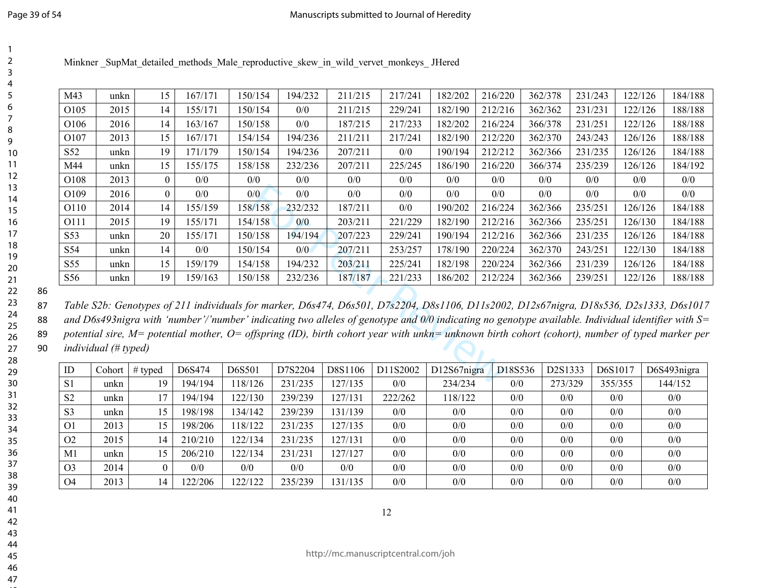Minkner _SupMat_detailed_methods_Male_reproductive_skew_in_wild_vervet_monkeys_ JHered

| | | | | | | | | | | | | | |
|---|---|---|---|---|---|---|---|---|---|---|---|---|---|
| M43 | unkn | 15 | 167/171 | 150/154 | 194/232 | 211/215 | 217/241 | 182/202 | 216/220 | 362/378 | 231/243 | 122/126 | 184/188 |
| O105 | 2015 | 14 | 155/171 | 150/154 | 0/0 | 211/215 | 229/241 | 182/190 | 212/216 | 362/362 | 231/231 | 122/126 | 188/188 |
| O106 | 2016 | 14 | 163/167 | 150/158 | 0/0 | 187/215 | 217/233 | 182/202 | 216/224 | 366/378 | 231/251 | 122/126 | 188/188 |
| O107 | 2013 | 15 | 167/171 | 154/154 | 194/236 | 211/211 | 217/241 | 182/190 | 212/220 | 362/370 | 243/243 | 126/126 | 188/188 |
| S52 | unkn | 19 | 171/179 | 150/154 | 194/236 | 207/211 | 0/0 | 190/194 | 212/212 | 362/366 | 231/235 | 126/126 | 184/188 |
| M44 | unkn | 15 | 155/175 | 158/158 | 232/236 | 207/211 | 225/245 | 186/190 | 216/220 | 366/374 | 235/239 | 126/126 | 184/192 |
| O108 | 2013 | 0 | 0/0 | 0/0 | 0/0 | 0/0 | 0/0 | 0/0 | 0/0 | 0/0 | 0/0 | 0/0 | 0/0 |
| O109 | 2016 | 0 | 0/0 | 0/0 | 0/0 | 0/0 | 0/0 | 0/0 | 0/0 | 0/0 | 0/0 | 0/0 | 0/0 |
| O110 | 2014 | 14 | 155/159 | 158/158 | 232/232 | 187/211 | 0/0 | 190/202 | 216/224 | 362/366 | 235/251 | 126/126 | 184/188 |
| O111 | 2015 | 19 | 155/171 | 154/158 | 0/0 | 203/211 | 221/229 | 182/190 | 212/216 | 362/366 | 235/251 | 126/130 | 184/188 |
| S53 | unkn | 20 | 155/171 | 150/158 | 194/194 | 207/223 | 229/241 | 190/194 | 212/216 | 362/366 | 231/235 | 126/126 | 184/188 |
| S54 | unkn | 14 | 0/0 | 150/154 | 0/0 | 207/211 | 253/257 | 178/190 | 220/224 | 362/370 | 243/251 | 122/130 | 184/188 |
| S55 | unkn | 15 | 159/179 | 154/158 | 194/232 | 203/211 | 225/241 | 182/198 | 220/224 | 362/366 | 231/239 | 126/126 | 184/188 |
| S56 | unkn | 19 | 159/163 | 150/158 | 232/236 | 187/187 | 221/233 | 186/202 | 212/224 | 362/366 | 239/251 | 122/126 | 188/188 |

*Table S2b: Genotypes of 211 individuals for marker, D6s474, D6s501, D7s2204, D8s1106, D11s2002, D12s67nigra, D18s536, D2s1333, D6s1017 and D6s493nigra with 'number'/'number' indicating two alleles of genotype and 0/0 indicating no genotype available. Individual identifier with S= potential sire, M= potential mother, O= offspring (ID), birth cohort year with unkn= unknown birth cohort (cohort), number of typed marker per individual (# typed)*

| ID | Cohort | # typed | D6S474 | D6S501 | D7S2204 | D8S1106 | D11S2002 | D12S67nigra | D18S536 | D2S1333 | D6S1017 | D6S493nigra |
|---|---|---|---|---|---|---|---|---|---|---|---|---|
| S1 | unkn | 19 | 194/194 | 118/126 | 231/235 | 127/135 | 0/0 | 234/234 | 0/0 | 273/329 | 355/355 | 144/152 |
| S2 | unkn | 17 | 194/194 | 122/130 | 239/239 | 127/131 | 222/262 | 118/122 | 0/0 | 0/0 | 0/0 | 0/0 |
| S3 | unkn | 15 | 198/198 | 134/142 | 239/239 | 131/139 | 0/0 | 0/0 | 0/0 | 0/0 | 0/0 | 0/0 |
| O1 | 2013 | 15 | 198/206 | 118/122 | 231/235 | 127/135 | 0/0 | 0/0 | 0/0 | 0/0 | 0/0 | 0/0 |
| O2 | 2015 | 14 | 210/210 | 122/134 | 231/235 | 127/131 | 0/0 | 0/0 | 0/0 | 0/0 | 0/0 | 0/0 |
| M1 | unkn | 15 | 206/210 | 122/134 | 231/231 | 127/127 | 0/0 | 0/0 | 0/0 | 0/0 | 0/0 | 0/0 |
| O3 | 2014 | 0 | 0/0 | 0/0 | 0/0 | 0/0 | 0/0 | 0/0 | 0/0 | 0/0 | 0/0 | 0/0 |
| O4 | 2013 | 14 | 122/206 | 122/122 | 235/239 | 131/135 | 0/0 | 0/0 | 0/0 | 0/0 | 0/0 | 0/0 |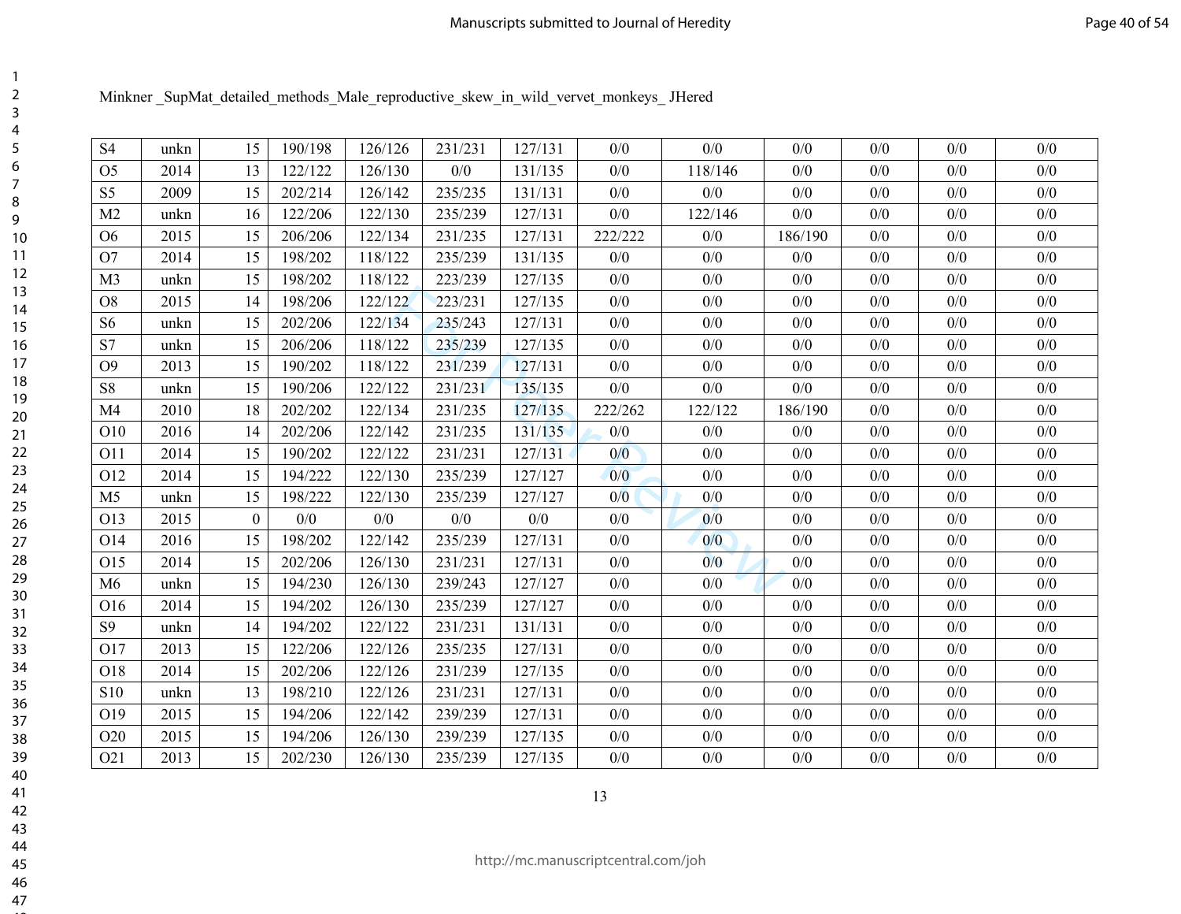Minkner _SupMat_detailed_methods_Male_reproductive_skew_in_wild_vervet_monkeys_ JHered

| | | | | | | | | | | | | |
|---|---|---|---|---|---|---|---|---|---|---|---|---|
| S4 | unkn | 15 | 190/198 | 126/126 | 231/231 | 127/131 | 0/0 | 0/0 | 0/0 | 0/0 | 0/0 | 0/0 |
| O5 | 2014 | 13 | 122/122 | 126/130 | 0/0 | 131/135 | 0/0 | 118/146 | 0/0 | 0/0 | 0/0 | 0/0 |
| S5 | 2009 | 15 | 202/214 | 126/142 | 235/235 | 131/131 | 0/0 | 0/0 | 0/0 | 0/0 | 0/0 | 0/0 |
| M2 | unkn | 16 | 122/206 | 122/130 | 235/239 | 127/131 | 0/0 | 122/146 | 0/0 | 0/0 | 0/0 | 0/0 |
| O6 | 2015 | 15 | 206/206 | 122/134 | 231/235 | 127/131 | 222/222 | 0/0 | 186/190 | 0/0 | 0/0 | 0/0 |
| O7 | 2014 | 15 | 198/202 | 118/122 | 235/239 | 131/135 | 0/0 | 0/0 | 0/0 | 0/0 | 0/0 | 0/0 |
| M3 | unkn | 15 | 198/202 | 118/122 | 223/239 | 127/135 | 0/0 | 0/0 | 0/0 | 0/0 | 0/0 | 0/0 |
| O8 | 2015 | 14 | 198/206 | 122/122 | 223/231 | 127/135 | 0/0 | 0/0 | 0/0 | 0/0 | 0/0 | 0/0 |
| S6 | unkn | 15 | 202/206 | 122/134 | 235/243 | 127/131 | 0/0 | 0/0 | 0/0 | 0/0 | 0/0 | 0/0 |
| S7 | unkn | 15 | 206/206 | 118/122 | 235/239 | 127/135 | 0/0 | 0/0 | 0/0 | 0/0 | 0/0 | 0/0 |
| O9 | 2013 | 15 | 190/202 | 118/122 | 231/239 | 127/131 | 0/0 | 0/0 | 0/0 | 0/0 | 0/0 | 0/0 |
| S8 | unkn | 15 | 190/206 | 122/122 | 231/231 | 135/135 | 0/0 | 0/0 | 0/0 | 0/0 | 0/0 | 0/0 |
| M4 | 2010 | 18 | 202/202 | 122/134 | 231/235 | 127/135 | 222/262 | 122/122 | 186/190 | 0/0 | 0/0 | 0/0 |
| O10 | 2016 | 14 | 202/206 | 122/142 | 231/235 | 131/135 | 0/0 | 0/0 | 0/0 | 0/0 | 0/0 | 0/0 |
| O11 | 2014 | 15 | 190/202 | 122/122 | 231/231 | 127/131 | 0/0 | 0/0 | 0/0 | 0/0 | 0/0 | 0/0 |
| O12 | 2014 | 15 | 194/222 | 122/130 | 235/239 | 127/127 | 0/0 | 0/0 | 0/0 | 0/0 | 0/0 | 0/0 |
| M5 | unkn | 15 | 198/222 | 122/130 | 235/239 | 127/127 | 0/0 | 0/0 | 0/0 | 0/0 | 0/0 | 0/0 |
| O13 | 2015 | 0 | 0/0 | 0/0 | 0/0 | 0/0 | 0/0 | 0/0 | 0/0 | 0/0 | 0/0 | 0/0 |
| O14 | 2016 | 15 | 198/202 | 122/142 | 235/239 | 127/131 | 0/0 | 0/0 | 0/0 | 0/0 | 0/0 | 0/0 |
| O15 | 2014 | 15 | 202/206 | 126/130 | 231/231 | 127/131 | 0/0 | 0/0 | 0/0 | 0/0 | 0/0 | 0/0 |
| M6 | unkn | 15 | 194/230 | 126/130 | 239/243 | 127/127 | 0/0 | 0/0 | 0/0 | 0/0 | 0/0 | 0/0 |
| O16 | 2014 | 15 | 194/202 | 126/130 | 235/239 | 127/127 | 0/0 | 0/0 | 0/0 | 0/0 | 0/0 | 0/0 |
| S9 | unkn | 14 | 194/202 | 122/122 | 231/231 | 131/131 | 0/0 | 0/0 | 0/0 | 0/0 | 0/0 | 0/0 |
| O17 | 2013 | 15 | 122/206 | 122/126 | 235/235 | 127/131 | 0/0 | 0/0 | 0/0 | 0/0 | 0/0 | 0/0 |
| O18 | 2014 | 15 | 202/206 | 122/126 | 231/239 | 127/135 | 0/0 | 0/0 | 0/0 | 0/0 | 0/0 | 0/0 |
| S10 | unkn | 13 | 198/210 | 122/126 | 231/231 | 127/131 | 0/0 | 0/0 | 0/0 | 0/0 | 0/0 | 0/0 |
| O19 | 2015 | 15 | 194/206 | 122/142 | 239/239 | 127/131 | 0/0 | 0/0 | 0/0 | 0/0 | 0/0 | 0/0 |
| O20 | 2015 | 15 | 194/206 | 126/130 | 239/239 | 127/135 | 0/0 | 0/0 | 0/0 | 0/0 | 0/0 | 0/0 |
| O21 | 2013 | 15 | 202/230 | 126/130 | 235/239 | 127/135 | 0/0 | 0/0 | 0/0 | 0/0 | 0/0 | 0/0 |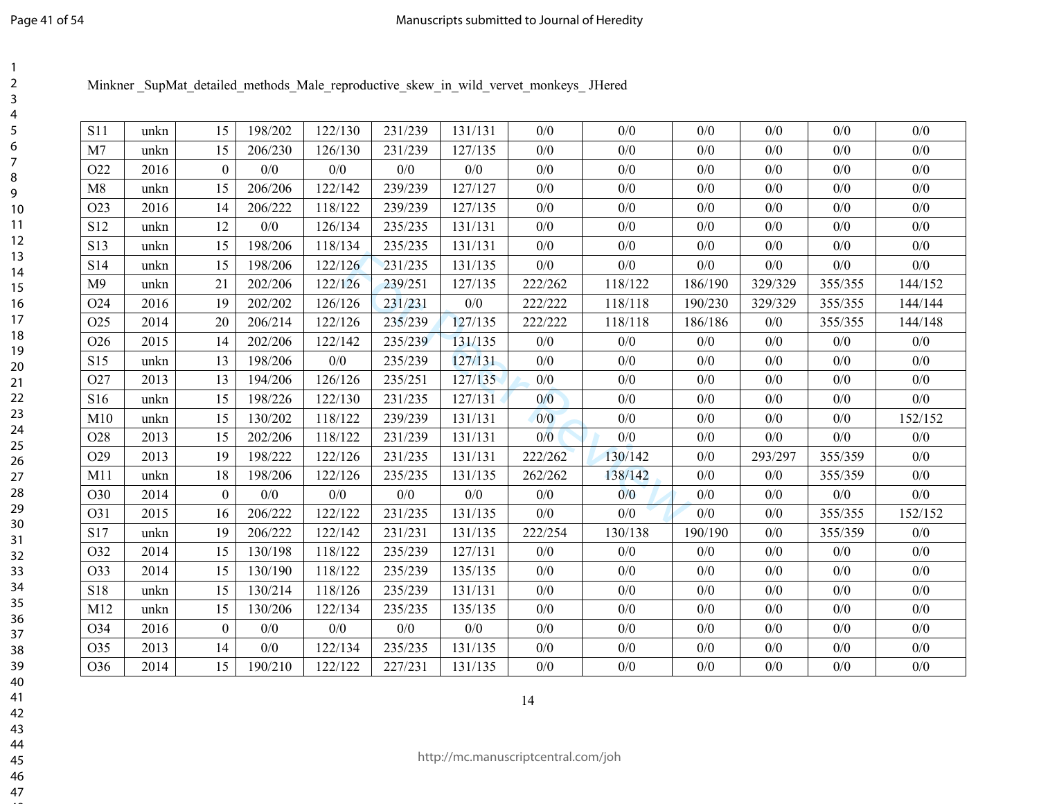Minkner _SupMat_detailed_methods_Male_reproductive_skew_in_wild_vervet_monkeys_ JHered

| | | | | | | | | | | | | |
|---|---|---|---|---|---|---|---|---|---|---|---|---|
| S11 | unkn | 15 | 198/202 | 122/130 | 231/239 | 131/131 | 0/0 | 0/0 | 0/0 | 0/0 | 0/0 | 0/0 |
| M7 | unkn | 15 | 206/230 | 126/130 | 231/239 | 127/135 | 0/0 | 0/0 | 0/0 | 0/0 | 0/0 | 0/0 |
| O22 | 2016 | 0 | 0/0 | 0/0 | 0/0 | 0/0 | 0/0 | 0/0 | 0/0 | 0/0 | 0/0 | 0/0 |
| M8 | unkn | 15 | 206/206 | 122/142 | 239/239 | 127/127 | 0/0 | 0/0 | 0/0 | 0/0 | 0/0 | 0/0 |
| O23 | 2016 | 14 | 206/222 | 118/122 | 239/239 | 127/135 | 0/0 | 0/0 | 0/0 | 0/0 | 0/0 | 0/0 |
| S12 | unkn | 12 | 0/0 | 126/134 | 235/235 | 131/131 | 0/0 | 0/0 | 0/0 | 0/0 | 0/0 | 0/0 |
| S13 | unkn | 15 | 198/206 | 118/134 | 235/235 | 131/131 | 0/0 | 0/0 | 0/0 | 0/0 | 0/0 | 0/0 |
| S14 | unkn | 15 | 198/206 | 122/126 | 231/235 | 131/135 | 0/0 | 0/0 | 0/0 | 0/0 | 0/0 | 0/0 |
| M9 | unkn | 21 | 202/206 | 122/126 | 239/251 | 127/135 | 222/262 | 118/122 | 186/190 | 329/329 | 355/355 | 144/152 |
| O24 | 2016 | 19 | 202/202 | 126/126 | 231/231 | 0/0 | 222/222 | 118/118 | 190/230 | 329/329 | 355/355 | 144/144 |
| O25 | 2014 | 20 | 206/214 | 122/126 | 235/239 | 127/135 | 222/222 | 118/118 | 186/186 | 0/0 | 355/355 | 144/148 |
| O26 | 2015 | 14 | 202/206 | 122/142 | 235/239 | 131/135 | 0/0 | 0/0 | 0/0 | 0/0 | 0/0 | 0/0 |
| S15 | unkn | 13 | 198/206 | 0/0 | 235/239 | 127/131 | 0/0 | 0/0 | 0/0 | 0/0 | 0/0 | 0/0 |
| O27 | 2013 | 13 | 194/206 | 126/126 | 235/251 | 127/135 | 0/0 | 0/0 | 0/0 | 0/0 | 0/0 | 0/0 |
| S16 | unkn | 15 | 198/226 | 122/130 | 231/235 | 127/131 | 0/0 | 0/0 | 0/0 | 0/0 | 0/0 | 0/0 |
| M10 | unkn | 15 | 130/202 | 118/122 | 239/239 | 131/131 | 0/0 | 0/0 | 0/0 | 0/0 | 0/0 | 152/152 |
| O28 | 2013 | 15 | 202/206 | 118/122 | 231/239 | 131/131 | 0/0 | 0/0 | 0/0 | 0/0 | 0/0 | 0/0 |
| O29 | 2013 | 19 | 198/222 | 122/126 | 231/235 | 131/131 | 222/262 | 130/142 | 0/0 | 293/297 | 355/359 | 0/0 |
| M11 | unkn | 18 | 198/206 | 122/126 | 235/235 | 131/135 | 262/262 | 138/142 | 0/0 | 0/0 | 355/359 | 0/0 |
| O30 | 2014 | 0 | 0/0 | 0/0 | 0/0 | 0/0 | 0/0 | 0/0 | 0/0 | 0/0 | 0/0 | 0/0 |
| O31 | 2015 | 16 | 206/222 | 122/122 | 231/235 | 131/135 | 0/0 | 0/0 | 0/0 | 0/0 | 355/355 | 152/152 |
| S17 | unkn | 19 | 206/222 | 122/142 | 231/231 | 131/135 | 222/254 | 130/138 | 190/190 | 0/0 | 355/359 | 0/0 |
| O32 | 2014 | 15 | 130/198 | 118/122 | 235/239 | 127/131 | 0/0 | 0/0 | 0/0 | 0/0 | 0/0 | 0/0 |
| O33 | 2014 | 15 | 130/190 | 118/122 | 235/239 | 135/135 | 0/0 | 0/0 | 0/0 | 0/0 | 0/0 | 0/0 |
| S18 | unkn | 15 | 130/214 | 118/126 | 235/239 | 131/131 | 0/0 | 0/0 | 0/0 | 0/0 | 0/0 | 0/0 |
| M12 | unkn | 15 | 130/206 | 122/134 | 235/235 | 135/135 | 0/0 | 0/0 | 0/0 | 0/0 | 0/0 | 0/0 |
| O34 | 2016 | 0 | 0/0 | 0/0 | 0/0 | 0/0 | 0/0 | 0/0 | 0/0 | 0/0 | 0/0 | 0/0 |
| O35 | 2013 | 14 | 0/0 | 122/134 | 235/235 | 131/135 | 0/0 | 0/0 | 0/0 | 0/0 | 0/0 | 0/0 |
| O36 | 2014 | 15 | 190/210 | 122/122 | 227/231 | 131/135 | 0/0 | 0/0 | 0/0 | 0/0 | 0/0 | 0/0 |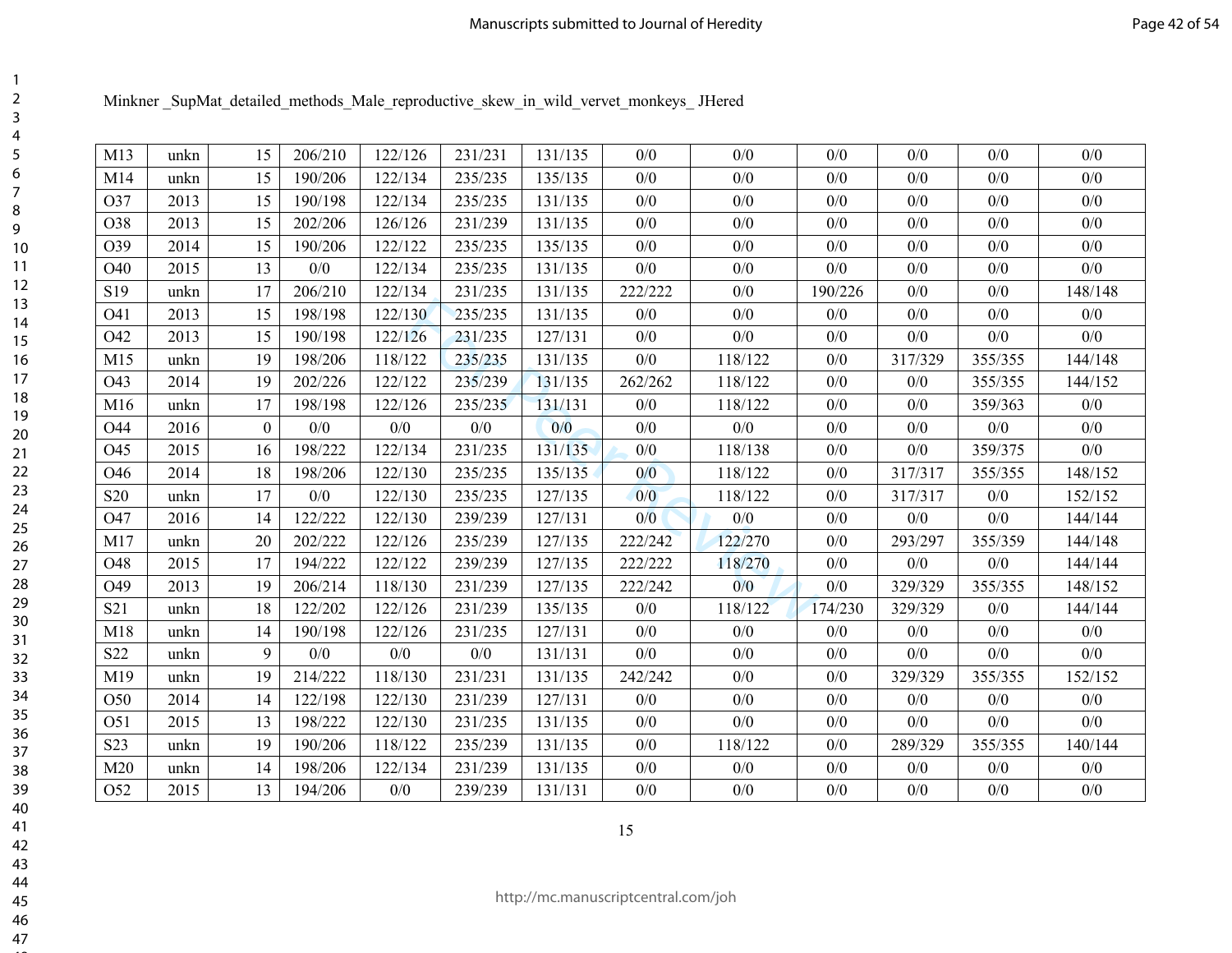Minkner _SupMat_detailed_methods_Male_reproductive_skew_in_wild_vervet_monkeys_ JHered

| | | | | | | | | | | | | |
|---|---|---|---|---|---|---|---|---|---|---|---|---|
| M13 | unkn | 15 | 206/210 | 122/126 | 231/231 | 131/135 | 0/0 | 0/0 | 0/0 | 0/0 | 0/0 | 0/0 |
| M14 | unkn | 15 | 190/206 | 122/134 | 235/235 | 135/135 | 0/0 | 0/0 | 0/0 | 0/0 | 0/0 | 0/0 |
| O37 | 2013 | 15 | 190/198 | 122/134 | 235/235 | 131/135 | 0/0 | 0/0 | 0/0 | 0/0 | 0/0 | 0/0 |
| O38 | 2013 | 15 | 202/206 | 126/126 | 231/239 | 131/135 | 0/0 | 0/0 | 0/0 | 0/0 | 0/0 | 0/0 |
| O39 | 2014 | 15 | 190/206 | 122/122 | 235/235 | 135/135 | 0/0 | 0/0 | 0/0 | 0/0 | 0/0 | 0/0 |
| O40 | 2015 | 13 | 0/0 | 122/134 | 235/235 | 131/135 | 0/0 | 0/0 | 0/0 | 0/0 | 0/0 | 0/0 |
| S19 | unkn | 17 | 206/210 | 122/134 | 231/235 | 131/135 | 222/222 | 0/0 | 190/226 | 0/0 | 0/0 | 148/148 |
| O41 | 2013 | 15 | 198/198 | 122/130 | 235/235 | 131/135 | 0/0 | 0/0 | 0/0 | 0/0 | 0/0 | 0/0 |
| O42 | 2013 | 15 | 190/198 | 122/126 | 231/235 | 127/131 | 0/0 | 0/0 | 0/0 | 0/0 | 0/0 | 0/0 |
| M15 | unkn | 19 | 198/206 | 118/122 | 235/235 | 131/135 | 0/0 | 118/122 | 0/0 | 317/329 | 355/355 | 144/148 |
| O43 | 2014 | 19 | 202/226 | 122/122 | 235/239 | 131/135 | 262/262 | 118/122 | 0/0 | 0/0 | 355/355 | 144/152 |
| M16 | unkn | 17 | 198/198 | 122/126 | 235/235 | 131/131 | 0/0 | 118/122 | 0/0 | 0/0 | 359/363 | 0/0 |
| O44 | 2016 | 0 | 0/0 | 0/0 | 0/0 | 0/0 | 0/0 | 0/0 | 0/0 | 0/0 | 0/0 | 0/0 |
| O45 | 2015 | 16 | 198/222 | 122/134 | 231/235 | 131/135 | 0/0 | 118/138 | 0/0 | 0/0 | 359/375 | 0/0 |
| O46 | 2014 | 18 | 198/206 | 122/130 | 235/235 | 135/135 | 0/0 | 118/122 | 0/0 | 317/317 | 355/355 | 148/152 |
| S20 | unkn | 17 | 0/0 | 122/130 | 235/235 | 127/135 | 0/0 | 118/122 | 0/0 | 317/317 | 0/0 | 152/152 |
| O47 | 2016 | 14 | 122/222 | 122/130 | 239/239 | 127/131 | 0/0 | 0/0 | 0/0 | 0/0 | 0/0 | 144/144 |
| M17 | unkn | 20 | 202/222 | 122/126 | 235/239 | 127/135 | 222/242 | 122/270 | 0/0 | 293/297 | 355/359 | 144/148 |
| O48 | 2015 | 17 | 194/222 | 122/122 | 239/239 | 127/135 | 222/222 | 118/270 | 0/0 | 0/0 | 0/0 | 144/144 |
| O49 | 2013 | 19 | 206/214 | 118/130 | 231/239 | 127/135 | 222/242 | 0/0 | 0/0 | 329/329 | 355/355 | 148/152 |
| S21 | unkn | 18 | 122/202 | 122/126 | 231/239 | 135/135 | 0/0 | 118/122 | 174/230 | 329/329 | 0/0 | 144/144 |
| M18 | unkn | 14 | 190/198 | 122/126 | 231/235 | 127/131 | 0/0 | 0/0 | 0/0 | 0/0 | 0/0 | 0/0 |
| S22 | unkn | 9 | 0/0 | 0/0 | 0/0 | 131/131 | 0/0 | 0/0 | 0/0 | 0/0 | 0/0 | 0/0 |
| M19 | unkn | 19 | 214/222 | 118/130 | 231/231 | 131/135 | 242/242 | 0/0 | 0/0 | 329/329 | 355/355 | 152/152 |
| O50 | 2014 | 14 | 122/198 | 122/130 | 231/239 | 127/131 | 0/0 | 0/0 | 0/0 | 0/0 | 0/0 | 0/0 |
| O51 | 2015 | 13 | 198/222 | 122/130 | 231/235 | 131/135 | 0/0 | 0/0 | 0/0 | 0/0 | 0/0 | 0/0 |
| S23 | unkn | 19 | 190/206 | 118/122 | 235/239 | 131/135 | 0/0 | 118/122 | 0/0 | 289/329 | 355/355 | 140/144 |
| M20 | unkn | 14 | 198/206 | 122/134 | 231/239 | 131/135 | 0/0 | 0/0 | 0/0 | 0/0 | 0/0 | 0/0 |
| O52 | 2015 | 13 | 194/206 | 0/0 | 239/239 | 131/131 | 0/0 | 0/0 | 0/0 | 0/0 | 0/0 | 0/0 |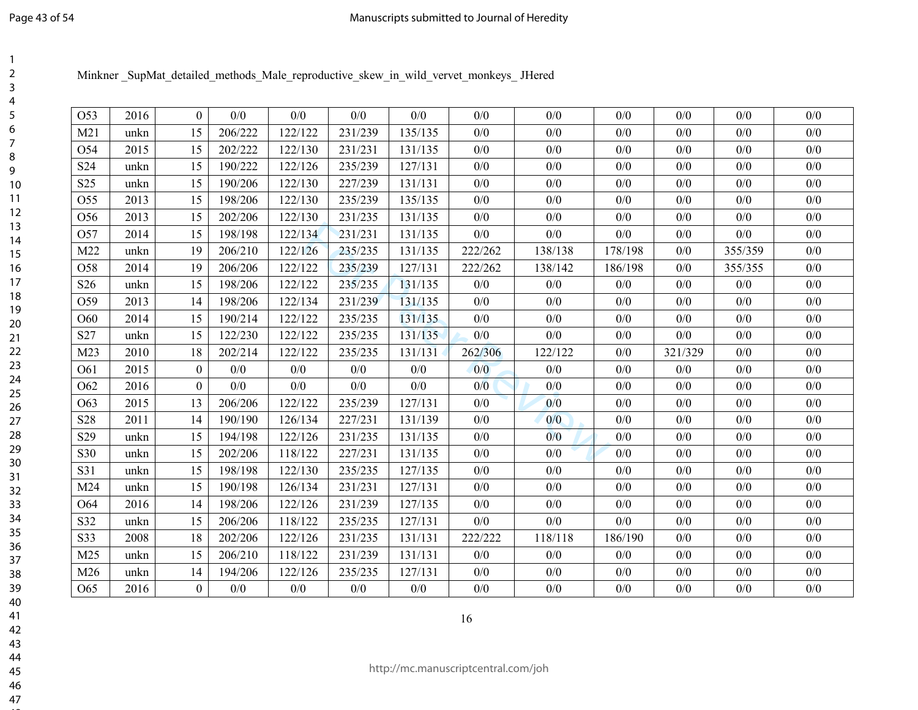Minkner _SupMat_detailed_methods_Male_reproductive_skew_in_wild_vervet_monkeys_ JHered

| | | | | | | | | | | | | |
|---|---|---|---|---|---|---|---|---|---|---|---|---|
| O53 | 2016 | 0 | 0/0 | 0/0 | 0/0 | 0/0 | 0/0 | 0/0 | 0/0 | 0/0 | 0/0 | 0/0 |
| M21 | unkn | 15 | 206/222 | 122/122 | 231/239 | 135/135 | 0/0 | 0/0 | 0/0 | 0/0 | 0/0 | 0/0 |
| O54 | 2015 | 15 | 202/222 | 122/130 | 231/231 | 131/135 | 0/0 | 0/0 | 0/0 | 0/0 | 0/0 | 0/0 |
| S24 | unkn | 15 | 190/222 | 122/126 | 235/239 | 127/131 | 0/0 | 0/0 | 0/0 | 0/0 | 0/0 | 0/0 |
| S25 | unkn | 15 | 190/206 | 122/130 | 227/239 | 131/131 | 0/0 | 0/0 | 0/0 | 0/0 | 0/0 | 0/0 |
| O55 | 2013 | 15 | 198/206 | 122/130 | 235/239 | 135/135 | 0/0 | 0/0 | 0/0 | 0/0 | 0/0 | 0/0 |
| O56 | 2013 | 15 | 202/206 | 122/130 | 231/235 | 131/135 | 0/0 | 0/0 | 0/0 | 0/0 | 0/0 | 0/0 |
| O57 | 2014 | 15 | 198/198 | 122/134 | 231/231 | 131/135 | 0/0 | 0/0 | 0/0 | 0/0 | 0/0 | 0/0 |
| M22 | unkn | 19 | 206/210 | 122/126 | 235/235 | 131/135 | 222/262 | 138/138 | 178/198 | 0/0 | 355/359 | 0/0 |
| O58 | 2014 | 19 | 206/206 | 122/122 | 235/239 | 127/131 | 222/262 | 138/142 | 186/198 | 0/0 | 355/355 | 0/0 |
| S26 | unkn | 15 | 198/206 | 122/122 | 235/235 | 131/135 | 0/0 | 0/0 | 0/0 | 0/0 | 0/0 | 0/0 |
| O59 | 2013 | 14 | 198/206 | 122/134 | 231/239 | 131/135 | 0/0 | 0/0 | 0/0 | 0/0 | 0/0 | 0/0 |
| O60 | 2014 | 15 | 190/214 | 122/122 | 235/235 | 131/135 | 0/0 | 0/0 | 0/0 | 0/0 | 0/0 | 0/0 |
| S27 | unkn | 15 | 122/230 | 122/122 | 235/235 | 131/135 | 0/0 | 0/0 | 0/0 | 0/0 | 0/0 | 0/0 |
| M23 | 2010 | 18 | 202/214 | 122/122 | 235/235 | 131/131 | 262/306 | 122/122 | 0/0 | 321/329 | 0/0 | 0/0 |
| O61 | 2015 | 0 | 0/0 | 0/0 | 0/0 | 0/0 | 0/0 | 0/0 | 0/0 | 0/0 | 0/0 | 0/0 |
| O62 | 2016 | 0 | 0/0 | 0/0 | 0/0 | 0/0 | 0/0 | 0/0 | 0/0 | 0/0 | 0/0 | 0/0 |
| O63 | 2015 | 13 | 206/206 | 122/122 | 235/239 | 127/131 | 0/0 | 0/0 | 0/0 | 0/0 | 0/0 | 0/0 |
| S28 | 2011 | 14 | 190/190 | 126/134 | 227/231 | 131/139 | 0/0 | 0/0 | 0/0 | 0/0 | 0/0 | 0/0 |
| S29 | unkn | 15 | 194/198 | 122/126 | 231/235 | 131/135 | 0/0 | 0/0 | 0/0 | 0/0 | 0/0 | 0/0 |
| S30 | unkn | 15 | 202/206 | 118/122 | 227/231 | 131/135 | 0/0 | 0/0 | 0/0 | 0/0 | 0/0 | 0/0 |
| S31 | unkn | 15 | 198/198 | 122/130 | 235/235 | 127/135 | 0/0 | 0/0 | 0/0 | 0/0 | 0/0 | 0/0 |
| M24 | unkn | 15 | 190/198 | 126/134 | 231/231 | 127/131 | 0/0 | 0/0 | 0/0 | 0/0 | 0/0 | 0/0 |
| O64 | 2016 | 14 | 198/206 | 122/126 | 231/239 | 127/135 | 0/0 | 0/0 | 0/0 | 0/0 | 0/0 | 0/0 |
| S32 | unkn | 15 | 206/206 | 118/122 | 235/235 | 127/131 | 0/0 | 0/0 | 0/0 | 0/0 | 0/0 | 0/0 |
| S33 | 2008 | 18 | 202/206 | 122/126 | 231/235 | 131/131 | 222/222 | 118/118 | 186/190 | 0/0 | 0/0 | 0/0 |
| M25 | unkn | 15 | 206/210 | 118/122 | 231/239 | 131/131 | 0/0 | 0/0 | 0/0 | 0/0 | 0/0 | 0/0 |
| M26 | unkn | 14 | 194/206 | 122/126 | 235/235 | 127/131 | 0/0 | 0/0 | 0/0 | 0/0 | 0/0 | 0/0 |
| O65 | 2016 | 0 | 0/0 | 0/0 | 0/0 | 0/0 | 0/0 | 0/0 | 0/0 | 0/0 | 0/0 | 0/0 |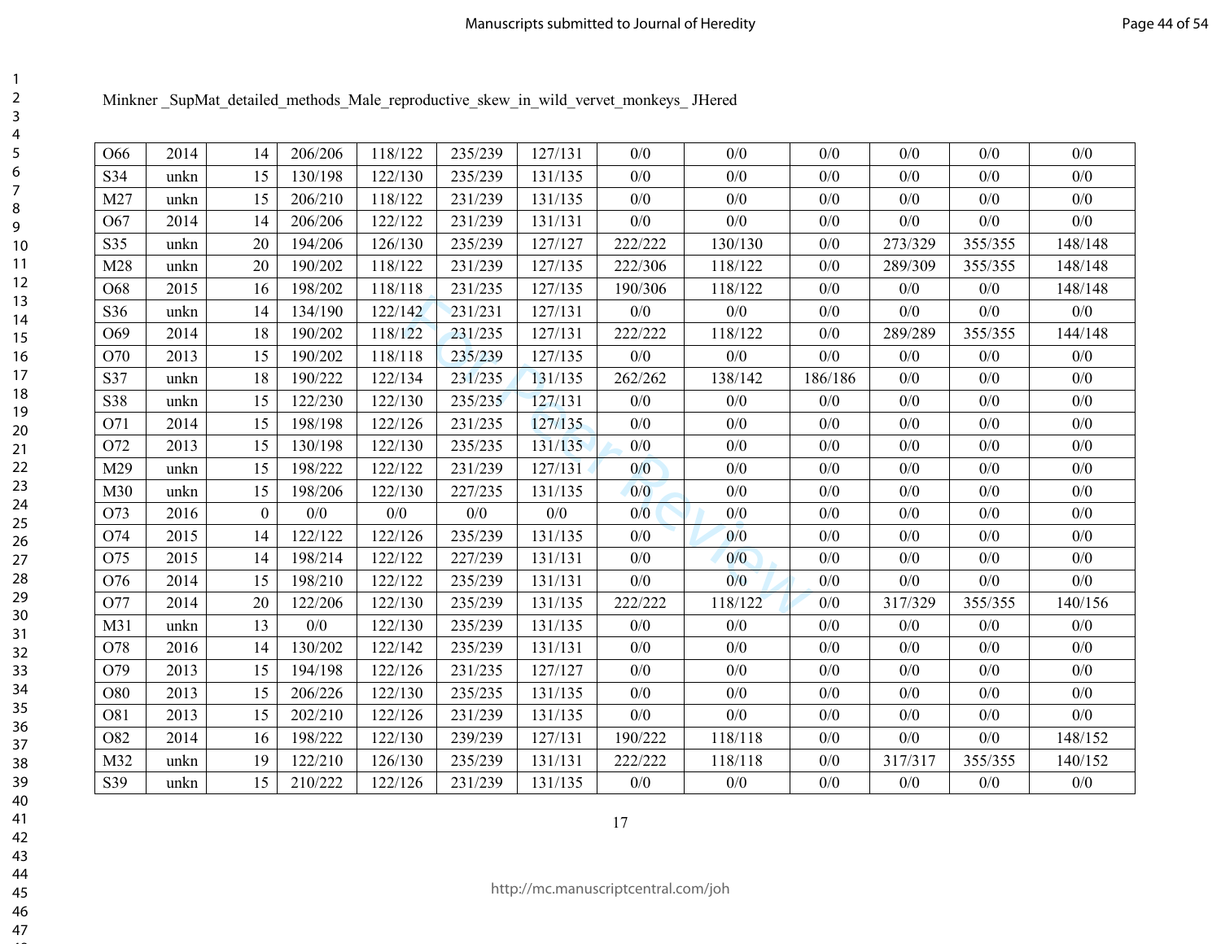Minkner _SupMat_detailed_methods_Male_reproductive_skew_in_wild_vervet_monkeys_ JHered

| | | | | | | | | | | | | |
|---|---|---|---|---|---|---|---|---|---|---|---|---|
| O66 | 2014 | 14 | 206/206 | 118/122 | 235/239 | 127/131 | 0/0 | 0/0 | 0/0 | 0/0 | 0/0 | 0/0 |
| S34 | unkn | 15 | 130/198 | 122/130 | 235/239 | 131/135 | 0/0 | 0/0 | 0/0 | 0/0 | 0/0 | 0/0 |
| M27 | unkn | 15 | 206/210 | 118/122 | 231/239 | 131/135 | 0/0 | 0/0 | 0/0 | 0/0 | 0/0 | 0/0 |
| O67 | 2014 | 14 | 206/206 | 122/122 | 231/239 | 131/131 | 0/0 | 0/0 | 0/0 | 0/0 | 0/0 | 0/0 |
| S35 | unkn | 20 | 194/206 | 126/130 | 235/239 | 127/127 | 222/222 | 130/130 | 0/0 | 273/329 | 355/355 | 148/148 |
| M28 | unkn | 20 | 190/202 | 118/122 | 231/239 | 127/135 | 222/306 | 118/122 | 0/0 | 289/309 | 355/355 | 148/148 |
| O68 | 2015 | 16 | 198/202 | 118/118 | 231/235 | 127/135 | 190/306 | 118/122 | 0/0 | 0/0 | 0/0 | 148/148 |
| S36 | unkn | 14 | 134/190 | 122/142 | 231/231 | 127/131 | 0/0 | 0/0 | 0/0 | 0/0 | 0/0 | 0/0 |
| O69 | 2014 | 18 | 190/202 | 118/122 | 231/235 | 127/131 | 222/222 | 118/122 | 0/0 | 289/289 | 355/355 | 144/148 |
| O70 | 2013 | 15 | 190/202 | 118/118 | 235/239 | 127/135 | 0/0 | 0/0 | 0/0 | 0/0 | 0/0 | 0/0 |
| S37 | unkn | 18 | 190/222 | 122/134 | 231/235 | 131/135 | 262/262 | 138/142 | 186/186 | 0/0 | 0/0 | 0/0 |
| S38 | unkn | 15 | 122/230 | 122/130 | 235/235 | 127/131 | 0/0 | 0/0 | 0/0 | 0/0 | 0/0 | 0/0 |
| O71 | 2014 | 15 | 198/198 | 122/126 | 231/235 | 127/135 | 0/0 | 0/0 | 0/0 | 0/0 | 0/0 | 0/0 |
| O72 | 2013 | 15 | 130/198 | 122/130 | 235/235 | 131/135 | 0/0 | 0/0 | 0/0 | 0/0 | 0/0 | 0/0 |
| M29 | unkn | 15 | 198/222 | 122/122 | 231/239 | 127/131 | 0/0 | 0/0 | 0/0 | 0/0 | 0/0 | 0/0 |
| M30 | unkn | 15 | 198/206 | 122/130 | 227/235 | 131/135 | 0/0 | 0/0 | 0/0 | 0/0 | 0/0 | 0/0 |
| O73 | 2016 | 0 | 0/0 | 0/0 | 0/0 | 0/0 | 0/0 | 0/0 | 0/0 | 0/0 | 0/0 | 0/0 |
| O74 | 2015 | 14 | 122/122 | 122/126 | 235/239 | 131/135 | 0/0 | 0/0 | 0/0 | 0/0 | 0/0 | 0/0 |
| O75 | 2015 | 14 | 198/214 | 122/122 | 227/239 | 131/131 | 0/0 | 0/0 | 0/0 | 0/0 | 0/0 | 0/0 |
| O76 | 2014 | 15 | 198/210 | 122/122 | 235/239 | 131/131 | 0/0 | 0/0 | 0/0 | 0/0 | 0/0 | 0/0 |
| O77 | 2014 | 20 | 122/206 | 122/130 | 235/239 | 131/135 | 222/222 | 118/122 | 0/0 | 317/329 | 355/355 | 140/156 |
| M31 | unkn | 13 | 0/0 | 122/130 | 235/239 | 131/135 | 0/0 | 0/0 | 0/0 | 0/0 | 0/0 | 0/0 |
| O78 | 2016 | 14 | 130/202 | 122/142 | 235/239 | 131/131 | 0/0 | 0/0 | 0/0 | 0/0 | 0/0 | 0/0 |
| O79 | 2013 | 15 | 194/198 | 122/126 | 231/235 | 127/127 | 0/0 | 0/0 | 0/0 | 0/0 | 0/0 | 0/0 |
| O80 | 2013 | 15 | 206/226 | 122/130 | 235/235 | 131/135 | 0/0 | 0/0 | 0/0 | 0/0 | 0/0 | 0/0 |
| O81 | 2013 | 15 | 202/210 | 122/126 | 231/239 | 131/135 | 0/0 | 0/0 | 0/0 | 0/0 | 0/0 | 0/0 |
| O82 | 2014 | 16 | 198/222 | 122/130 | 239/239 | 127/131 | 190/222 | 118/118 | 0/0 | 0/0 | 0/0 | 148/152 |
| M32 | unkn | 19 | 122/210 | 126/130 | 235/239 | 131/131 | 222/222 | 118/118 | 0/0 | 317/317 | 355/355 | 140/152 |
| S39 | unkn | 15 | 210/222 | 122/126 | 231/239 | 131/135 | 0/0 | 0/0 | 0/0 | 0/0 | 0/0 | 0/0 |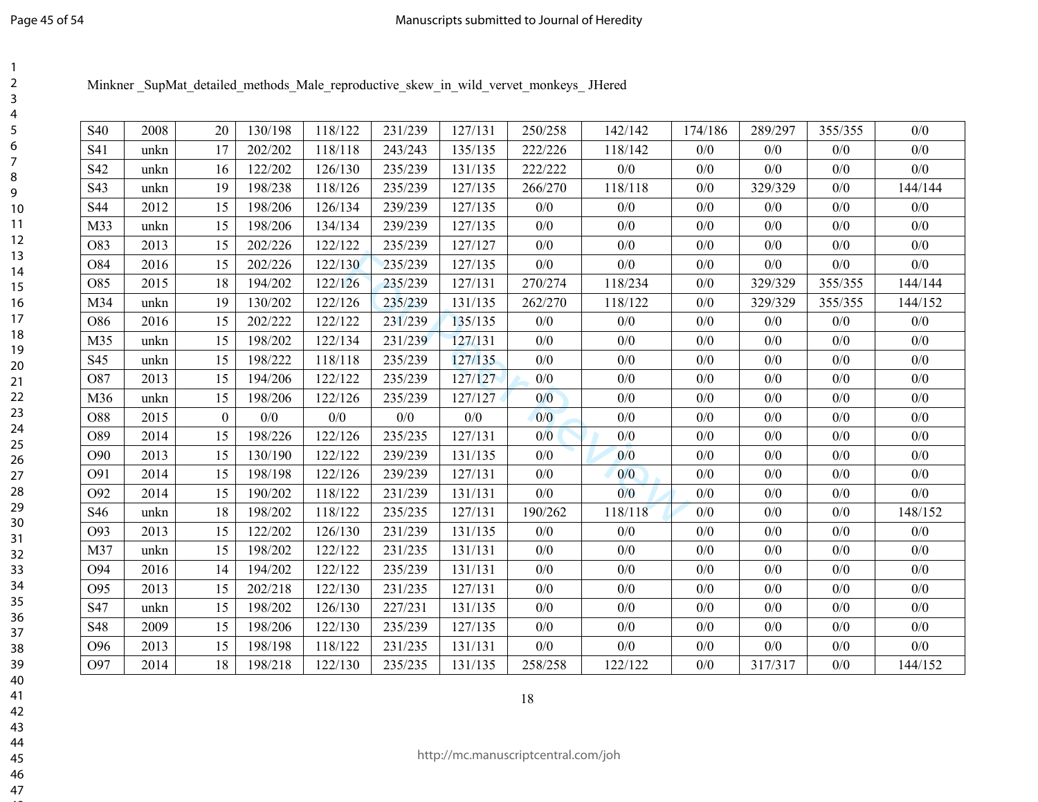Minkner _SupMat_detailed_methods_Male_reproductive_skew_in_wild_vervet_monkeys_ JHered

| | | | | | | | | | | | | |
|---|---|---|---|---|---|---|---|---|---|---|---|---|
| S40 | 2008 | 20 | 130/198 | 118/122 | 231/239 | 127/131 | 250/258 | 142/142 | 174/186 | 289/297 | 355/355 | 0/0 |
| S41 | unkn | 17 | 202/202 | 118/118 | 243/243 | 135/135 | 222/226 | 118/142 | 0/0 | 0/0 | 0/0 | 0/0 |
| S42 | unkn | 16 | 122/202 | 126/130 | 235/239 | 131/135 | 222/222 | 0/0 | 0/0 | 0/0 | 0/0 | 0/0 |
| S43 | unkn | 19 | 198/238 | 118/126 | 235/239 | 127/135 | 266/270 | 118/118 | 0/0 | 329/329 | 0/0 | 144/144 |
| S44 | 2012 | 15 | 198/206 | 126/134 | 239/239 | 127/135 | 0/0 | 0/0 | 0/0 | 0/0 | 0/0 | 0/0 |
| M33 | unkn | 15 | 198/206 | 134/134 | 239/239 | 127/135 | 0/0 | 0/0 | 0/0 | 0/0 | 0/0 | 0/0 |
| O83 | 2013 | 15 | 202/226 | 122/122 | 235/239 | 127/127 | 0/0 | 0/0 | 0/0 | 0/0 | 0/0 | 0/0 |
| O84 | 2016 | 15 | 202/226 | 122/130 | 235/239 | 127/135 | 0/0 | 0/0 | 0/0 | 0/0 | 0/0 | 0/0 |
| O85 | 2015 | 18 | 194/202 | 122/126 | 235/239 | 127/131 | 270/274 | 118/234 | 0/0 | 329/329 | 355/355 | 144/144 |
| M34 | unkn | 19 | 130/202 | 122/126 | 235/239 | 131/135 | 262/270 | 118/122 | 0/0 | 329/329 | 355/355 | 144/152 |
| O86 | 2016 | 15 | 202/222 | 122/122 | 231/239 | 135/135 | 0/0 | 0/0 | 0/0 | 0/0 | 0/0 | 0/0 |
| M35 | unkn | 15 | 198/202 | 122/134 | 231/239 | 127/131 | 0/0 | 0/0 | 0/0 | 0/0 | 0/0 | 0/0 |
| S45 | unkn | 15 | 198/222 | 118/118 | 235/239 | 127/135 | 0/0 | 0/0 | 0/0 | 0/0 | 0/0 | 0/0 |
| O87 | 2013 | 15 | 194/206 | 122/122 | 235/239 | 127/127 | 0/0 | 0/0 | 0/0 | 0/0 | 0/0 | 0/0 |
| M36 | unkn | 15 | 198/206 | 122/126 | 235/239 | 127/127 | 0/0 | 0/0 | 0/0 | 0/0 | 0/0 | 0/0 |
| O88 | 2015 | 0 | 0/0 | 0/0 | 0/0 | 0/0 | 0/0 | 0/0 | 0/0 | 0/0 | 0/0 | 0/0 |
| O89 | 2014 | 15 | 198/226 | 122/126 | 235/235 | 127/131 | 0/0 | 0/0 | 0/0 | 0/0 | 0/0 | 0/0 |
| O90 | 2013 | 15 | 130/190 | 122/122 | 239/239 | 131/135 | 0/0 | 0/0 | 0/0 | 0/0 | 0/0 | 0/0 |
| O91 | 2014 | 15 | 198/198 | 122/126 | 239/239 | 127/131 | 0/0 | 0/0 | 0/0 | 0/0 | 0/0 | 0/0 |
| O92 | 2014 | 15 | 190/202 | 118/122 | 231/239 | 131/131 | 0/0 | 0/0 | 0/0 | 0/0 | 0/0 | 0/0 |
| S46 | unkn | 18 | 198/202 | 118/122 | 235/235 | 127/131 | 190/262 | 118/118 | 0/0 | 0/0 | 0/0 | 148/152 |
| O93 | 2013 | 15 | 122/202 | 126/130 | 231/239 | 131/135 | 0/0 | 0/0 | 0/0 | 0/0 | 0/0 | 0/0 |
| M37 | unkn | 15 | 198/202 | 122/122 | 231/235 | 131/131 | 0/0 | 0/0 | 0/0 | 0/0 | 0/0 | 0/0 |
| O94 | 2016 | 14 | 194/202 | 122/122 | 235/239 | 131/131 | 0/0 | 0/0 | 0/0 | 0/0 | 0/0 | 0/0 |
| O95 | 2013 | 15 | 202/218 | 122/130 | 231/235 | 127/131 | 0/0 | 0/0 | 0/0 | 0/0 | 0/0 | 0/0 |
| S47 | unkn | 15 | 198/202 | 126/130 | 227/231 | 131/135 | 0/0 | 0/0 | 0/0 | 0/0 | 0/0 | 0/0 |
| S48 | 2009 | 15 | 198/206 | 122/130 | 235/239 | 127/135 | 0/0 | 0/0 | 0/0 | 0/0 | 0/0 | 0/0 |
| O96 | 2013 | 15 | 198/198 | 118/122 | 231/235 | 131/131 | 0/0 | 0/0 | 0/0 | 0/0 | 0/0 | 0/0 |
| O97 | 2014 | 18 | 198/218 | 122/130 | 235/235 | 131/135 | 258/258 | 122/122 | 0/0 | 317/317 | 0/0 | 144/152 |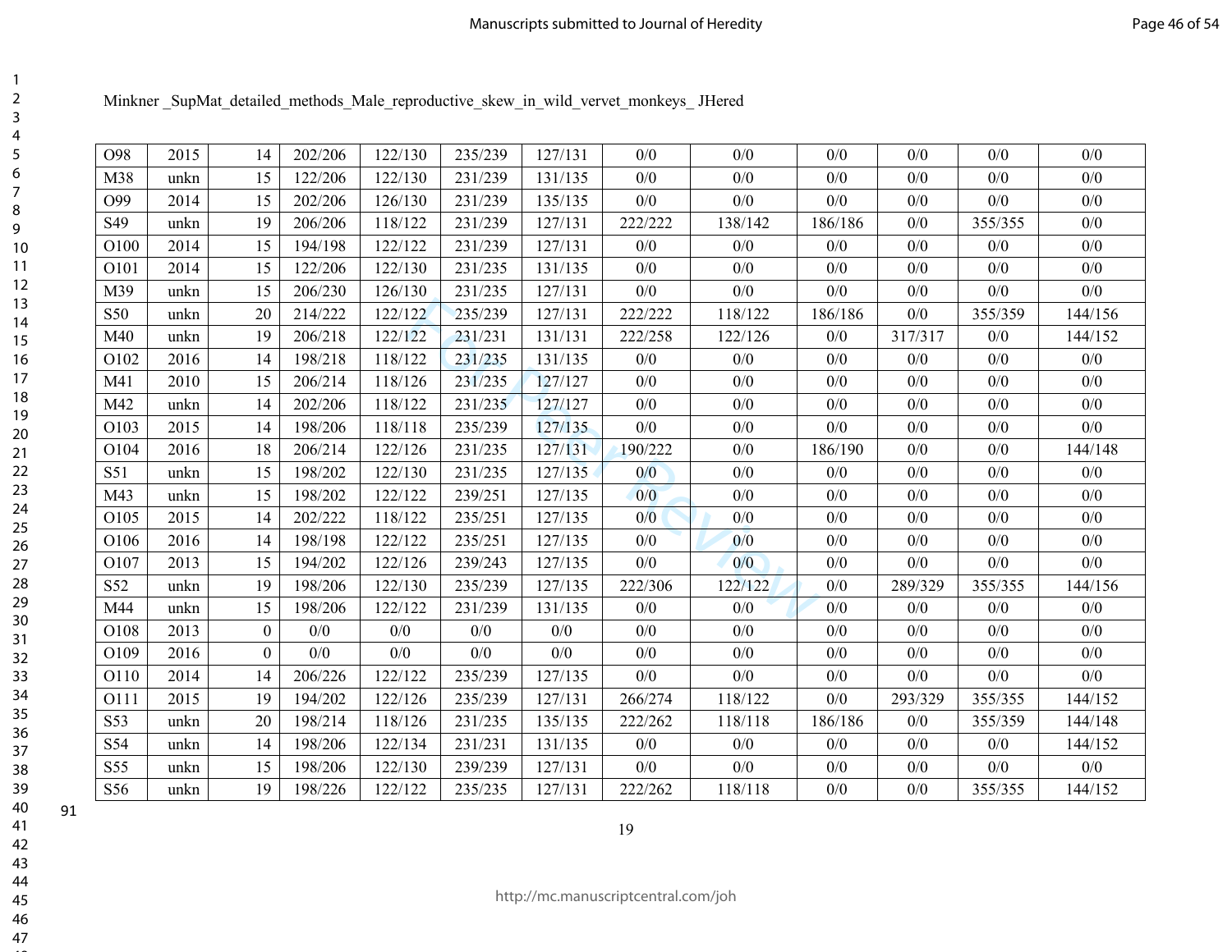Minkner _SupMat_detailed_methods_Male_reproductive_skew_in_wild_vervet_monkeys_ JHered

| | | | | | | | | | | | | |
|---|---|---|---|---|---|---|---|---|---|---|---|---|
| O98 | 2015 | 14 | 202/206 | 122/130 | 235/239 | 127/131 | 0/0 | 0/0 | 0/0 | 0/0 | 0/0 | 0/0 |
| M38 | unkn | 15 | 122/206 | 122/130 | 231/239 | 131/135 | 0/0 | 0/0 | 0/0 | 0/0 | 0/0 | 0/0 |
| O99 | 2014 | 15 | 202/206 | 126/130 | 231/239 | 135/135 | 0/0 | 0/0 | 0/0 | 0/0 | 0/0 | 0/0 |
| S49 | unkn | 19 | 206/206 | 118/122 | 231/239 | 127/131 | 222/222 | 138/142 | 186/186 | 0/0 | 355/355 | 0/0 |
| O100 | 2014 | 15 | 194/198 | 122/122 | 231/239 | 127/131 | 0/0 | 0/0 | 0/0 | 0/0 | 0/0 | 0/0 |
| O101 | 2014 | 15 | 122/206 | 122/130 | 231/235 | 131/135 | 0/0 | 0/0 | 0/0 | 0/0 | 0/0 | 0/0 |
| M39 | unkn | 15 | 206/230 | 126/130 | 231/235 | 127/131 | 0/0 | 0/0 | 0/0 | 0/0 | 0/0 | 0/0 |
| S50 | unkn | 20 | 214/222 | 122/122 | 235/239 | 127/131 | 222/222 | 118/122 | 186/186 | 0/0 | 355/359 | 144/156 |
| M40 | unkn | 19 | 206/218 | 122/122 | 231/231 | 131/131 | 222/258 | 122/126 | 0/0 | 317/317 | 0/0 | 144/152 |
| O102 | 2016 | 14 | 198/218 | 118/122 | 231/235 | 131/135 | 0/0 | 0/0 | 0/0 | 0/0 | 0/0 | 0/0 |
| M41 | 2010 | 15 | 206/214 | 118/126 | 231/235 | 127/127 | 0/0 | 0/0 | 0/0 | 0/0 | 0/0 | 0/0 |
| M42 | unkn | 14 | 202/206 | 118/122 | 231/235 | 127/127 | 0/0 | 0/0 | 0/0 | 0/0 | 0/0 | 0/0 |
| O103 | 2015 | 14 | 198/206 | 118/118 | 235/239 | 127/135 | 0/0 | 0/0 | 0/0 | 0/0 | 0/0 | 0/0 |
| O104 | 2016 | 18 | 206/214 | 122/126 | 231/235 | 127/131 | 190/222 | 0/0 | 186/190 | 0/0 | 0/0 | 144/148 |
| S51 | unkn | 15 | 198/202 | 122/130 | 231/235 | 127/135 | 0/0 | 0/0 | 0/0 | 0/0 | 0/0 | 0/0 |
| M43 | unkn | 15 | 198/202 | 122/122 | 239/251 | 127/135 | 0/0 | 0/0 | 0/0 | 0/0 | 0/0 | 0/0 |
| O105 | 2015 | 14 | 202/222 | 118/122 | 235/251 | 127/135 | 0/0 | 0/0 | 0/0 | 0/0 | 0/0 | 0/0 |
| O106 | 2016 | 14 | 198/198 | 122/122 | 235/251 | 127/135 | 0/0 | 0/0 | 0/0 | 0/0 | 0/0 | 0/0 |
| O107 | 2013 | 15 | 194/202 | 122/126 | 239/243 | 127/135 | 0/0 | 0/0 | 0/0 | 0/0 | 0/0 | 0/0 |
| S52 | unkn | 19 | 198/206 | 122/130 | 235/239 | 127/135 | 222/306 | 122/122 | 0/0 | 289/329 | 355/355 | 144/156 |
| M44 | unkn | 15 | 198/206 | 122/122 | 231/239 | 131/135 | 0/0 | 0/0 | 0/0 | 0/0 | 0/0 | 0/0 |
| O108 | 2013 | 0 | 0/0 | 0/0 | 0/0 | 0/0 | 0/0 | 0/0 | 0/0 | 0/0 | 0/0 | 0/0 |
| O109 | 2016 | 0 | 0/0 | 0/0 | 0/0 | 0/0 | 0/0 | 0/0 | 0/0 | 0/0 | 0/0 | 0/0 |
| O110 | 2014 | 14 | 206/226 | 122/122 | 235/239 | 127/135 | 0/0 | 0/0 | 0/0 | 0/0 | 0/0 | 0/0 |
| O111 | 2015 | 19 | 194/202 | 122/126 | 235/239 | 127/131 | 266/274 | 118/122 | 0/0 | 293/329 | 355/355 | 144/152 |
| S53 | unkn | 20 | 198/214 | 118/126 | 231/235 | 135/135 | 222/262 | 118/118 | 186/186 | 0/0 | 355/359 | 144/148 |
| S54 | unkn | 14 | 198/206 | 122/134 | 231/231 | 131/135 | 0/0 | 0/0 | 0/0 | 0/0 | 0/0 | 144/152 |
| S55 | unkn | 15 | 198/206 | 122/130 | 239/239 | 127/131 | 0/0 | 0/0 | 0/0 | 0/0 | 0/0 | 0/0 |
| S56 | unkn | 19 | 198/226 | 122/122 | 235/235 | 127/131 | 222/262 | 118/118 | 0/0 | 0/0 | 355/355 | 144/152 |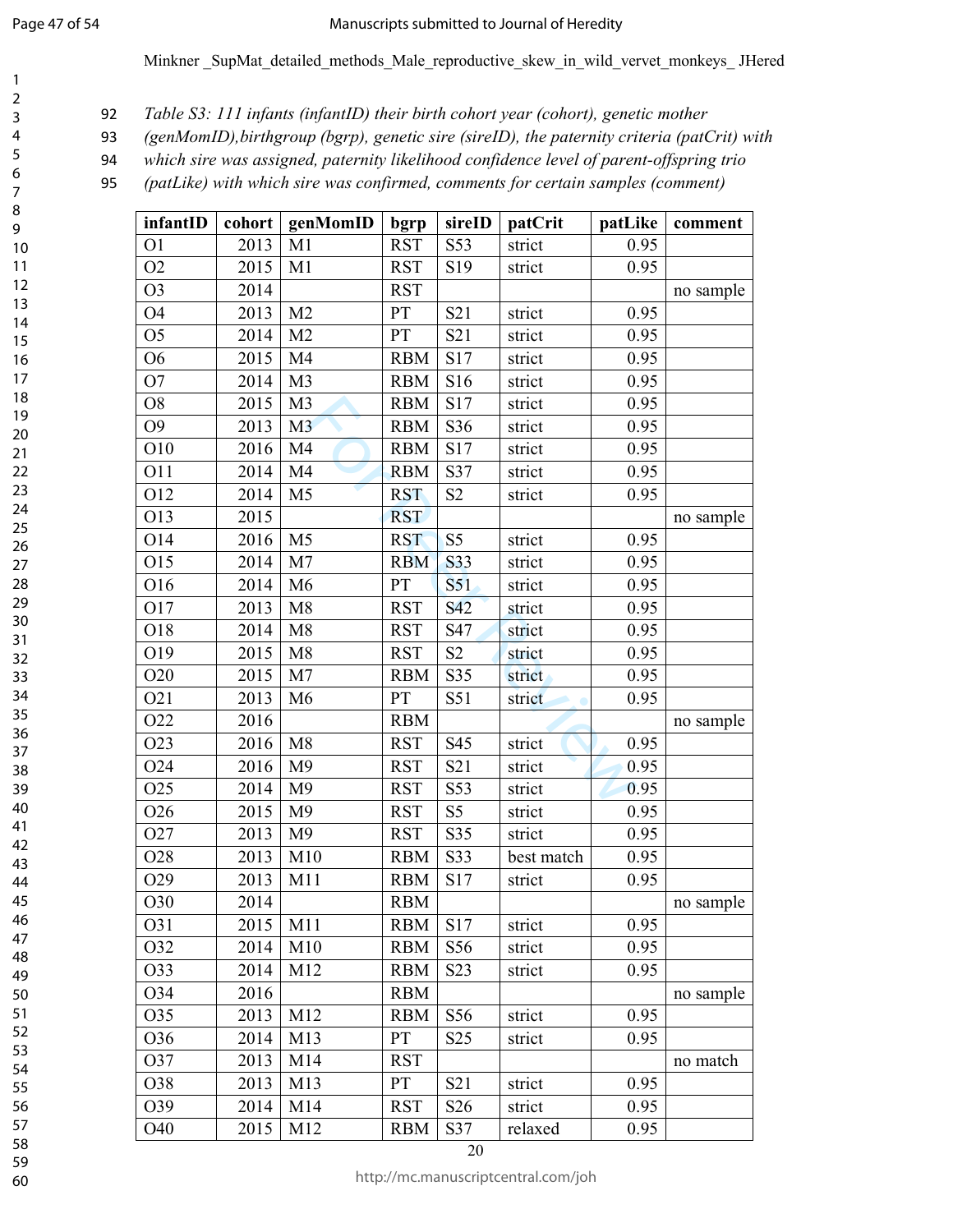Minkner _SupMat_detailed_methods_Male_reproductive_skew_in_wild_vervet_monkeys_ JHered

*Table S3: 111 infants (infantID) their birth cohort year (cohort), genetic mother (genMomID),birthgroup (bgrp), genetic sire (sireID), the paternity criteria (patCrit) with which sire was assigned, paternity likelihood confidence level of parent-offspring trio (patLike) with which sire was confirmed, comments for certain samples (comment)*

| infantID | cohort | genMomID | bgrp | sireID | patCrit | patLike | comment |
|---|---|---|---|---|---|---|---|
| O1 | 2013 | M1 | RST | S53 | strict | 0.95 | |
| O2 | 2015 | M1 | RST | S19 | strict | 0.95 | |
| O3 | 2014 | | RST | | | | no sample |
| O4 | 2013 | M2 | PT | S21 | strict | 0.95 | |
| O5 | 2014 | M2 | PT | S21 | strict | 0.95 | |
| O6 | 2015 | M4 | RBM | S17 | strict | 0.95 | |
| O7 | 2014 | M3 | RBM | S16 | strict | 0.95 | |
| O8 | 2015 | M3 | RBM | S17 | strict | 0.95 | |
| O9 | 2013 | M3 | RBM | S36 | strict | 0.95 | |
| O10 | 2016 | M4 | RBM | S17 | strict | 0.95 | |
| O11 | 2014 | M4 | RBM | S37 | strict | 0.95 | |
| O12 | 2014 | M5 | RST | S2 | strict | 0.95 | |
| O13 | 2015 | | RST | | | | no sample |
| O14 | 2016 | M5 | RST | S5 | strict | 0.95 | |
| O15 | 2014 | M7 | RBM | S33 | strict | 0.95 | |
| O16 | 2014 | M6 | PT | S51 | strict | 0.95 | |
| O17 | 2013 | M8 | RST | S42 | strict | 0.95 | |
| O18 | 2014 | M8 | RST | S47 | strict | 0.95 | |
| O19 | 2015 | M8 | RST | S2 | strict | 0.95 | |
| O20 | 2015 | M7 | RBM | S35 | strict | 0.95 | |
| O21 | 2013 | M6 | PT | S51 | strict | 0.95 | |
| O22 | 2016 | | RBM | | | | no sample |
| O23 | 2016 | M8 | RST | S45 | strict | 0.95 | |
| O24 | 2016 | M9 | RST | S21 | strict | 0.95 | |
| O25 | 2014 | M9 | RST | S53 | strict | 0.95 | |
| O26 | 2015 | M9 | RST | S5 | strict | 0.95 | |
| O27 | 2013 | M9 | RST | S35 | strict | 0.95 | |
| O28 | 2013 | M10 | RBM | S33 | best match | 0.95 | |
| O29 | 2013 | M11 | RBM | S17 | strict | 0.95 | |
| O30 | 2014 | | RBM | | | | no sample |
| O31 | 2015 | M11 | RBM | S17 | strict | 0.95 | |
| O32 | 2014 | M10 | RBM | S56 | strict | 0.95 | |
| O33 | 2014 | M12 | RBM | S23 | strict | 0.95 | |
| O34 | 2016 | | RBM | | | | no sample |
| O35 | 2013 | M12 | RBM | S56 | strict | 0.95 | |
| O36 | 2014 | M13 | PT | S25 | strict | 0.95 | |
| O37 | 2013 | M14 | RST | | | | no match |
| O38 | 2013 | M13 | PT | S21 | strict | 0.95 | |
| O39 | 2014 | M14 | RST | S26 | strict | 0.95 | |
| O40 | 2015 | M12 | RBM | S37 | relaxed | 0.95 | |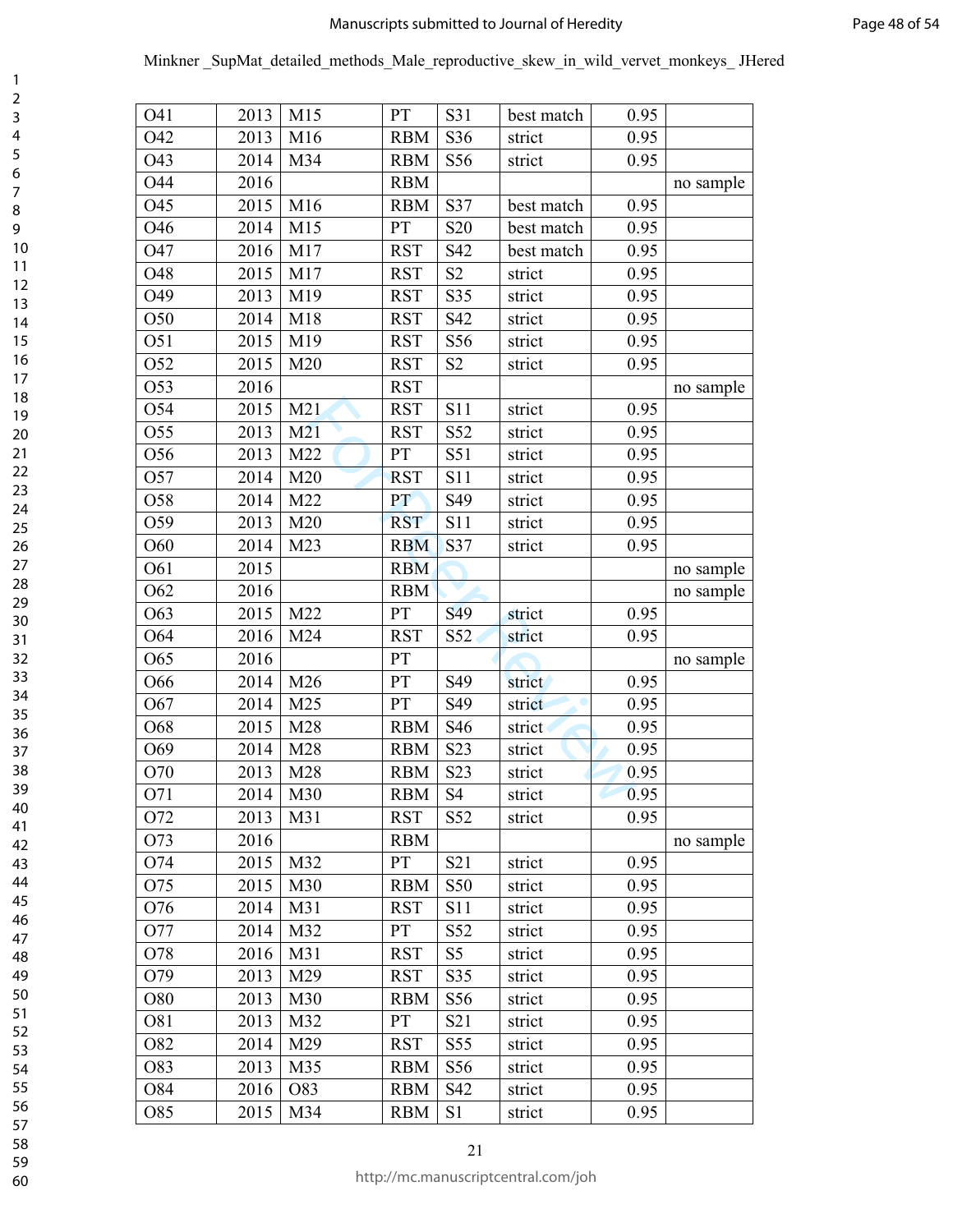| | | | | | | | |
|---|---|---|---|---|---|---|---|
| O41 | 2013 | M15 | PT | S31 | best match | 0.95 | |
| O42 | 2013 | M16 | RBM | S36 | strict | 0.95 | |
| O43 | 2014 | M34 | RBM | S56 | strict | 0.95 | |
| O44 | 2016 | | RBM | | | | no sample |
| O45 | 2015 | M16 | RBM | S37 | best match | 0.95 | |
| O46 | 2014 | M15 | PT | S20 | best match | 0.95 | |
| O47 | 2016 | M17 | RST | S42 | best match | 0.95 | |
| O48 | 2015 | M17 | RST | S2 | strict | 0.95 | |
| O49 | 2013 | M19 | RST | S35 | strict | 0.95 | |
| O50 | 2014 | M18 | RST | S42 | strict | 0.95 | |
| O51 | 2015 | M19 | RST | S56 | strict | 0.95 | |
| O52 | 2015 | M20 | RST | S2 | strict | 0.95 | |
| O53 | 2016 | | RST | | | | no sample |
| O54 | 2015 | M21 | RST | S11 | strict | 0.95 | |
| O55 | 2013 | M21 | RST | S52 | strict | 0.95 | |
| O56 | 2013 | M22 | PT | S51 | strict | 0.95 | |
| O57 | 2014 | M20 | RST | S11 | strict | 0.95 | |
| O58 | 2014 | M22 | PT | S49 | strict | 0.95 | |
| O59 | 2013 | M20 | RST | S11 | strict | 0.95 | |
| O60 | 2014 | M23 | RBM | S37 | strict | 0.95 | |
| O61 | 2015 | | RBM | | | | no sample |
| O62 | 2016 | | RBM | | | | no sample |
| O63 | 2015 | M22 | PT | S49 | strict | 0.95 | |
| O64 | 2016 | M24 | RST | S52 | strict | 0.95 | |
| O65 | 2016 | | PT | | | | no sample |
| O66 | 2014 | M26 | PT | S49 | strict | 0.95 | |
| O67 | 2014 | M25 | PT | S49 | strict | 0.95 | |
| O68 | 2015 | M28 | RBM | S46 | strict | 0.95 | |
| O69 | 2014 | M28 | RBM | S23 | strict | 0.95 | |
| O70 | 2013 | M28 | RBM | S23 | strict | 0.95 | |
| O71 | 2014 | M30 | RBM | S4 | strict | 0.95 | |
| O72 | 2013 | M31 | RST | S52 | strict | 0.95 | |
| O73 | 2016 | | RBM | | | | no sample |
| O74 | 2015 | M32 | PT | S21 | strict | 0.95 | |
| O75 | 2015 | M30 | RBM | S50 | strict | 0.95 | |
| O76 | 2014 | M31 | RST | S11 | strict | 0.95 | |
| O77 | 2014 | M32 | PT | S52 | strict | 0.95 | |
| O78 | 2016 | M31 | RST | S5 | strict | 0.95 | |
| O79 | 2013 | M29 | RST | S35 | strict | 0.95 | |
| O80 | 2013 | M30 | RBM | S56 | strict | 0.95 | |
| O81 | 2013 | M32 | PT | S21 | strict | 0.95 | |
| O82 | 2014 | M29 | RST | S55 | strict | 0.95 | |
| O83 | 2013 | M35 | RBM | S56 | strict | 0.95 | |
| O84 | 2016 | O83 | RBM | S42 | strict | 0.95 | |
| O85 | 2015 | M34 | RBM | S1 | strict | 0.95 | |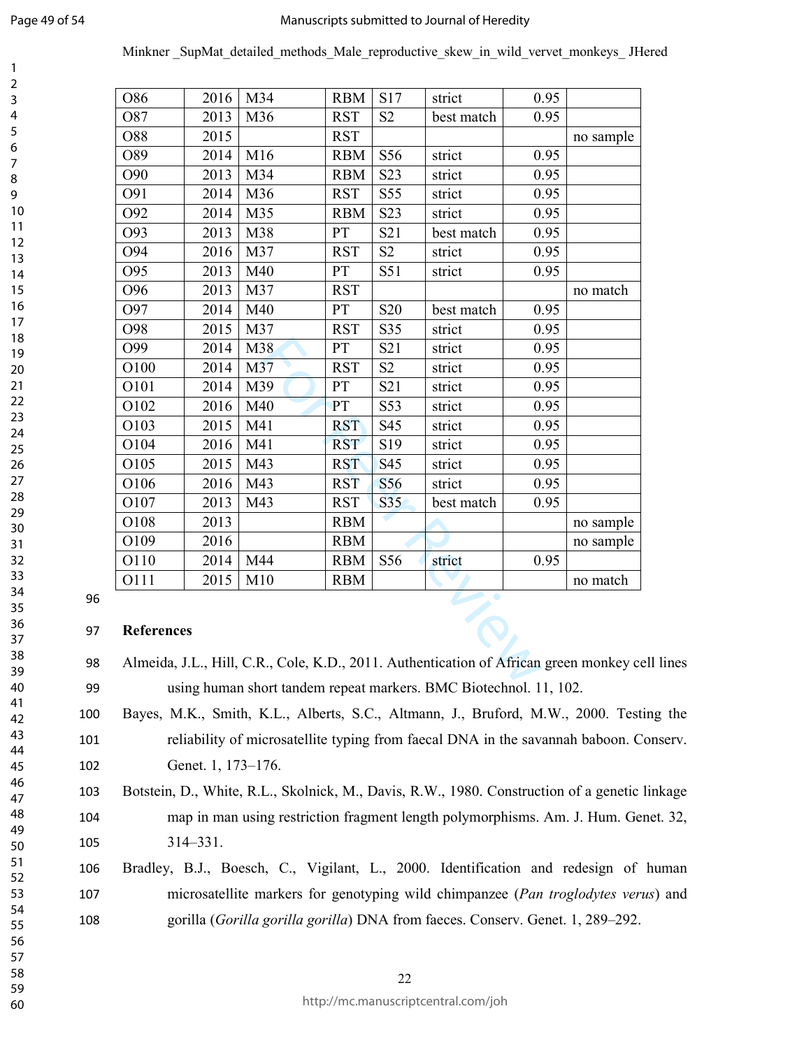| O86 | 2016 | M34 | RBM | S17 | strict | 0.95 | |
|---|---|---|---|---|---|---|---|
| O87 | 2013 | M36 | RST | S2 | best match | 0.95 | |
| O88 | 2015 | | RST | | | | no sample |
| O89 | 2014 | M16 | RBM | S56 | strict | 0.95 | |
| O90 | 2013 | M34 | RBM | S23 | strict | 0.95 | |
| O91 | 2014 | M36 | RST | S55 | strict | 0.95 | |
| O92 | 2014 | M35 | RBM | S23 | strict | 0.95 | |
| O93 | 2013 | M38 | PT | S21 | best match | 0.95 | |
| O94 | 2016 | M37 | RST | S2 | strict | 0.95 | |
| O95 | 2013 | M40 | PT | S51 | strict | 0.95 | |
| O96 | 2013 | M37 | RST | | | | no match |
| O97 | 2014 | M40 | PT | S20 | best match | 0.95 | |
| O98 | 2015 | M37 | RST | S35 | strict | 0.95 | |
| O99 | 2014 | M38 | PT | S21 | strict | 0.95 | |
| O100 | 2014 | M37 | RST | S2 | strict | 0.95 | |
| O101 | 2014 | M39 | PT | S21 | strict | 0.95 | |
| O102 | 2016 | M40 | PT | S53 | strict | 0.95 | |
| O103 | 2015 | M41 | RST | S45 | strict | 0.95 | |
| O104 | 2016 | M41 | RST | S19 | strict | 0.95 | |
| O105 | 2015 | M43 | RST | S45 | strict | 0.95 | |
| O106 | 2016 | M43 | RST | S56 | strict | 0.95 | |
| O107 | 2013 | M43 | RST | S35 | best match | 0.95 | |
| O108 | 2013 | | RBM | | | | no sample |
| O109 | 2016 | | RBM | | | | no sample |
| O110 | 2014 | M44 | RBM | S56 | strict | 0.95 | |
| O111 | 2015 | M10 | RBM | | | | no match |

## References

Almeida, J.L., Hill, C.R., Cole, K.D., 2011. Authentication of African green monkey cell lines using human short tandem repeat markers. BMC Biotechnol. 11, 102.

Bayes, M.K., Smith, K.L., Alberts, S.C., Altmann, J., Bruford, M.W., 2000. Testing the reliability of microsatellite typing from faecal DNA in the savannah baboon. Conserv. Genet. 1, 173–176.

Botstein, D., White, R.L., Skolnick, M., Davis, R.W., 1980. Construction of a genetic linkage map in man using restriction fragment length polymorphisms. Am. J. Hum. Genet. 32, 314–331.

Bradley, B.J., Boesch, C., Vigilant, L., 2000. Identification and redesign of human microsatellite markers for genotyping wild chimpanzee (*Pan troglodytes verus*) and gorilla (*Gorilla gorilla gorilla*) DNA from faeces. Conserv. Genet. 1, 289–292.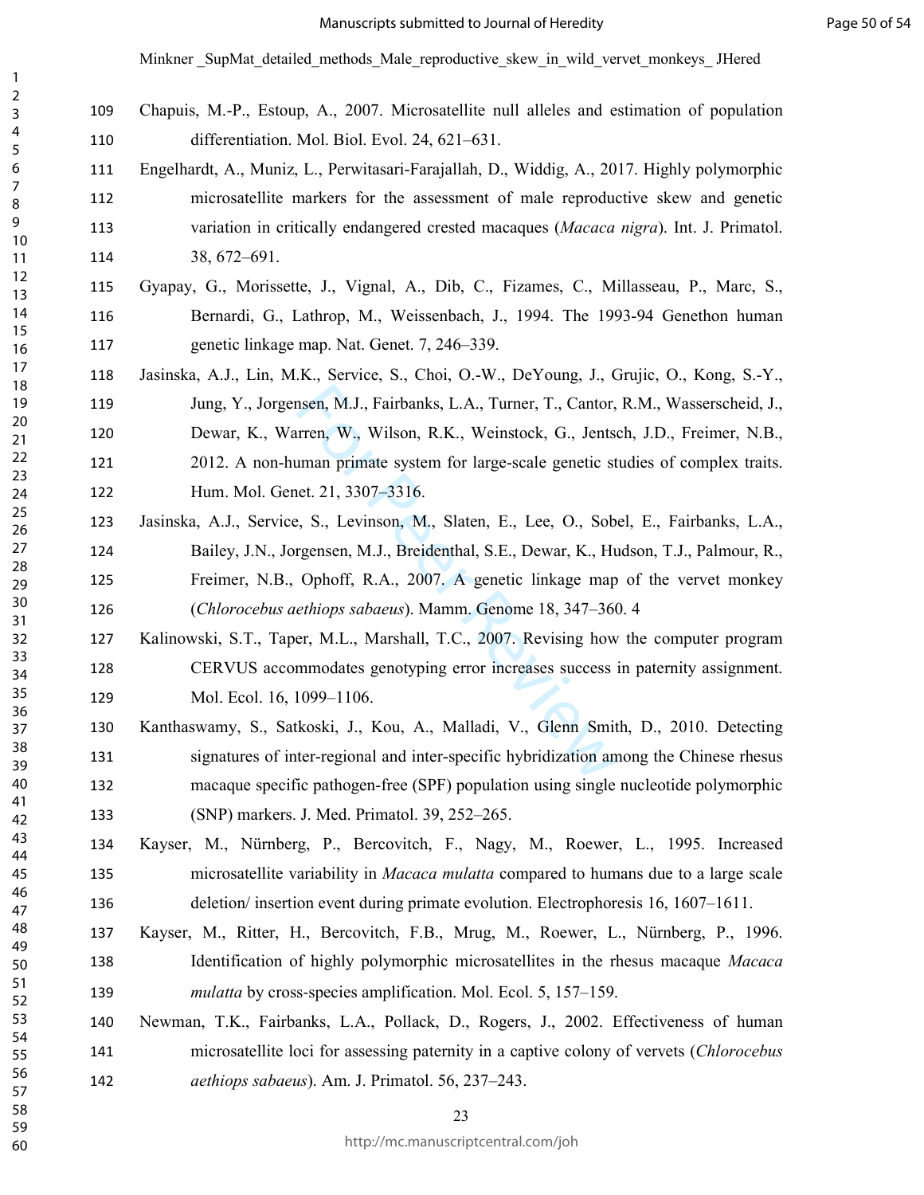Chapuis, M.-P., Estoup, A., 2007. Microsatellite null alleles and estimation of population differentiation. Mol. Biol. Evol. 24, 621–631.

Engelhardt, A., Muniz, L., Perwitasari-Farajallah, D., Widdig, A., 2017. Highly polymorphic microsatellite markers for the assessment of male reproductive skew and genetic variation in critically endangered crested macaques (*Macaca nigra*). Int. J. Primatol. 38, 672–691.

Gyapay, G., Morissette, J., Vignal, A., Dib, C., Fizames, C., Millasseau, P., Marc, S., Bernardi, G., Lathrop, M., Weissenbach, J., 1994. The 1993-94 Genethon human genetic linkage map. Nat. Genet. 7, 246–339.

Jasinska, A.J., Lin, M.K., Service, S., Choi, O.-W., DeYoung, J., Grujic, O., Kong, S.-Y., Jung, Y., Jorgensen, M.J., Fairbanks, L.A., Turner, T., Cantor, R.M., Wasserscheid, J., Dewar, K., Warren, W., Wilson, R.K., Weinstock, G., Jentsch, J.D., Freimer, N.B., 2012. A non-human primate system for large-scale genetic studies of complex traits. Hum. Mol. Genet. 21, 3307–3316.

Jasinska, A.J., Service, S., Levinson, M., Slaten, E., Lee, O., Sobel, E., Fairbanks, L.A., Bailey, J.N., Jorgensen, M.J., Breidenthal, S.E., Dewar, K., Hudson, T.J., Palmour, R., Freimer, N.B., Ophoff, R.A., 2007. A genetic linkage map of the vervet monkey (*Chlorocebus aethiops sabaeus*). Mamm. Genome 18, 347–360. 4

Kalinowski, S.T., Taper, M.L., Marshall, T.C., 2007. Revising how the computer program CERVUS accommodates genotyping error increases success in paternity assignment. Mol. Ecol. 16, 1099–1106.

Kanthaswamy, S., Satkoski, J., Kou, A., Malladi, V., Glenn Smith, D., 2010. Detecting signatures of inter-regional and inter-specific hybridization among the Chinese rhesus macaque specific pathogen-free (SPF) population using single nucleotide polymorphic (SNP) markers. J. Med. Primatol. 39, 252–265.

Kayser, M., Nürnberg, P., Bercovitch, F., Nagy, M., Roewer, L., 1995. Increased microsatellite variability in *Macaca mulatta* compared to humans due to a large scale deletion/ insertion event during primate evolution. Electrophoresis 16, 1607–1611.

Kayser, M., Ritter, H., Bercovitch, F.B., Mrug, M., Roewer, L., Nürnberg, P., 1996. Identification of highly polymorphic microsatellites in the rhesus macaque *Macaca mulatta* by cross-species amplification. Mol. Ecol. 5, 157–159.

Newman, T.K., Fairbanks, L.A., Pollack, D., Rogers, J., 2002. Effectiveness of human microsatellite loci for assessing paternity in a captive colony of vervets (*Chlorocebus aethiops sabaeus*). Am. J. Primatol. 56, 237–243.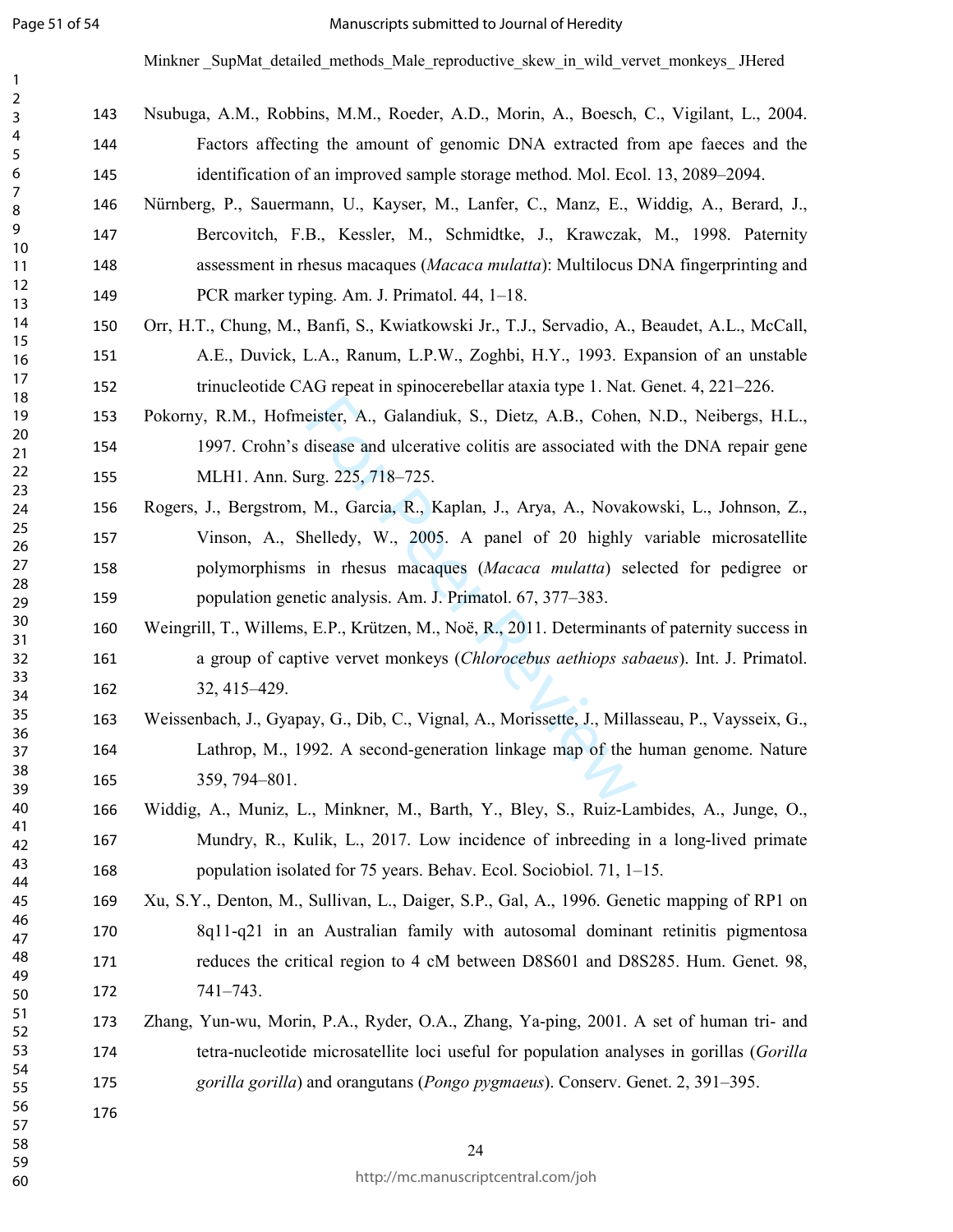Nsubuga, A.M., Robbins, M.M., Roeder, A.D., Morin, A., Boesch, C., Vigilant, L., 2004. Factors affecting the amount of genomic DNA extracted from ape faeces and the identification of an improved sample storage method. Mol. Ecol. 13, 2089–2094.

Nürnberg, P., Sauermann, U., Kayser, M., Lanfer, C., Manz, E., Widdig, A., Berard, J., Bercovitch, F.B., Kessler, M., Schmidtke, J., Krawczak, M., 1998. Paternity assessment in rhesus macaques (*Macaca mulatta*): Multilocus DNA fingerprinting and PCR marker typing. Am. J. Primatol. 44, 1–18.

Orr, H.T., Chung, M., Banfi, S., Kwiatkowski Jr., T.J., Servadio, A., Beaudet, A.L., McCall, A.E., Duvick, L.A., Ranum, L.P.W., Zoghbi, H.Y., 1993. Expansion of an unstable trinucleotide CAG repeat in spinocerebellar ataxia type 1. Nat. Genet. 4, 221–226.

Pokorny, R.M., Hofmeister, A., Galandiuk, S., Dietz, A.B., Cohen, N.D., Neibergs, H.L., 1997. Crohn's disease and ulcerative colitis are associated with the DNA repair gene MLH1. Ann. Surg. 225, 718–725.

Rogers, J., Bergstrom, M., Garcia, R., Kaplan, J., Arya, A., Novakowski, L., Johnson, Z., Vinson, A., Shelledy, W., 2005. A panel of 20 highly variable microsatellite polymorphisms in rhesus macaques (*Macaca mulatta*) selected for pedigree or population genetic analysis. Am. J. Primatol. 67, 377–383.

Weingrill, T., Willems, E.P., Krützen, M., Noë, R., 2011. Determinants of paternity success in a group of captive vervet monkeys (*Chlorocebus aethiops sabaeus*). Int. J. Primatol. 32, 415–429.

Weissenbach, J., Gyapay, G., Dib, C., Vignal, A., Morissette, J., Millasseau, P., Vaysseix, G., Lathrop, M., 1992. A second-generation linkage map of the human genome. Nature 359, 794–801.

Widdig, A., Muniz, L., Minkner, M., Barth, Y., Bley, S., Ruiz-Lambides, A., Junge, O., Mundry, R., Kulik, L., 2017. Low incidence of inbreeding in a long-lived primate population isolated for 75 years. Behav. Ecol. Sociobiol. 71, 1–15.

Xu, S.Y., Denton, M., Sullivan, L., Daiger, S.P., Gal, A., 1996. Genetic mapping of RP1 on 8q11-q21 in an Australian family with autosomal dominant retinitis pigmentosa reduces the critical region to 4 cM between D8S601 and D8S285. Hum. Genet. 98, 741–743.

Zhang, Yun-wu, Morin, P.A., Ryder, O.A., Zhang, Ya-ping, 2001. A set of human tri- and tetra-nucleotide microsatellite loci useful for population analyses in gorillas (*Gorilla gorilla gorilla*) and orangutans (*Pongo pygmaeus*). Conserv. Genet. 2, 391–395.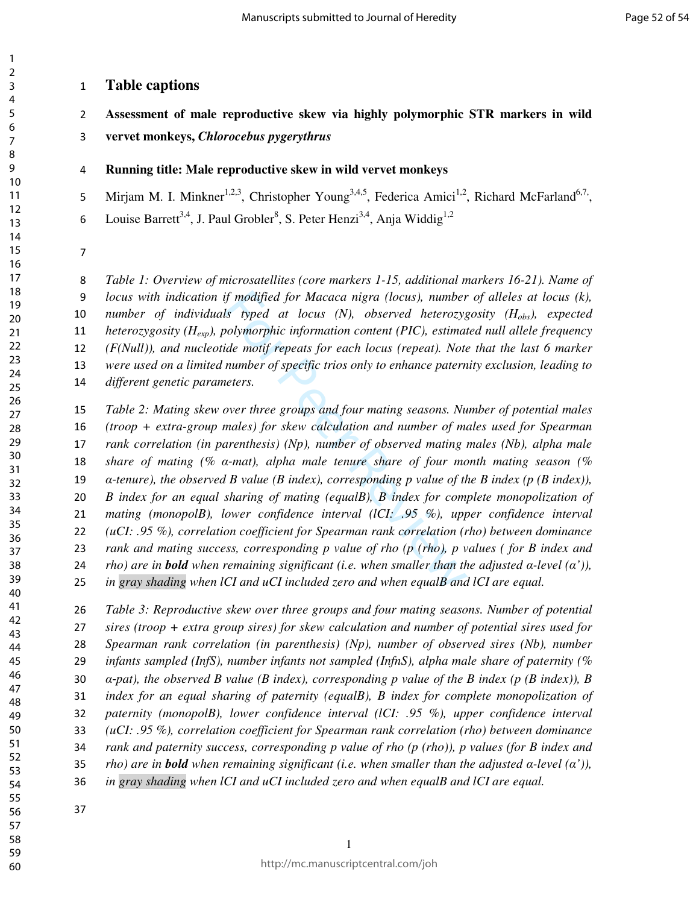# Table captions

**Assessment of male reproductive skew via highly polymorphic STR markers in wild vervet monkeys, *Chlorocebus pygerythrus***

**Running title: Male reproductive skew in wild vervet monkeys**

Mirjam M. I. Minkner[1,2,3], Christopher Young[3,4,5], Federica Amici[1,2], Richard McFarland[6,7], Louise Barrett[3,4], J. Paul Grobler[8], S. Peter Henzi[3,4], Anja Widdig[1,2]

*Table 1: Overview of microsatellites (core markers 1-15, additional markers 16-21). Name of locus with indication if modified for Macaca nigra (locus), number of alleles at locus (k), number of individuals typed at locus (N), observed heterozygosity ($H_{obs}$), expected heterozygosity ($H_{exp}$), polymorphic information content (PIC), estimated null allele frequency (F(Null)), and nucleotide motif repeats for each locus (repeat). Note that the last 6 marker were used on a limited number of specific trios only to enhance paternity exclusion, leading to different genetic parameters.*

*Table 2: Mating skew over three groups and four mating seasons. Number of potential males (troop + extra-group males) for skew calculation and number of males used for Spearman rank correlation (in parenthesis) (Np), number of observed mating males (Nb), alpha male share of mating (% α-mat), alpha male tenure share of four month mating season (% α-tenure), the observed B value (B index), corresponding p value of the B index (p (B index)), B index for an equal sharing of mating (equalB), B index for complete monopolization of mating (monopolB), lower confidence interval (lCI: .95 %), upper confidence interval (uCI: .95 %), correlation coefficient for Spearman rank correlation (rho) between dominance rank and mating success, corresponding p value of rho (p (rho), p values ( for B index and rho) are in **bold** when remaining significant (i.e. when smaller than the adjusted α-level (α')), in gray shading when lCI and uCI included zero and when equalB and lCI are equal.*

*Table 3: Reproductive skew over three groups and four mating seasons. Number of potential sires (troop + extra group sires) for skew calculation and number of potential sires used for Spearman rank correlation (in parenthesis) (Np), number of observed sires (Nb), number infants sampled (InfS), number infants not sampled (InfnS), alpha male share of paternity (% α-pat), the observed B value (B index), corresponding p value of the B index (p (B index)), B index for an equal sharing of paternity (equalB), B index for complete monopolization of paternity (monopolB), lower confidence interval (lCI: .95 %), upper confidence interval (uCI: .95 %), correlation coefficient for Spearman rank correlation (rho) between dominance rank and paternity success, corresponding p value of rho (p (rho)), p values (for B index and rho) are in **bold** when remaining significant (i.e. when smaller than the adjusted α-level (α')), in gray shading when lCI and uCI included zero and when equalB and lCI are equal.*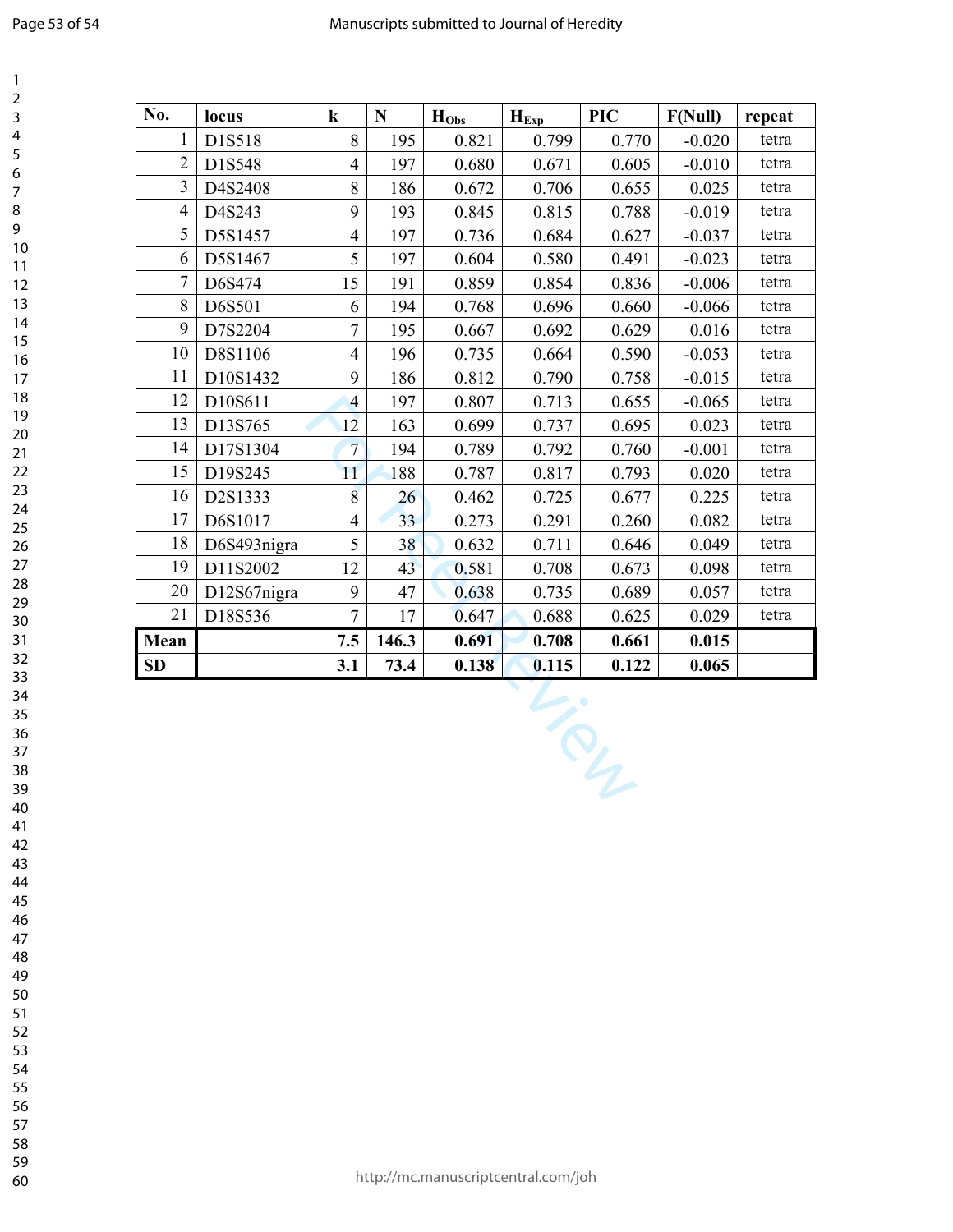| No. | locus | k | N | $H_{Obs}$ | $H_{Exp}$ | PIC | F(Null) | repeat |
|---|---|---|---|---|---|---|---|---|
| 1 | D1S518 | 8 | 195 | 0.821 | 0.799 | 0.770 | -0.020 | tetra |
| 2 | D1S548 | 4 | 197 | 0.680 | 0.671 | 0.605 | -0.010 | tetra |
| 3 | D4S2408 | 8 | 186 | 0.672 | 0.706 | 0.655 | 0.025 | tetra |
| 4 | D4S243 | 9 | 193 | 0.845 | 0.815 | 0.788 | -0.019 | tetra |
| 5 | D5S1457 | 4 | 197 | 0.736 | 0.684 | 0.627 | -0.037 | tetra |
| 6 | D5S1467 | 5 | 197 | 0.604 | 0.580 | 0.491 | -0.023 | tetra |
| 7 | D6S474 | 15 | 191 | 0.859 | 0.854 | 0.836 | -0.006 | tetra |
| 8 | D6S501 | 6 | 194 | 0.768 | 0.696 | 0.660 | -0.066 | tetra |
| 9 | D7S2204 | 7 | 195 | 0.667 | 0.692 | 0.629 | 0.016 | tetra |
| 10 | D8S1106 | 4 | 196 | 0.735 | 0.664 | 0.590 | -0.053 | tetra |
| 11 | D10S1432 | 9 | 186 | 0.812 | 0.790 | 0.758 | -0.015 | tetra |
| 12 | D10S611 | 4 | 197 | 0.807 | 0.713 | 0.655 | -0.065 | tetra |
| 13 | D13S765 | 12 | 163 | 0.699 | 0.737 | 0.695 | 0.023 | tetra |
| 14 | D17S1304 | 7 | 194 | 0.789 | 0.792 | 0.760 | -0.001 | tetra |
| 15 | D19S245 | 11 | 188 | 0.787 | 0.817 | 0.793 | 0.020 | tetra |
| 16 | D2S1333 | 8 | 26 | 0.462 | 0.725 | 0.677 | 0.225 | tetra |
| 17 | D6S1017 | 4 | 33 | 0.273 | 0.291 | 0.260 | 0.082 | tetra |
| 18 | D6S493nigra | 5 | 38 | 0.632 | 0.711 | 0.646 | 0.049 | tetra |
| 19 | D11S2002 | 12 | 43 | 0.581 | 0.708 | 0.673 | 0.098 | tetra |
| 20 | D12S67nigra | 9 | 47 | 0.638 | 0.735 | 0.689 | 0.057 | tetra |
| 21 | D18S536 | 7 | 17 | 0.647 | 0.688 | 0.625 | 0.029 | tetra |
| **Mean** | | **7.5** | **146.3** | **0.691** | **0.708** | **0.661** | **0.015** | |
| **SD** | | **3.1** | **73.4** | **0.138** | **0.115** | **0.122** | **0.065** | |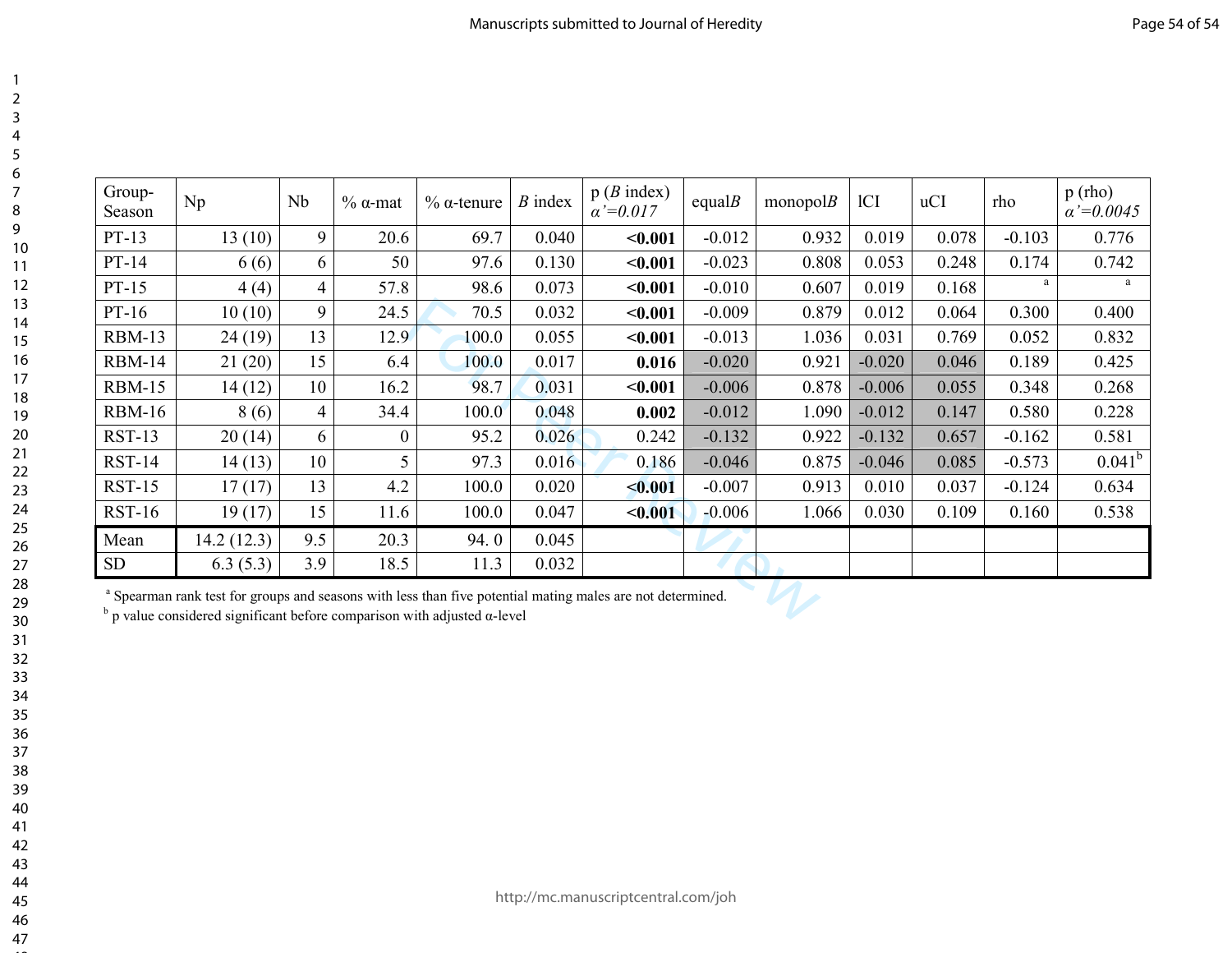| Group-Season | Np | Nb | % α-mat | % α-tenure | *B* index | p (*B* index) *α'=0.017* | equal*B* | monopol*B* | lCI | uCI | rho | p (rho) *α'=0.0045* |
|---|---|---|---|---|---|---|---|---|---|---|---|---|
| PT-13 | 13 (10) | 9 | 20.6 | 69.7 | 0.040 | **<0.001** | -0.012 | 0.932 | 0.019 | 0.078 | -0.103 | 0.776 |
| PT-14 | 6 (6) | 6 | 50 | 97.6 | 0.130 | **<0.001** | -0.023 | 0.808 | 0.053 | 0.248 | 0.174 | 0.742 |
| PT-15 | 4 (4) | 4 | 57.8 | 98.6 | 0.073 | **<0.001** | -0.010 | 0.607 | 0.019 | 0.168 | [a] | [a] |
| PT-16 | 10 (10) | 9 | 24.5 | 70.5 | 0.032 | **<0.001** | -0.009 | 0.879 | 0.012 | 0.064 | 0.300 | 0.400 |
| RBM-13 | 24 (19) | 13 | 12.9 | 100.0 | 0.055 | **<0.001** | -0.013 | 1.036 | 0.031 | 0.769 | 0.052 | 0.832 |
| RBM-14 | 21 (20) | 15 | 6.4 | 100.0 | 0.017 | **0.016** | -0.020 | 0.921 | -0.020 | 0.046 | 0.189 | 0.425 |
| RBM-15 | 14 (12) | 10 | 16.2 | 98.7 | 0.031 | **<0.001** | -0.006 | 0.878 | -0.006 | 0.055 | 0.348 | 0.268 |
| RBM-16 | 8 (6) | 4 | 34.4 | 100.0 | 0.048 | **0.002** | -0.012 | 1.090 | -0.012 | 0.147 | 0.580 | 0.228 |
| RST-13 | 20 (14) | 6 | 0 | 95.2 | 0.026 | 0.242 | -0.132 | 0.922 | -0.132 | 0.657 | -0.162 | 0.581 |
| RST-14 | 14 (13) | 10 | 5 | 97.3 | 0.016 | 0.186 | -0.046 | 0.875 | -0.046 | 0.085 | -0.573 | 0.041[b] |
| RST-15 | 17 (17) | 13 | 4.2 | 100.0 | 0.020 | **<0.001** | -0.007 | 0.913 | 0.010 | 0.037 | -0.124 | 0.634 |
| RST-16 | 19 (17) | 15 | 11.6 | 100.0 | 0.047 | **<0.001** | -0.006 | 1.066 | 0.030 | 0.109 | 0.160 | 0.538 |
| Mean | 14.2 (12.3) | 9.5 | 20.3 | 94. 0 | 0.045 | | | | | | | |
| SD | 6.3 (5.3) | 3.9 | 18.5 | 11.3 | 0.032 | | | | | | | |

[a] Spearman rank test for groups and seasons with less than five potential mating males are not determined.

[b] p value considered significant before comparison with adjusted α-level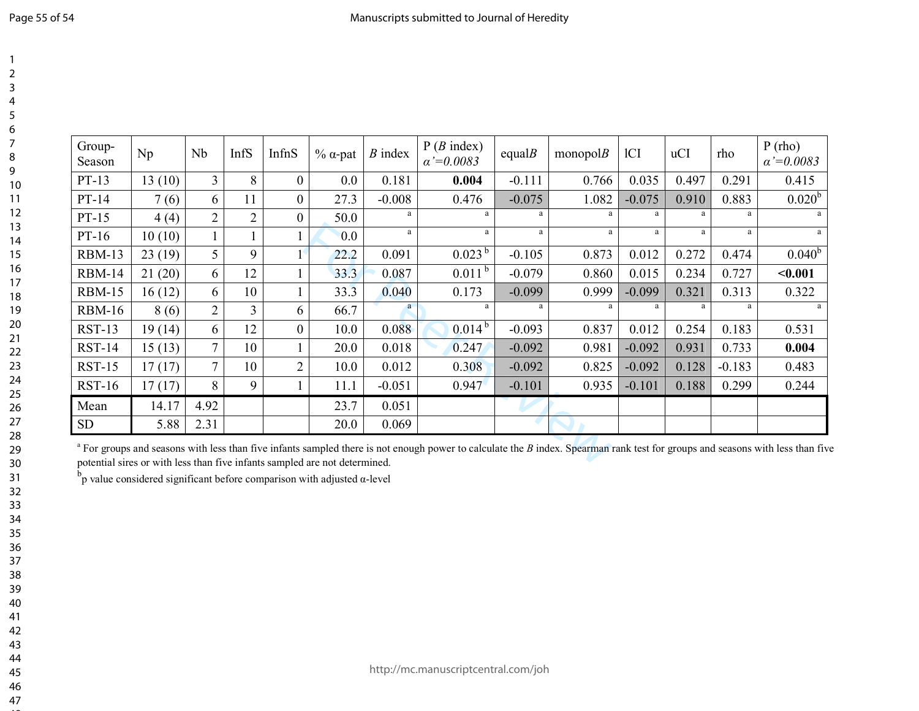| Group-Season | Np | Nb | InfS | InfnS | % α-pat | *B* index | P (*B* index) *α'=0.0083* | equal*B* | monopol*B* | lCI | uCI | rho | P (rho) *α'=0.0083* |
|---|---|---|---|---|---|---|---|---|---|---|---|---|---|
| PT-13 | 13 (10) | 3 | 8 | 0 | 0.0 | 0.181 | **0.004** | -0.111 | 0.766 | 0.035 | 0.497 | 0.291 | 0.415 |
| PT-14 | 7 (6) | 6 | 11 | 0 | 27.3 | -0.008 | 0.476 | -0.075 | 1.082 | -0.075 | 0.910 | 0.883 | 0.020[b] |
| PT-15 | 4 (4) | 2 | 2 | 0 | 50.0 | [a] | [a] | [a] | [a] | [a] | [a] | [a] | [a] |
| PT-16 | 10 (10) | 1 | 1 | 1 | 0.0 | [a] | [a] | [a] | [a] | [a] | [a] | [a] | [a] |
| RBM-13 | 23 (19) | 5 | 9 | 1 | 22.2 | 0.091 | 0.023 [b] | -0.105 | 0.873 | 0.012 | 0.272 | 0.474 | 0.040[b] |
| RBM-14 | 21 (20) | 6 | 12 | 1 | 33.3 | 0.087 | 0.011 [b] | -0.079 | 0.860 | 0.015 | 0.234 | 0.727 | **<0.001** |
| RBM-15 | 16 (12) | 6 | 10 | 1 | 33.3 | 0.040 | 0.173 | -0.099 | 0.999 | -0.099 | 0.321 | 0.313 | 0.322 |
| RBM-16 | 8 (6) | 2 | 3 | 6 | 66.7 | [a] | [a] | [a] | [a] | [a] | [a] | [a] | [a] |
| RST-13 | 19 (14) | 6 | 12 | 0 | 10.0 | 0.088 | 0.014 [b] | -0.093 | 0.837 | 0.012 | 0.254 | 0.183 | 0.531 |
| RST-14 | 15 (13) | 7 | 10 | 1 | 20.0 | 0.018 | 0.247 | -0.092 | 0.981 | -0.092 | 0.931 | 0.733 | **0.004** |
| RST-15 | 17 (17) | 7 | 10 | 2 | 10.0 | 0.012 | 0.308 | -0.092 | 0.825 | -0.092 | 0.128 | -0.183 | 0.483 |
| RST-16 | 17 (17) | 8 | 9 | 1 | 11.1 | -0.051 | 0.947 | -0.101 | 0.935 | -0.101 | 0.188 | 0.299 | 0.244 |
| Mean | 14.17 | 4.92 | | | 23.7 | 0.051 | | | | | | | |
| SD | 5.88 | 2.31 | | | 20.0 | 0.069 | | | | | | | |

[a] For groups and seasons with less than five infants sampled there is not enough power to calculate the *B* index. Spearman rank test for groups and seasons with less than five potential sires or with less than five infants sampled are not determined.

[b] p value considered significant before comparison with adjusted α-level